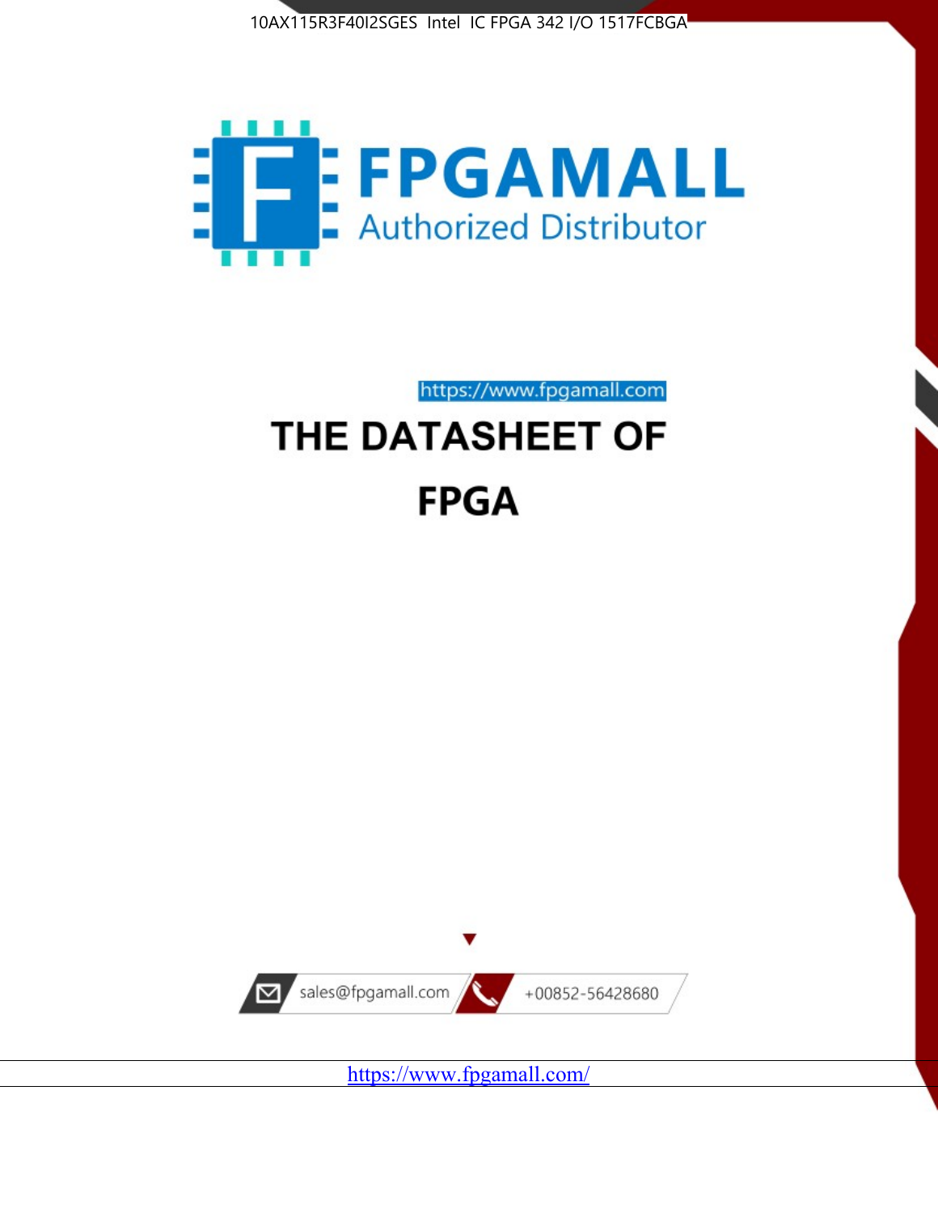10AX115R3F40I2SGES Intel IC FPGA 342 I/O 1517FCBGA

FPGAMALL

Authorized Distributor

https://www.fpgamall.com

# THE DATASHEET OF

# FPGA

sales@fpgamall.com

+00852-56428680

https://www.fpgamall.com/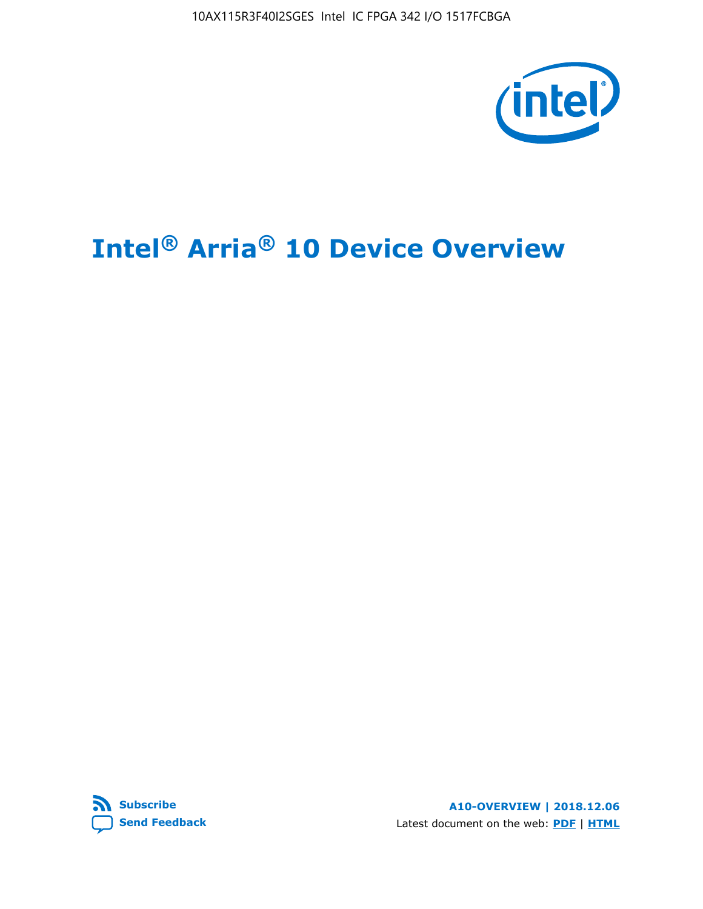# Intel® Arria® 10 Device Overview

**A10-OVERVIEW | 2018.12.06**

Latest document on the web: **PDF** | **HTML**

**Subscribe**

**Send Feedback**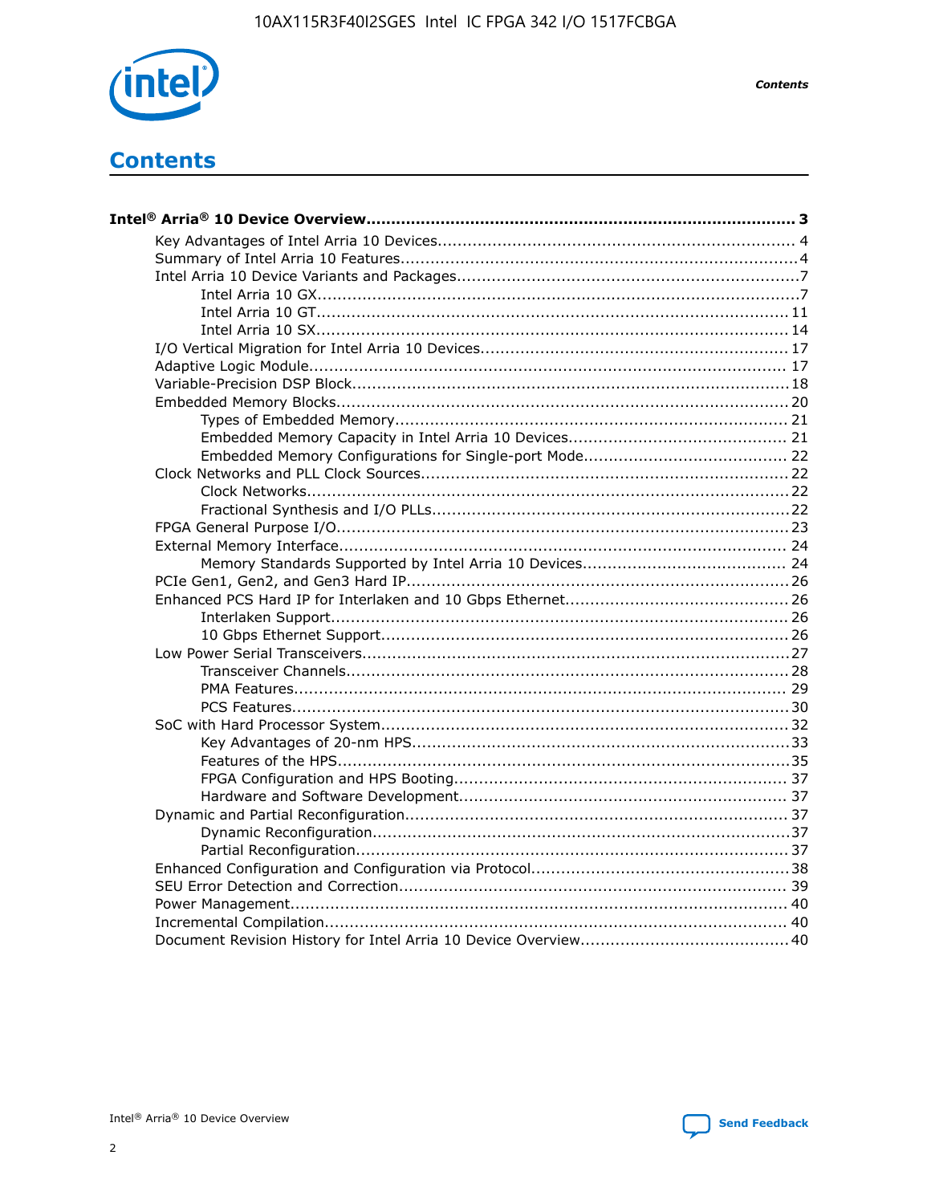# Contents

**Intel® Arria® 10 Device Overview....................................................................................... 3**

- Key Advantages of Intel Arria 10 Devices........................................................................ 4
- Summary of Intel Arria 10 Features................................................................................4
- Intel Arria 10 Device Variants and Packages.....................................................................7
  - Intel Arria 10 GX.................................................................................................7
  - Intel Arria 10 GT............................................................................................... 11
  - Intel Arria 10 SX............................................................................................... 14
- I/O Vertical Migration for Intel Arria 10 Devices.............................................................. 17
- Adaptive Logic Module................................................................................................ 17
- Variable-Precision DSP Block........................................................................................18
- Embedded Memory Blocks...........................................................................................20
  - Types of Embedded Memory............................................................................... 21
  - Embedded Memory Capacity in Intel Arria 10 Devices............................................ 21
  - Embedded Memory Configurations for Single-port Mode......................................... 22
- Clock Networks and PLL Clock Sources.........................................................................22
  - Clock Networks.................................................................................................22
  - Fractional Synthesis and I/O PLLs........................................................................22
- FPGA General Purpose I/O..........................................................................................23
- External Memory Interface.......................................................................................... 24
  - Memory Standards Supported by Intel Arria 10 Devices......................................... 24
- PCIe Gen1, Gen2, and Gen3 Hard IP.............................................................................26
- Enhanced PCS Hard IP for Interlaken and 10 Gbps Ethernet.............................................26
  - Interlaken Support............................................................................................ 26
  - 10 Gbps Ethernet Support.................................................................................. 26
- Low Power Serial Transceivers.....................................................................................27
  - Transceiver Channels.........................................................................................28
  - PMA Features................................................................................................... 29
  - PCS Features....................................................................................................30
- SoC with Hard Processor System..................................................................................32
  - Key Advantages of 20-nm HPS............................................................................33
  - Features of the HPS...........................................................................................35
  - FPGA Configuration and HPS Booting................................................................... 37
  - Hardware and Software Development.................................................................. 37
- Dynamic and Partial Reconfiguration.............................................................................37
  - Dynamic Reconfiguration....................................................................................37
  - Partial Reconfiguration.......................................................................................37
- Enhanced Configuration and Configuration via Protocol....................................................38
- SEU Error Detection and Correction.............................................................................. 39
- Power Management.................................................................................................... 40
- Incremental Compilation............................................................................................. 40
- Document Revision History for Intel Arria 10 Device Overview..........................................40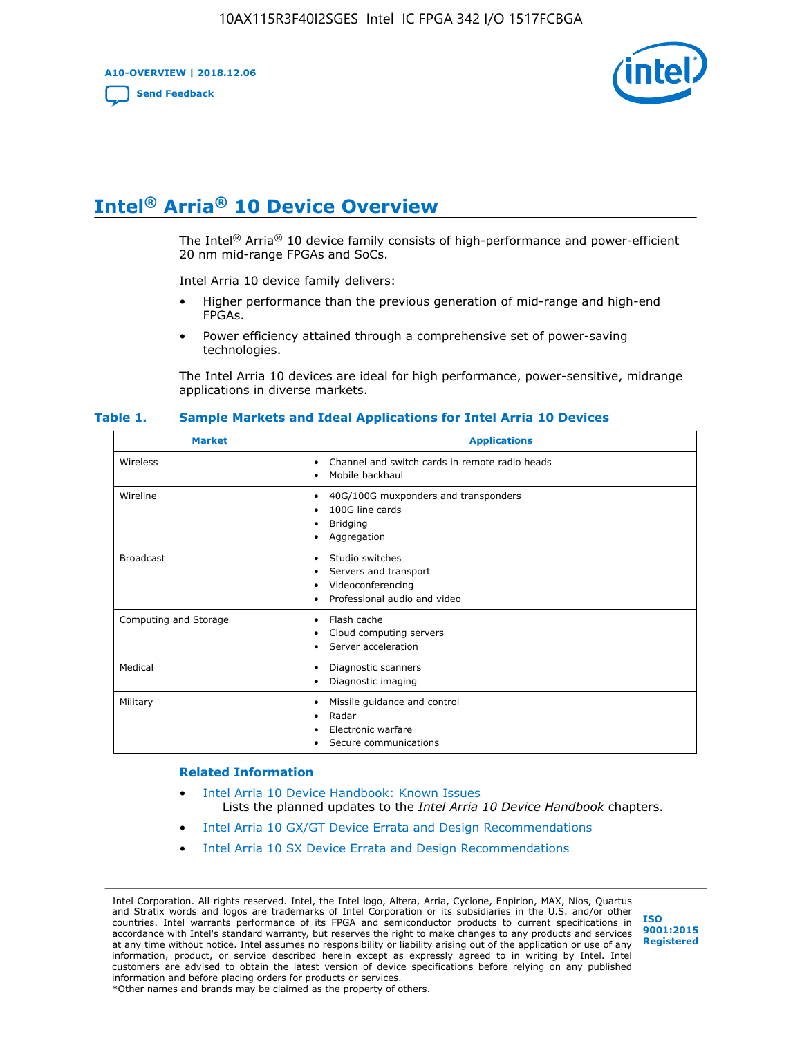# Intel® Arria® 10 Device Overview

The Intel® Arria® 10 device family consists of high-performance and power-efficient 20 nm mid-range FPGAs and SoCs.

Intel Arria 10 device family delivers:

- Higher performance than the previous generation of mid-range and high-end FPGAs.
- Power efficiency attained through a comprehensive set of power-saving technologies.

The Intel Arria 10 devices are ideal for high performance, power-sensitive, midrange applications in diverse markets.

**Table 1. Sample Markets and Ideal Applications for Intel Arria 10 Devices**

| Market | Applications |
| --- | --- |
| Wireless | • Channel and switch cards in remote radio heads<br>• Mobile backhaul |
| Wireline | • 40G/100G muxponders and transponders<br>• 100G line cards<br>• Bridging<br>• Aggregation |
| Broadcast | • Studio switches<br>• Servers and transport<br>• Videoconferencing<br>• Professional audio and video |
| Computing and Storage | • Flash cache<br>• Cloud computing servers<br>• Server acceleration |
| Medical | • Diagnostic scanners<br>• Diagnostic imaging |
| Military | • Missile guidance and control<br>• Radar<br>• Electronic warfare<br>• Secure communications |

### Related Information

- Intel Arria 10 Device Handbook: Known Issues
  Lists the planned updates to the *Intel Arria 10 Device Handbook* chapters.
- Intel Arria 10 GX/GT Device Errata and Design Recommendations
- Intel Arria 10 SX Device Errata and Design Recommendations

Intel Corporation. All rights reserved. Intel, the Intel logo, Altera, Arria, Cyclone, Enpirion, MAX, Nios, Quartus and Stratix words and logos are trademarks of Intel Corporation or its subsidiaries in the U.S. and/or other countries. Intel warrants performance of its FPGA and semiconductor products to current specifications in accordance with Intel's standard warranty, but reserves the right to make changes to any products and services at any time without notice. Intel assumes no responsibility or liability arising out of the application or use of any information, product, or service described herein except as expressly agreed to in writing by Intel. Intel customers are advised to obtain the latest version of device specifications before relying on any published information and before placing orders for products or services.
*Other names and brands may be claimed as the property of others.

ISO 9001:2015 Registered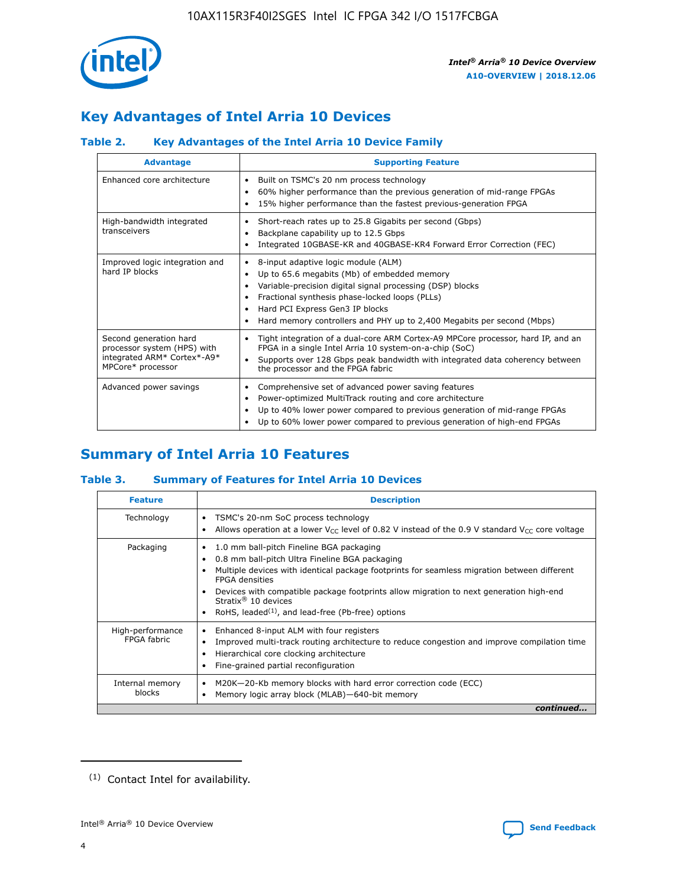## Key Advantages of Intel Arria 10 Devices

### Table 2. Key Advantages of the Intel Arria 10 Device Family

| Advantage | Supporting Feature |
|---|---|
| Enhanced core architecture | • Built on TSMC's 20 nm process technology<br>• 60% higher performance than the previous generation of mid-range FPGAs<br>• 15% higher performance than the fastest previous-generation FPGA |
| High-bandwidth integrated transceivers | • Short-reach rates up to 25.8 Gigabits per second (Gbps)<br>• Backplane capability up to 12.5 Gbps<br>• Integrated 10GBASE-KR and 40GBASE-KR4 Forward Error Correction (FEC) |
| Improved logic integration and hard IP blocks | • 8-input adaptive logic module (ALM)<br>• Up to 65.6 megabits (Mb) of embedded memory<br>• Variable-precision digital signal processing (DSP) blocks<br>• Fractional synthesis phase-locked loops (PLLs)<br>• Hard PCI Express Gen3 IP blocks<br>• Hard memory controllers and PHY up to 2,400 Megabits per second (Mbps) |
| Second generation hard processor system (HPS) with integrated ARM* Cortex*-A9* MPCore* processor | • Tight integration of a dual-core ARM Cortex-A9 MPCore processor, hard IP, and an FPGA in a single Intel Arria 10 system-on-a-chip (SoC)<br>• Supports over 128 Gbps peak bandwidth with integrated data coherency between the processor and the FPGA fabric |
| Advanced power savings | • Comprehensive set of advanced power saving features<br>• Power-optimized MultiTrack routing and core architecture<br>• Up to 40% lower power compared to previous generation of mid-range FPGAs<br>• Up to 60% lower power compared to previous generation of high-end FPGAs |

## Summary of Intel Arria 10 Features

### Table 3. Summary of Features for Intel Arria 10 Devices

| Feature | Description |
|---|---|
| Technology | • TSMC's 20-nm SoC process technology<br>• Allows operation at a lower $V_{CC}$ level of 0.82 V instead of the 0.9 V standard $V_{CC}$ core voltage |
| Packaging | • 1.0 mm ball-pitch Fineline BGA packaging<br>• 0.8 mm ball-pitch Ultra Fineline BGA packaging<br>• Multiple devices with identical package footprints for seamless migration between different FPGA densities<br>• Devices with compatible package footprints allow migration to next generation high-end Stratix® 10 devices<br>• RoHS, leaded[1], and lead-free (Pb-free) options |
| High-performance FPGA fabric | • Enhanced 8-input ALM with four registers<br>• Improved multi-track routing architecture to reduce congestion and improve compilation time<br>• Hierarchical core clocking architecture<br>• Fine-grained partial reconfiguration |
| Internal memory blocks | • M20K—20-Kb memory blocks with hard error correction code (ECC)<br>• Memory logic array block (MLAB)—640-bit memory |

*continued...*

(1) Contact Intel for availability.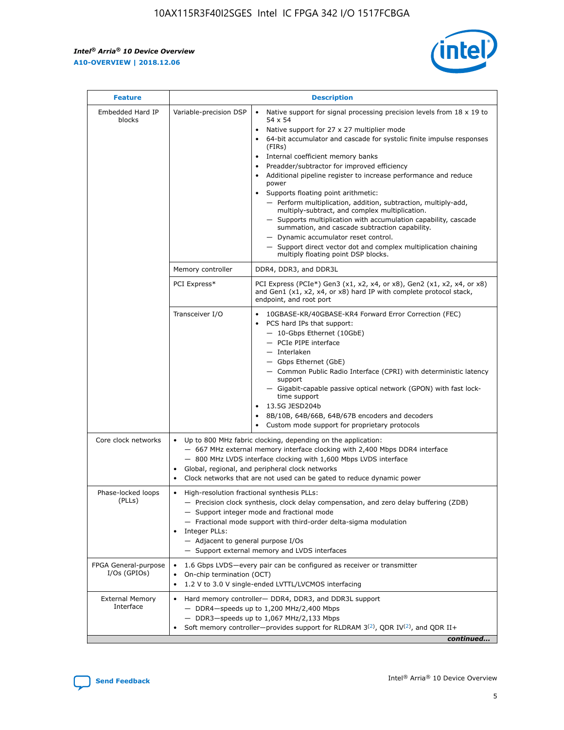| Feature | Description | |
|---|---|---|
| Embedded Hard IP blocks | Variable-precision DSP | • Native support for signal processing precision levels from 18 x 19 to 54 x 54<br>• Native support for 27 x 27 multiplier mode<br>• 64-bit accumulator and cascade for systolic finite impulse responses (FIRs)<br>• Internal coefficient memory banks<br>• Preadder/subtractor for improved efficiency<br>• Additional pipeline register to increase performance and reduce power<br>• Supports floating point arithmetic:<br>— Perform multiplication, addition, subtraction, multiply-add, multiply-subtract, and complex multiplication.<br>— Supports multiplication with accumulation capability, cascade summation, and cascade subtraction capability.<br>— Dynamic accumulator reset control.<br>— Support direct vector dot and complex multiplication chaining multiply floating point DSP blocks. |
| | Memory controller | DDR4, DDR3, and DDR3L |
| | PCI Express* | PCI Express (PCIe*) Gen3 (x1, x2, x4, or x8), Gen2 (x1, x2, x4, or x8) and Gen1 (x1, x2, x4, or x8) hard IP with complete protocol stack, endpoint, and root port |
| | Transceiver I/O | • 10GBASE-KR/40GBASE-KR4 Forward Error Correction (FEC)<br>• PCS hard IPs that support:<br>— 10-Gbps Ethernet (10GbE)<br>— PCIe PIPE interface<br>— Interlaken<br>— Gbps Ethernet (GbE)<br>— Common Public Radio Interface (CPRI) with deterministic latency support<br>— Gigabit-capable passive optical network (GPON) with fast lock-time support<br>• 13.5G JESD204b<br>• 8B/10B, 64B/66B, 64B/67B encoders and decoders<br>• Custom mode support for proprietary protocols |
| Core clock networks | • Up to 800 MHz fabric clocking, depending on the application:<br>— 667 MHz external memory interface clocking with 2,400 Mbps DDR4 interface<br>— 800 MHz LVDS interface clocking with 1,600 Mbps LVDS interface<br>• Global, regional, and peripheral clock networks<br>• Clock networks that are not used can be gated to reduce dynamic power | |
| Phase-locked loops (PLLs) | • High-resolution fractional synthesis PLLs:<br>— Precision clock synthesis, clock delay compensation, and zero delay buffering (ZDB)<br>— Support integer mode and fractional mode<br>— Fractional mode support with third-order delta-sigma modulation<br>• Integer PLLs:<br>— Adjacent to general purpose I/Os<br>— Support external memory and LVDS interfaces | |
| FPGA General-purpose I/Os (GPIOs) | • 1.6 Gbps LVDS—every pair can be configured as receiver or transmitter<br>• On-chip termination (OCT)<br>• 1.2 V to 3.0 V single-ended LVTTL/LVCMOS interfacing | |
| External Memory Interface | • Hard memory controller— DDR4, DDR3, and DDR3L support<br>— DDR4—speeds up to 1,200 MHz/2,400 Mbps<br>— DDR3—speeds up to 1,067 MHz/2,133 Mbps<br>• Soft memory controller—provides support for RLDRAM 3[(2)], QDR IV[(2)], and QDR II+ | |

*continued...*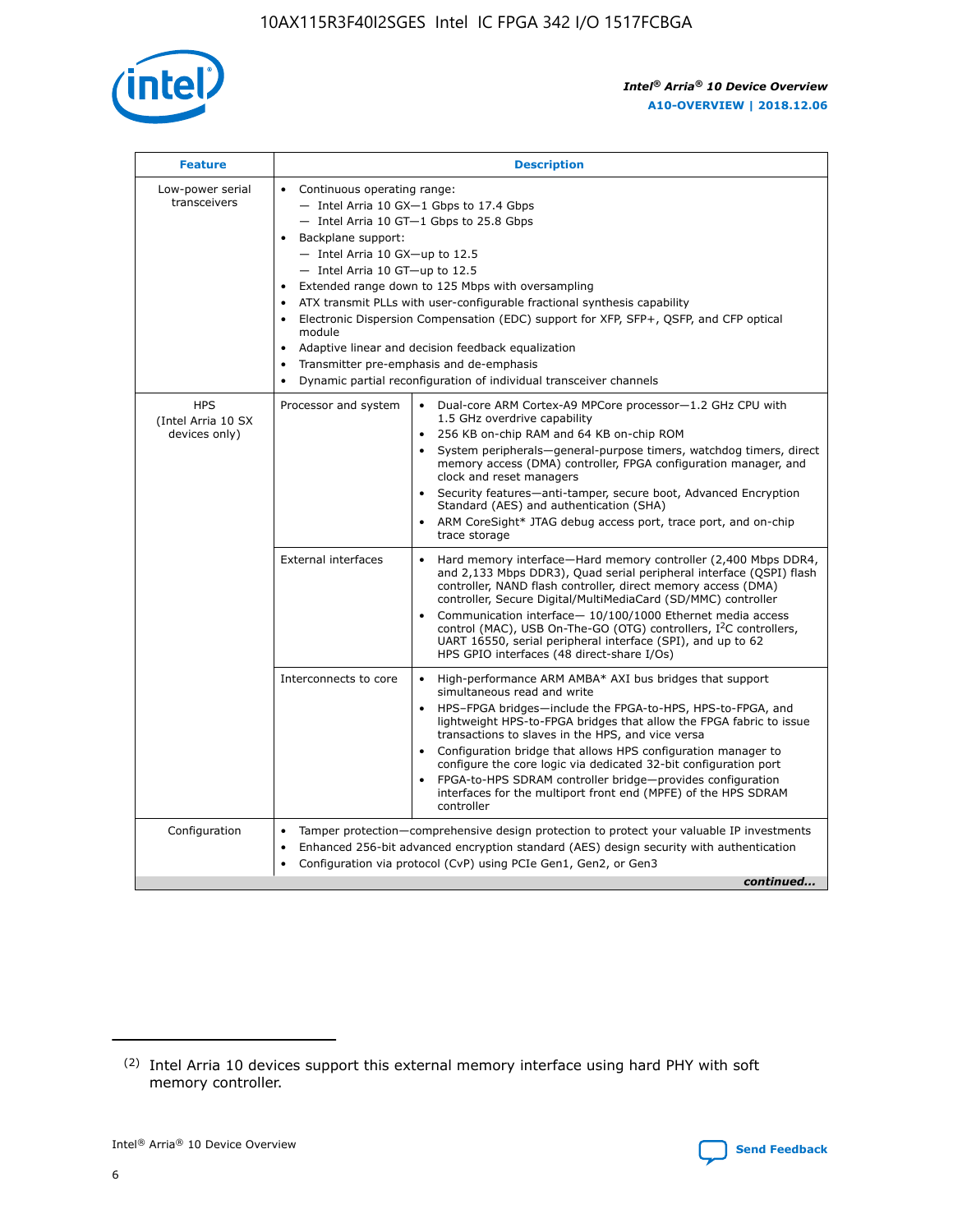| Feature | Description | |
|---|---|---|
| Low-power serial transceivers | • Continuous operating range:<br>— Intel Arria 10 GX—1 Gbps to 17.4 Gbps<br>— Intel Arria 10 GT—1 Gbps to 25.8 Gbps<br>• Backplane support:<br>— Intel Arria 10 GX—up to 12.5<br>— Intel Arria 10 GT—up to 12.5<br>• Extended range down to 125 Mbps with oversampling<br>• ATX transmit PLLs with user-configurable fractional synthesis capability<br>• Electronic Dispersion Compensation (EDC) support for XFP, SFP+, QSFP, and CFP optical module<br>• Adaptive linear and decision feedback equalization<br>• Transmitter pre-emphasis and de-emphasis<br>• Dynamic partial reconfiguration of individual transceiver channels | |
| HPS (Intel Arria 10 SX devices only) | Processor and system | • Dual-core ARM Cortex-A9 MPCore processor—1.2 GHz CPU with 1.5 GHz overdrive capability<br>• 256 KB on-chip RAM and 64 KB on-chip ROM<br>• System peripherals—general-purpose timers, watchdog timers, direct memory access (DMA) controller, FPGA configuration manager, and clock and reset managers<br>• Security features—anti-tamper, secure boot, Advanced Encryption Standard (AES) and authentication (SHA)<br>• ARM CoreSight* JTAG debug access port, trace port, and on-chip trace storage |
| | External interfaces | • Hard memory interface—Hard memory controller (2,400 Mbps DDR4, and 2,133 Mbps DDR3), Quad serial peripheral interface (QSPI) flash controller, NAND flash controller, direct memory access (DMA) controller, Secure Digital/MultiMediaCard (SD/MMC) controller<br>• Communication interface— 10/100/1000 Ethernet media access control (MAC), USB On-The-GO (OTG) controllers, I$^2$C controllers, UART 16550, serial peripheral interface (SPI), and up to 62 HPS GPIO interfaces (48 direct-share I/Os) |
| | Interconnects to core | • High-performance ARM AMBA* AXI bus bridges that support simultaneous read and write<br>• HPS–FPGA bridges—include the FPGA-to-HPS, HPS-to-FPGA, and lightweight HPS-to-FPGA bridges that allow the FPGA fabric to issue transactions to slaves in the HPS, and vice versa<br>• Configuration bridge that allows HPS configuration manager to configure the core logic via dedicated 32-bit configuration port<br>• FPGA-to-HPS SDRAM controller bridge—provides configuration interfaces for the multiport front end (MPFE) of the HPS SDRAM controller |
| Configuration | • Tamper protection—comprehensive design protection to protect your valuable IP investments<br>• Enhanced 256-bit advanced encryption standard (AES) design security with authentication<br>• Configuration via protocol (CvP) using PCIe Gen1, Gen2, or Gen3 | |

*continued...*

(2) Intel Arria 10 devices support this external memory interface using hard PHY with soft memory controller.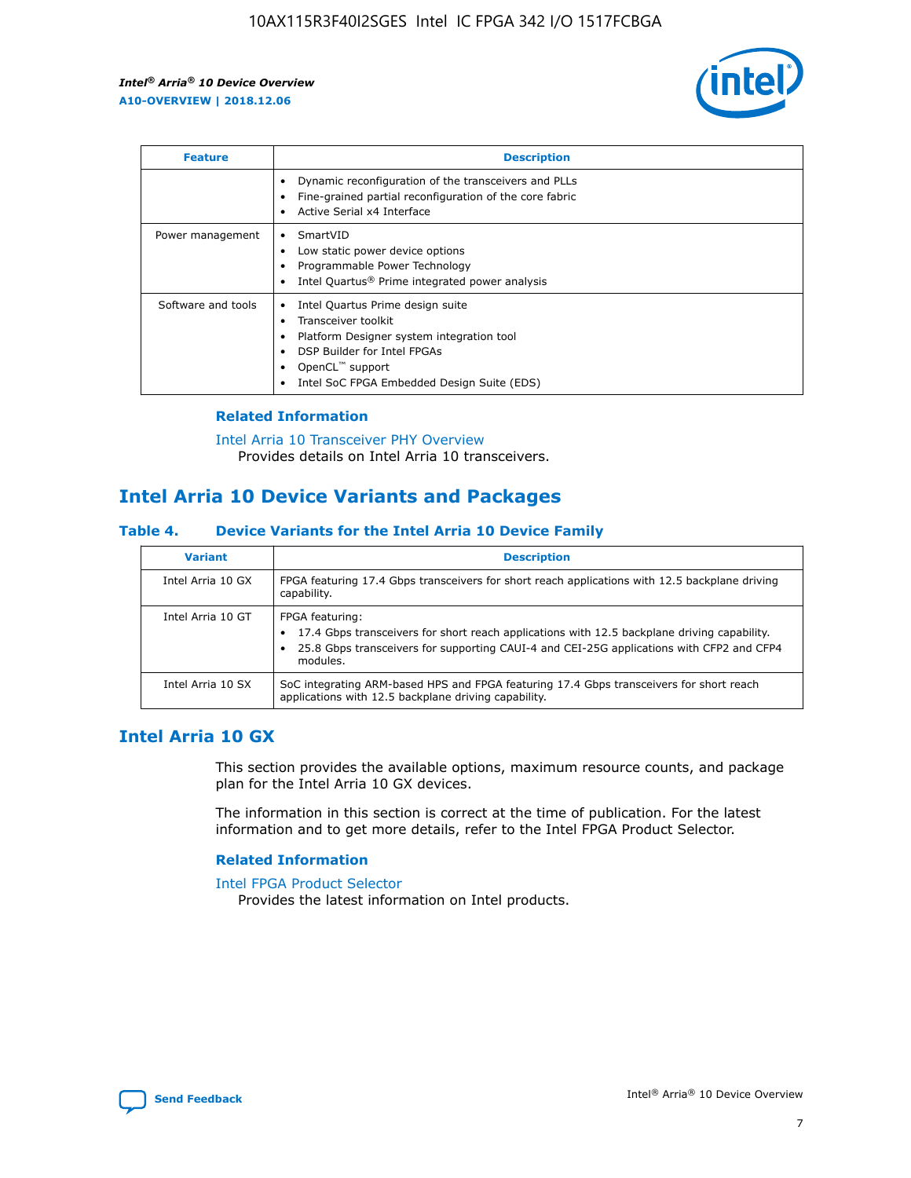| Feature | Description |
| --- | --- |
|  | • Dynamic reconfiguration of the transceivers and PLLs<br>• Fine-grained partial reconfiguration of the core fabric<br>• Active Serial x4 Interface |
| Power management | • SmartVID<br>• Low static power device options<br>• Programmable Power Technology<br>• Intel Quartus® Prime integrated power analysis |
| Software and tools | • Intel Quartus Prime design suite<br>• Transceiver toolkit<br>• Platform Designer system integration tool<br>• DSP Builder for Intel FPGAs<br>• OpenCL™ support<br>• Intel SoC FPGA Embedded Design Suite (EDS) |

### Related Information

Intel Arria 10 Transceiver PHY Overview
Provides details on Intel Arria 10 transceivers.

## Intel Arria 10 Device Variants and Packages

#### Table 4. Device Variants for the Intel Arria 10 Device Family

| Variant | Description |
| --- | --- |
| Intel Arria 10 GX | FPGA featuring 17.4 Gbps transceivers for short reach applications with 12.5 backplane driving capability. |
| Intel Arria 10 GT | FPGA featuring:<br>• 17.4 Gbps transceivers for short reach applications with 12.5 backplane driving capability.<br>• 25.8 Gbps transceivers for supporting CAUI-4 and CEI-25G applications with CFP2 and CFP4 modules. |
| Intel Arria 10 SX | SoC integrating ARM-based HPS and FPGA featuring 17.4 Gbps transceivers for short reach applications with 12.5 backplane driving capability. |

## Intel Arria 10 GX

This section provides the available options, maximum resource counts, and package plan for the Intel Arria 10 GX devices.

The information in this section is correct at the time of publication. For the latest information and to get more details, refer to the Intel FPGA Product Selector.

### Related Information

Intel FPGA Product Selector
Provides the latest information on Intel products.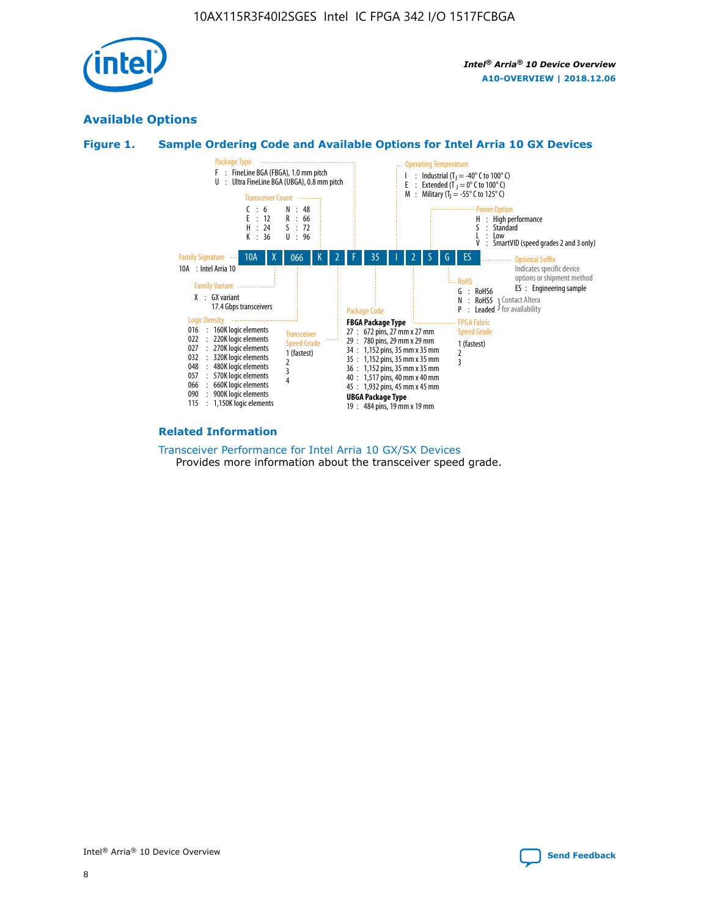## Available Options

### Figure 1. Sample Ordering Code and Available Options for Intel Arria 10 GX Devices

Sample ordering code: 10A X 066 K 2 F 35 I 2 S G ES

**Family Signature**
- 10A : Intel Arria 10

**Family Variant**
- X : GX variant 17.4 Gbps transceivers

**Logic Density**
- 016 : 160K logic elements
- 022 : 220K logic elements
- 027 : 270K logic elements
- 032 : 320K logic elements
- 048 : 480K logic elements
- 057 : 570K logic elements
- 066 : 660K logic elements
- 090 : 900K logic elements
- 115 : 1,150K logic elements

**Transceiver Count**
- C : 6
- E : 12
- H : 24
- K : 36
- N : 48
- R : 66
- S : 72
- U : 96

**Transceiver Speed Grade**
- 1 (fastest)
- 2
- 3
- 4

**Package Type**
- F : FineLine BGA (FBGA), 1.0 mm pitch
- U : Ultra FineLine BGA (UBGA), 0.8 mm pitch

**Package Code**

FBGA Package Type
- 27 : 672 pins, 27 mm x 27 mm
- 29 : 780 pins, 29 mm x 29 mm
- 34 : 1,152 pins, 35 mm x 35 mm
- 35 : 1,152 pins, 35 mm x 35 mm
- 36 : 1,152 pins, 35 mm x 35 mm
- 40 : 1,517 pins, 40 mm x 40 mm
- 45 : 1,932 pins, 45 mm x 45 mm

UBGA Package Type
- 19 : 484 pins, 19 mm x 19 mm

**Operating Temperature**
- I : Industrial ($T_J$ = -40° C to 100° C)
- E : Extended ($T_J$ = 0° C to 100° C)
- M : Military ($T_J$ = -55° C to 125° C)

**FPGA Fabric Speed Grade**
- 1 (fastest)
- 2
- 3

**Power Option**
- H : High performance
- S : Standard
- L : Low
- V : SmartVID (speed grades 2 and 3 only)

**RoHS**
- G : RoHS6
- N : RoHS5 (Contact Altera for availability)
- P : Leaded (Contact Altera for availability)

**Optional Suffix**

Indicates specific device options or shipment method
- ES : Engineering sample

### Related Information

Transceiver Performance for Intel Arria 10 GX/SX Devices

Provides more information about the transceiver speed grade.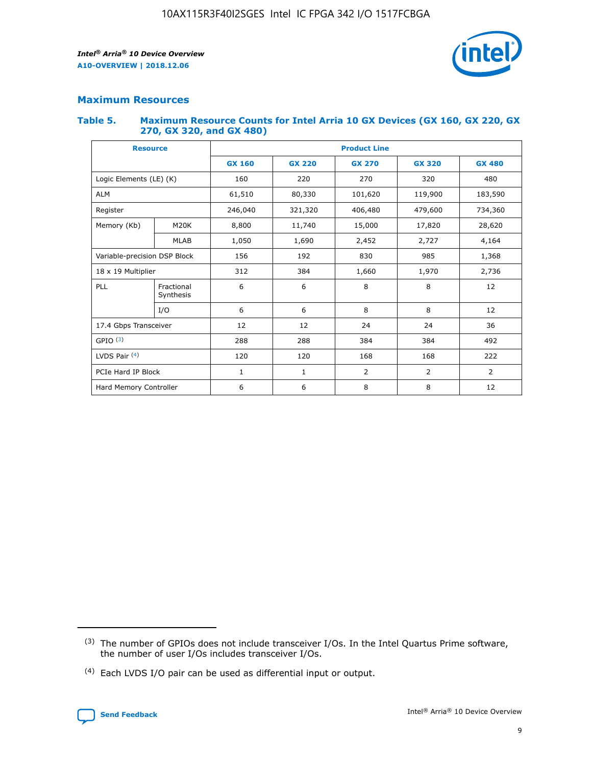## Maximum Resources

### Table 5. Maximum Resource Counts for Intel Arria 10 GX Devices (GX 160, GX 220, GX 270, GX 320, and GX 480)

| Resource | | Product Line | | | | |
|---|---|---|---|---|---|---|
| | | GX 160 | GX 220 | GX 270 | GX 320 | GX 480 |
| Logic Elements (LE) (K) | | 160 | 220 | 270 | 320 | 480 |
| ALM | | 61,510 | 80,330 | 101,620 | 119,900 | 183,590 |
| Register | | 246,040 | 321,320 | 406,480 | 479,600 | 734,360 |
| Memory (Kb) | M20K | 8,800 | 11,740 | 15,000 | 17,820 | 28,620 |
| | MLAB | 1,050 | 1,690 | 2,452 | 2,727 | 4,164 |
| Variable-precision DSP Block | | 156 | 192 | 830 | 985 | 1,368 |
| 18 x 19 Multiplier | | 312 | 384 | 1,660 | 1,970 | 2,736 |
| PLL | Fractional Synthesis | 6 | 6 | 8 | 8 | 12 |
| | I/O | 6 | 6 | 8 | 8 | 12 |
| 17.4 Gbps Transceiver | | 12 | 12 | 24 | 24 | 36 |
| GPIO [(3)] | | 288 | 288 | 384 | 384 | 492 |
| LVDS Pair [(4)] | | 120 | 120 | 168 | 168 | 222 |
| PCIe Hard IP Block | | 1 | 1 | 2 | 2 | 2 |
| Hard Memory Controller | | 6 | 6 | 8 | 8 | 12 |

(3) The number of GPIOs does not include transceiver I/Os. In the Intel Quartus Prime software, the number of user I/Os includes transceiver I/Os.

(4) Each LVDS I/O pair can be used as differential input or output.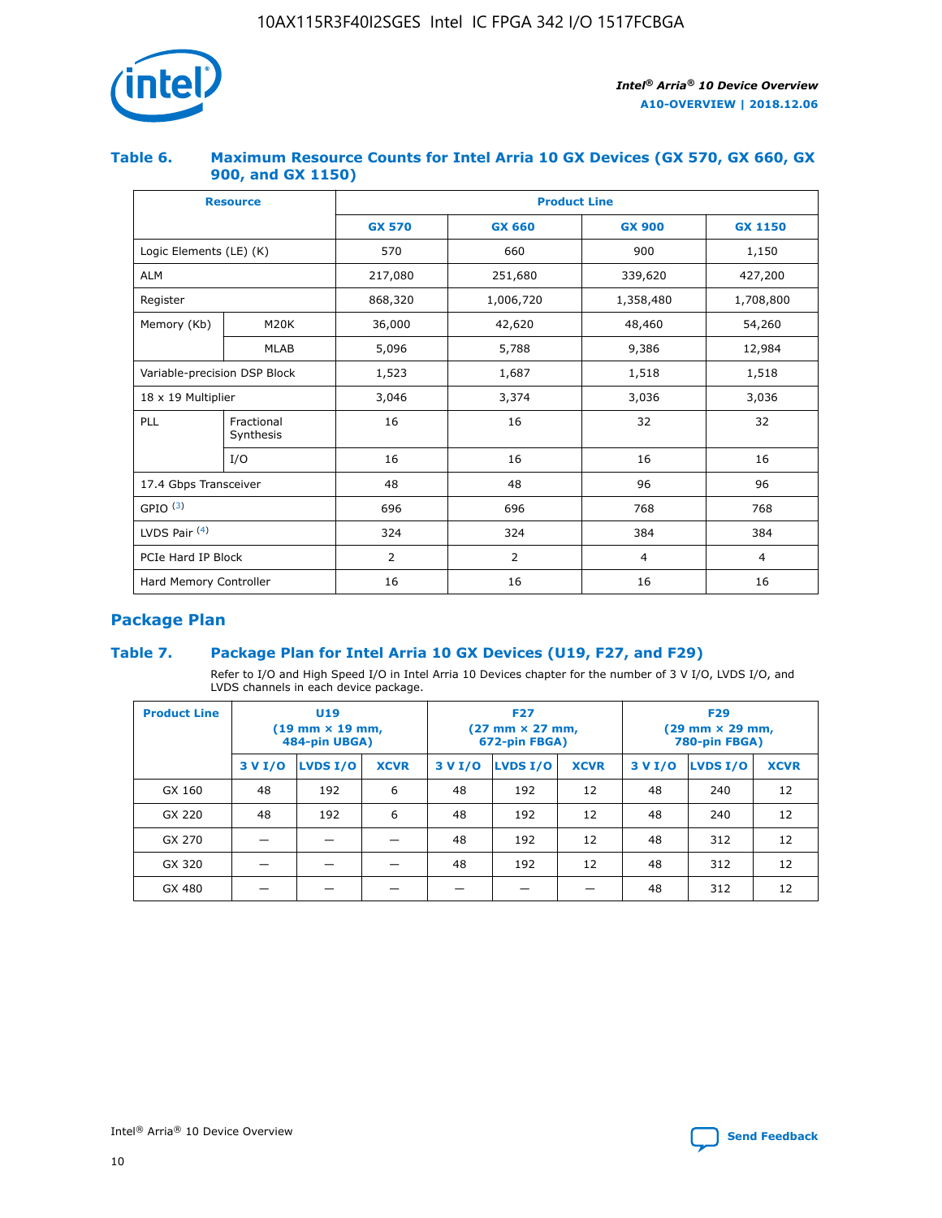### Table 6. Maximum Resource Counts for Intel Arria 10 GX Devices (GX 570, GX 660, GX 900, and GX 1150)

| Resource | | Product Line | | | |
|---|---|---|---|---|---|
| | | GX 570 | GX 660 | GX 900 | GX 1150 |
| Logic Elements (LE) (K) | | 570 | 660 | 900 | 1,150 |
| ALM | | 217,080 | 251,680 | 339,620 | 427,200 |
| Register | | 868,320 | 1,006,720 | 1,358,480 | 1,708,800 |
| Memory (Kb) | M20K | 36,000 | 42,620 | 48,460 | 54,260 |
| | MLAB | 5,096 | 5,788 | 9,386 | 12,984 |
| Variable-precision DSP Block | | 1,523 | 1,687 | 1,518 | 1,518 |
| 18 x 19 Multiplier | | 3,046 | 3,374 | 3,036 | 3,036 |
| PLL | Fractional Synthesis | 16 | 16 | 32 | 32 |
| | I/O | 16 | 16 | 16 | 16 |
| 17.4 Gbps Transceiver | | 48 | 48 | 96 | 96 |
| GPIO [3] | | 696 | 696 | 768 | 768 |
| LVDS Pair [4] | | 324 | 324 | 384 | 384 |
| PCIe Hard IP Block | | 2 | 2 | 4 | 4 |
| Hard Memory Controller | | 16 | 16 | 16 | 16 |

## Package Plan

### Table 7. Package Plan for Intel Arria 10 GX Devices (U19, F27, and F29)

Refer to I/O and High Speed I/O in Intel Arria 10 Devices chapter for the number of 3 V I/O, LVDS I/O, and LVDS channels in each device package.

| Product Line | U19 (19 mm × 19 mm, 484-pin UBGA) | | | F27 (27 mm × 27 mm, 672-pin FBGA) | | | F29 (29 mm × 29 mm, 780-pin FBGA) | | |
|---|---|---|---|---|---|---|---|---|---|
| | 3 V I/O | LVDS I/O | XCVR | 3 V I/O | LVDS I/O | XCVR | 3 V I/O | LVDS I/O | XCVR |
| GX 160 | 48 | 192 | 6 | 48 | 192 | 12 | 48 | 240 | 12 |
| GX 220 | 48 | 192 | 6 | 48 | 192 | 12 | 48 | 240 | 12 |
| GX 270 | — | — | — | 48 | 192 | 12 | 48 | 312 | 12 |
| GX 320 | — | — | — | 48 | 192 | 12 | 48 | 312 | 12 |
| GX 480 | — | — | — | — | — | — | 48 | 312 | 12 |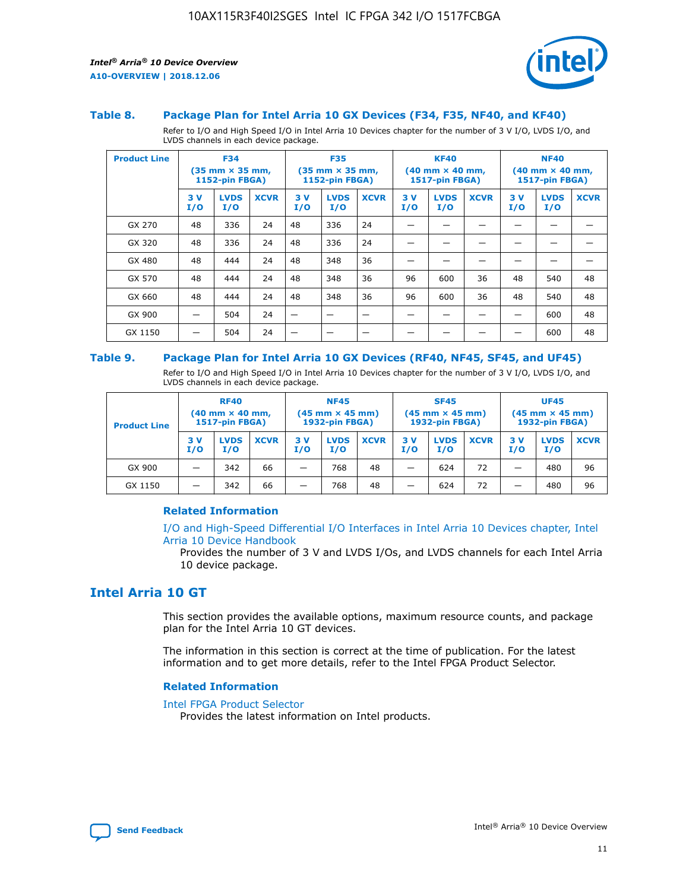### Table 8. Package Plan for Intel Arria 10 GX Devices (F34, F35, NF40, and KF40)

Refer to I/O and High Speed I/O in Intel Arria 10 Devices chapter for the number of 3 V I/O, LVDS I/O, and LVDS channels in each device package.

| Product Line | F34 (35 mm × 35 mm, 1152-pin FBGA) | | | F35 (35 mm × 35 mm, 1152-pin FBGA) | | | KF40 (40 mm × 40 mm, 1517-pin FBGA) | | | NF40 (40 mm × 40 mm, 1517-pin FBGA) | | |
|---|---|---|---|---|---|---|---|---|---|---|---|---|
| | 3 V I/O | LVDS I/O | XCVR | 3 V I/O | LVDS I/O | XCVR | 3 V I/O | LVDS I/O | XCVR | 3 V I/O | LVDS I/O | XCVR |
| GX 270 | 48 | 336 | 24 | 48 | 336 | 24 | — | — | — | — | — | — |
| GX 320 | 48 | 336 | 24 | 48 | 336 | 24 | — | — | — | — | — | — |
| GX 480 | 48 | 444 | 24 | 48 | 348 | 36 | — | — | — | — | — | — |
| GX 570 | 48 | 444 | 24 | 48 | 348 | 36 | 96 | 600 | 36 | 48 | 540 | 48 |
| GX 660 | 48 | 444 | 24 | 48 | 348 | 36 | 96 | 600 | 36 | 48 | 540 | 48 |
| GX 900 | — | 504 | 24 | — | — | — | — | — | — | — | 600 | 48 |
| GX 1150 | — | 504 | 24 | — | — | — | — | — | — | — | 600 | 48 |

### Table 9. Package Plan for Intel Arria 10 GX Devices (RF40, NF45, SF45, and UF45)

Refer to I/O and High Speed I/O in Intel Arria 10 Devices chapter for the number of 3 V I/O, LVDS I/O, and LVDS channels in each device package.

| Product Line | RF40 (40 mm × 40 mm, 1517-pin FBGA) | | | NF45 (45 mm × 45 mm) 1932-pin FBGA) | | | SF45 (45 mm × 45 mm) 1932-pin FBGA) | | | UF45 (45 mm × 45 mm) 1932-pin FBGA) | | |
|---|---|---|---|---|---|---|---|---|---|---|---|---|
| | 3 V I/O | LVDS I/O | XCVR | 3 V I/O | LVDS I/O | XCVR | 3 V I/O | LVDS I/O | XCVR | 3 V I/O | LVDS I/O | XCVR |
| GX 900 | — | 342 | 66 | — | 768 | 48 | — | 624 | 72 | — | 480 | 96 |
| GX 1150 | — | 342 | 66 | — | 768 | 48 | — | 624 | 72 | — | 480 | 96 |

#### Related Information

I/O and High-Speed Differential I/O Interfaces in Intel Arria 10 Devices chapter, Intel Arria 10 Device Handbook
Provides the number of 3 V and LVDS I/Os, and LVDS channels for each Intel Arria 10 device package.

## Intel Arria 10 GT

This section provides the available options, maximum resource counts, and package plan for the Intel Arria 10 GT devices.

The information in this section is correct at the time of publication. For the latest information and to get more details, refer to the Intel FPGA Product Selector.

#### Related Information

Intel FPGA Product Selector
Provides the latest information on Intel products.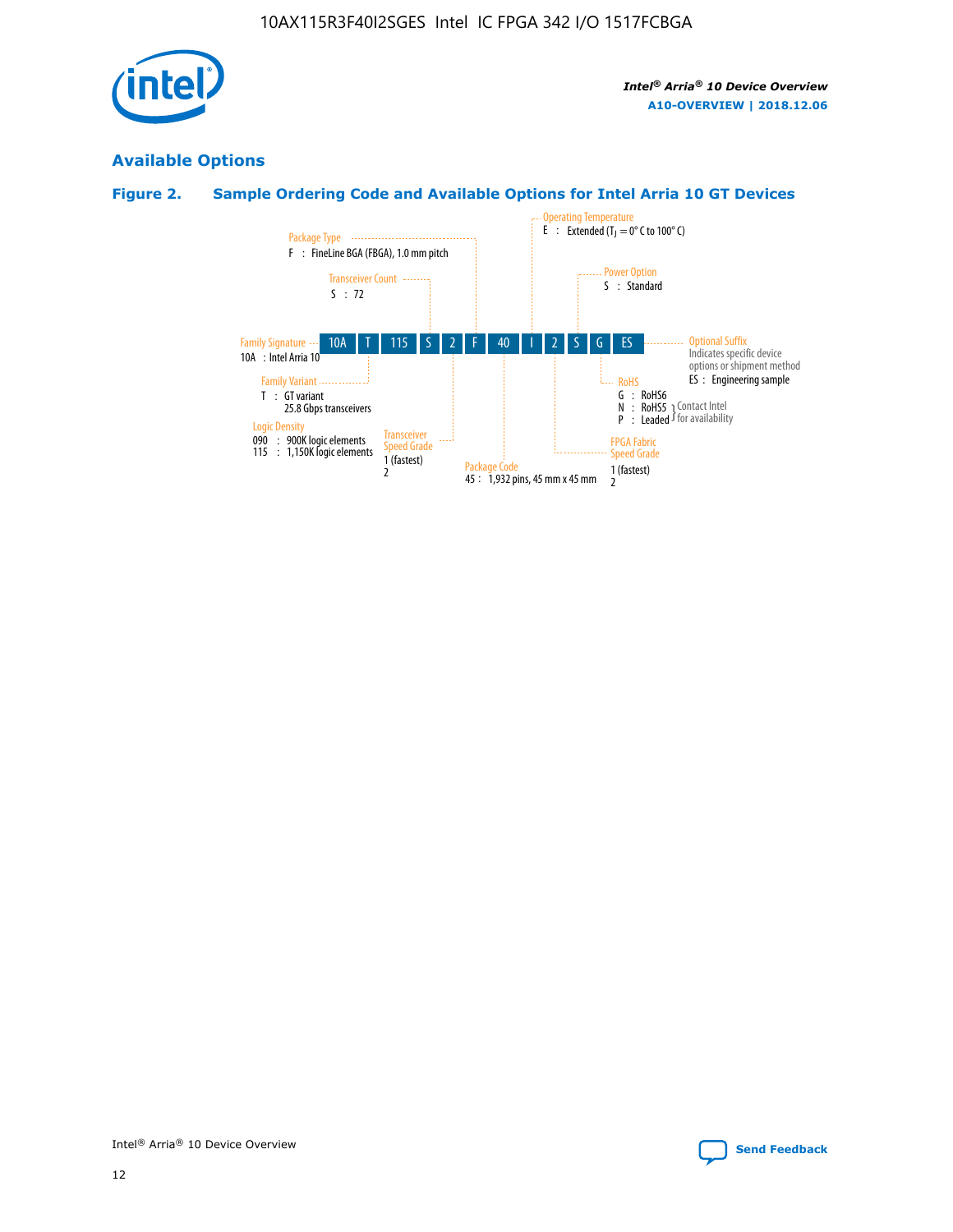## Available Options

### Figure 2. Sample Ordering Code and Available Options for Intel Arria 10 GT Devices

| 10A | T | 115 | S | 2 | F | 40 | I | 2 | S | G | ES |
|---|---|---|---|---|---|---|---|---|---|---|---|

**Family Signature**
10A : Intel Arria 10

**Family Variant**
T : GT variant
25.8 Gbps transceivers

**Logic Density**
090 : 900K logic elements
115 : 1,150K logic elements

**Transceiver Count**
S : 72

**Transceiver Speed Grade**
1 (fastest)
2

**Package Type**
F : FineLine BGA (FBGA), 1.0 mm pitch

**Package Code**
45 : 1,932 pins, 45 mm x 45 mm

**Operating Temperature**
E : Extended ($T_J$ = 0° C to 100° C)

**FPGA Fabric Speed Grade**
1 (fastest)
2

**Power Option**
S : Standard

**RoHS**
G : RoHS6
N : RoHS5 } Contact Intel for availability
P : Leaded } Contact Intel for availability

**Optional Suffix**
Indicates specific device options or shipment method
ES : Engineering sample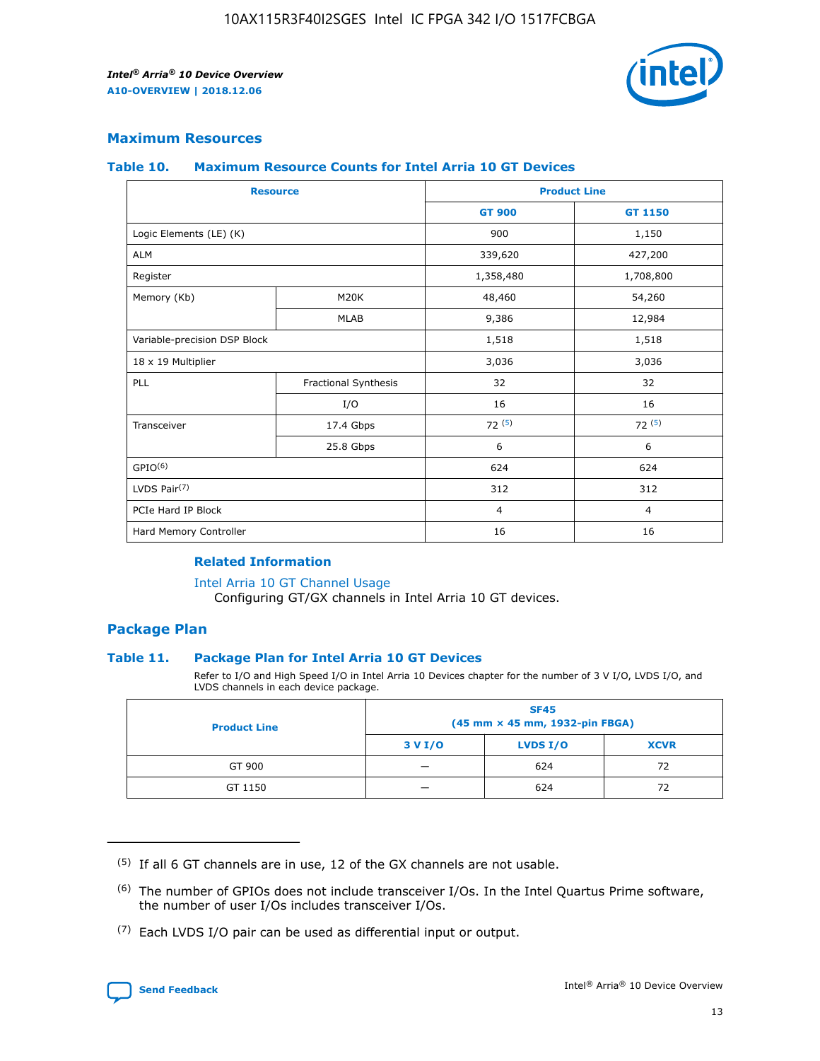## Maximum Resources

### Table 10. Maximum Resource Counts for Intel Arria 10 GT Devices

| Resource | | Product Line | |
|---|---|---|---|
| | | GT 900 | GT 1150 |
| Logic Elements (LE) (K) | | 900 | 1,150 |
| ALM | | 339,620 | 427,200 |
| Register | | 1,358,480 | 1,708,800 |
| Memory (Kb) | M20K | 48,460 | 54,260 |
| | MLAB | 9,386 | 12,984 |
| Variable-precision DSP Block | | 1,518 | 1,518 |
| 18 x 19 Multiplier | | 3,036 | 3,036 |
| PLL | Fractional Synthesis | 32 | 32 |
| | I/O | 16 | 16 |
| Transceiver | 17.4 Gbps | 72 [(5)] | 72 [(5)] |
| | 25.8 Gbps | 6 | 6 |
| GPIO[(6)] | | 624 | 624 |
| LVDS Pair[(7)] | | 312 | 312 |
| PCIe Hard IP Block | | 4 | 4 |
| Hard Memory Controller | | 16 | 16 |

#### Related Information

Intel Arria 10 GT Channel Usage
Configuring GT/GX channels in Intel Arria 10 GT devices.

## Package Plan

### Table 11. Package Plan for Intel Arria 10 GT Devices

Refer to I/O and High Speed I/O in Intel Arria 10 Devices chapter for the number of 3 V I/O, LVDS I/O, and LVDS channels in each device package.

| Product Line | SF45 (45 mm × 45 mm, 1932-pin FBGA) | | |
|---|---|---|---|
| | 3 V I/O | LVDS I/O | XCVR |
| GT 900 | — | 624 | 72 |
| GT 1150 | — | 624 | 72 |

(5) If all 6 GT channels are in use, 12 of the GX channels are not usable.

(6) The number of GPIOs does not include transceiver I/Os. In the Intel Quartus Prime software, the number of user I/Os includes transceiver I/Os.

(7) Each LVDS I/O pair can be used as differential input or output.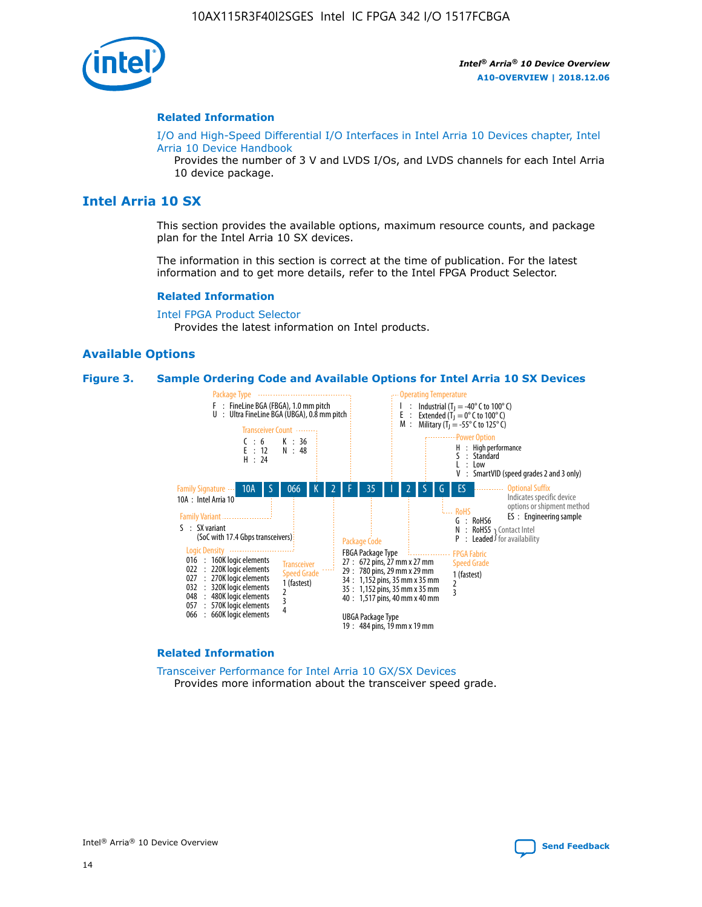## Related Information

I/O and High-Speed Differential I/O Interfaces in Intel Arria 10 Devices chapter, Intel Arria 10 Device Handbook

Provides the number of 3 V and LVDS I/Os, and LVDS channels for each Intel Arria 10 device package.

# Intel Arria 10 SX

This section provides the available options, maximum resource counts, and package plan for the Intel Arria 10 SX devices.

The information in this section is correct at the time of publication. For the latest information and to get more details, refer to the Intel FPGA Product Selector.

## Related Information

Intel FPGA Product Selector

Provides the latest information on Intel products.

## Available Options

**Figure 3. Sample Ordering Code and Available Options for Intel Arria 10 SX Devices**

Sample ordering code: 10A S 066 K 2 F 35 I 2 S G ES

- **Family Signature**
  - 10A : Intel Arria 10
- **Family Variant**
  - S : SX variant (SoC with 17.4 Gbps transceivers)
- **Logic Density**
  - 016 : 160K logic elements
  - 022 : 220K logic elements
  - 027 : 270K logic elements
  - 032 : 320K logic elements
  - 048 : 480K logic elements
  - 057 : 570K logic elements
  - 066 : 660K logic elements
- **Transceiver Count**
  - C : 6
  - E : 12
  - H : 24
  - K : 36
  - N : 48
- **Transceiver Speed Grade**
  - 1 (fastest)
  - 2
  - 3
  - 4
- **Package Type**
  - F : FineLine BGA (FBGA), 1.0 mm pitch
  - U : Ultra FineLine BGA (UBGA), 0.8 mm pitch
- **Package Code**
  - FBGA Package Type
    - 27 : 672 pins, 27 mm x 27 mm
    - 29 : 780 pins, 29 mm x 29 mm
    - 34 : 1,152 pins, 35 mm x 35 mm
    - 35 : 1,152 pins, 35 mm x 35 mm
    - 40 : 1,517 pins, 40 mm x 40 mm
  - UBGA Package Type
    - 19 : 484 pins, 19 mm x 19 mm
- **Operating Temperature**
  - I : Industrial ($T_J$ = -40° C to 100° C)
  - E : Extended ($T_J$ = 0° C to 100° C)
  - M : Military ($T_J$ = -55° C to 125° C)
- **FPGA Fabric Speed Grade**
  - 1 (fastest)
  - 2
  - 3
- **Power Option**
  - H : High performance
  - S : Standard
  - L : Low
  - V : SmartVID (speed grades 2 and 3 only)
- **RoHS**
  - G : RoHS6
  - N : RoHS5 (Contact Intel for availability)
  - P : Leaded (Contact Intel for availability)
- **Optional Suffix**
  - Indicates specific device options or shipment method
  - ES : Engineering sample

## Related Information

Transceiver Performance for Intel Arria 10 GX/SX Devices

Provides more information about the transceiver speed grade.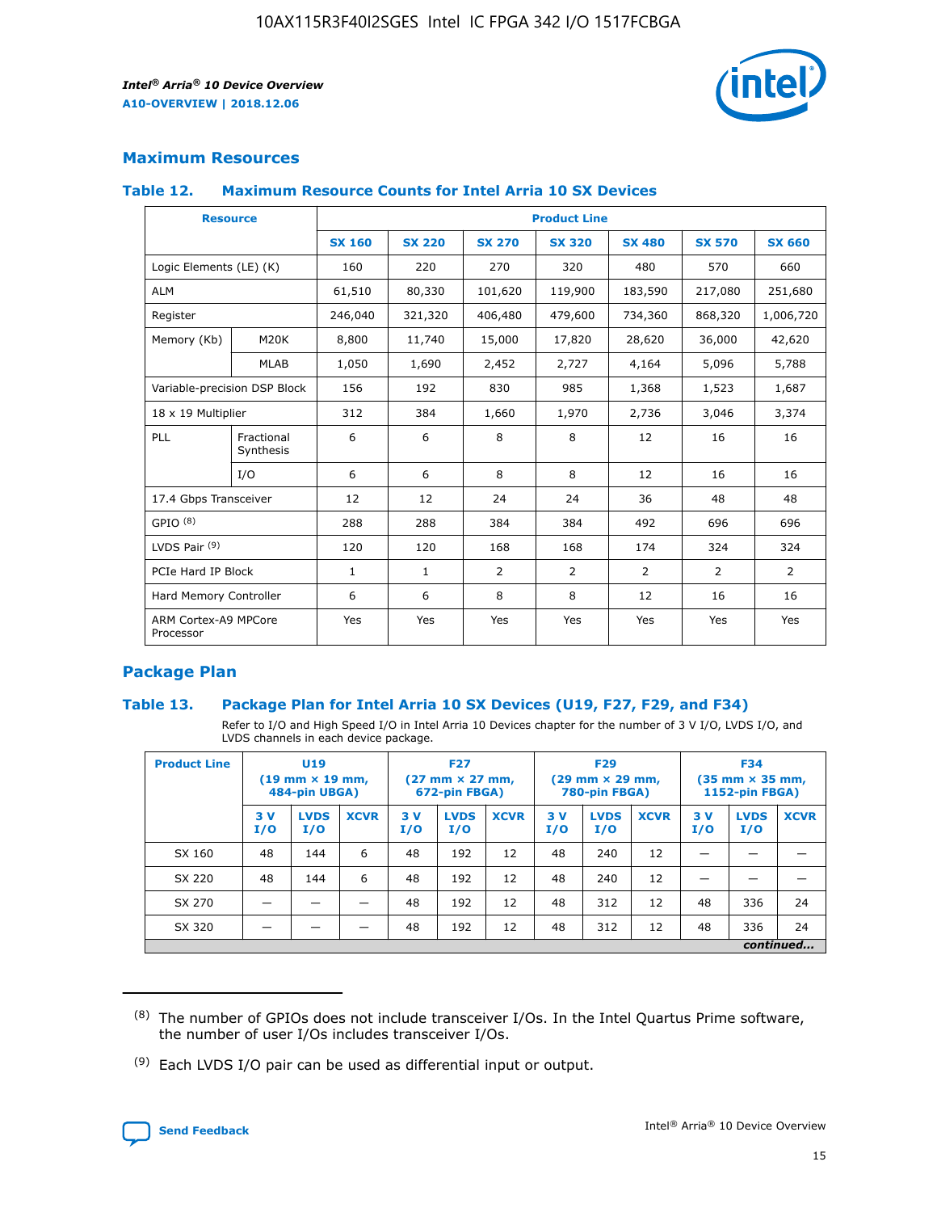## Maximum Resources

### Table 12. Maximum Resource Counts for Intel Arria 10 SX Devices

| Resource | | Product Line | | | | | | |
|---|---|---|---|---|---|---|---|---|
| | | SX 160 | SX 220 | SX 270 | SX 320 | SX 480 | SX 570 | SX 660 |
| Logic Elements (LE) (K) | | 160 | 220 | 270 | 320 | 480 | 570 | 660 |
| ALM | | 61,510 | 80,330 | 101,620 | 119,900 | 183,590 | 217,080 | 251,680 |
| Register | | 246,040 | 321,320 | 406,480 | 479,600 | 734,360 | 868,320 | 1,006,720 |
| Memory (Kb) | M20K | 8,800 | 11,740 | 15,000 | 17,820 | 28,620 | 36,000 | 42,620 |
| | MLAB | 1,050 | 1,690 | 2,452 | 2,727 | 4,164 | 5,096 | 5,788 |
| Variable-precision DSP Block | | 156 | 192 | 830 | 985 | 1,368 | 1,523 | 1,687 |
| 18 x 19 Multiplier | | 312 | 384 | 1,660 | 1,970 | 2,736 | 3,046 | 3,374 |
| PLL | Fractional Synthesis | 6 | 6 | 8 | 8 | 12 | 16 | 16 |
| | I/O | 6 | 6 | 8 | 8 | 12 | 16 | 16 |
| 17.4 Gbps Transceiver | | 12 | 12 | 24 | 24 | 36 | 48 | 48 |
| GPIO [8] | | 288 | 288 | 384 | 384 | 492 | 696 | 696 |
| LVDS Pair [9] | | 120 | 120 | 168 | 168 | 174 | 324 | 324 |
| PCIe Hard IP Block | | 1 | 1 | 2 | 2 | 2 | 2 | 2 |
| Hard Memory Controller | | 6 | 6 | 8 | 8 | 12 | 16 | 16 |
| ARM Cortex-A9 MPCore Processor | | Yes | Yes | Yes | Yes | Yes | Yes | Yes |

## Package Plan

### Table 13. Package Plan for Intel Arria 10 SX Devices (U19, F27, F29, and F34)

Refer to I/O and High Speed I/O in Intel Arria 10 Devices chapter for the number of 3 V I/O, LVDS I/O, and LVDS channels in each device package.

| Product Line | U19 (19 mm × 19 mm, 484-pin UBGA) | | | F27 (27 mm × 27 mm, 672-pin FBGA) | | | F29 (29 mm × 29 mm, 780-pin FBGA) | | | F34 (35 mm × 35 mm, 1152-pin FBGA) | | |
|---|---|---|---|---|---|---|---|---|---|---|---|---|
| | 3 V I/O | LVDS I/O | XCVR | 3 V I/O | LVDS I/O | XCVR | 3 V I/O | LVDS I/O | XCVR | 3 V I/O | LVDS I/O | XCVR |
| SX 160 | 48 | 144 | 6 | 48 | 192 | 12 | 48 | 240 | 12 | — | — | — |
| SX 220 | 48 | 144 | 6 | 48 | 192 | 12 | 48 | 240 | 12 | — | — | — |
| SX 270 | — | — | — | 48 | 192 | 12 | 48 | 312 | 12 | 48 | 336 | 24 |
| SX 320 | — | — | — | 48 | 192 | 12 | 48 | 312 | 12 | 48 | 336 | 24 |

*continued...*

(8) The number of GPIOs does not include transceiver I/Os. In the Intel Quartus Prime software, the number of user I/Os includes transceiver I/Os.

(9) Each LVDS I/O pair can be used as differential input or output.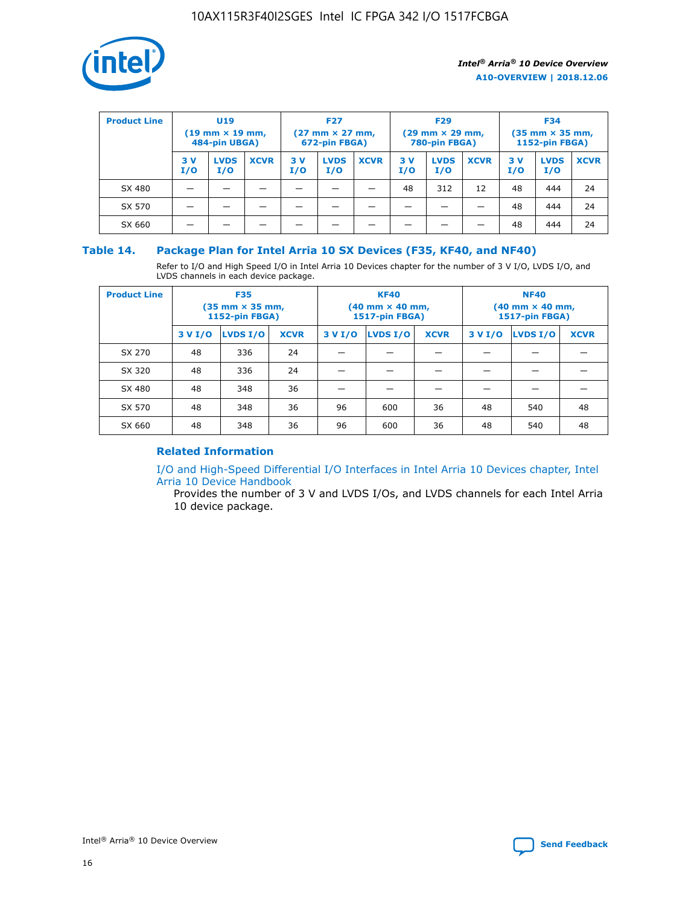| Product Line | U19 (19 mm × 19 mm, 484-pin UBGA) | | | F27 (27 mm × 27 mm, 672-pin FBGA) | | | F29 (29 mm × 29 mm, 780-pin FBGA) | | | F34 (35 mm × 35 mm, 1152-pin FBGA) | | |
|---|---|---|---|---|---|---|---|---|---|---|---|---|
| | 3 V I/O | LVDS I/O | XCVR | 3 V I/O | LVDS I/O | XCVR | 3 V I/O | LVDS I/O | XCVR | 3 V I/O | LVDS I/O | XCVR |
| SX 480 | — | — | — | — | — | — | 48 | 312 | 12 | 48 | 444 | 24 |
| SX 570 | — | — | — | — | — | — | — | — | — | 48 | 444 | 24 |
| SX 660 | — | — | — | — | — | — | — | — | — | 48 | 444 | 24 |

## Table 14. Package Plan for Intel Arria 10 SX Devices (F35, KF40, and NF40)

Refer to I/O and High Speed I/O in Intel Arria 10 Devices chapter for the number of 3 V I/O, LVDS I/O, and LVDS channels in each device package.

| Product Line | F35 (35 mm × 35 mm, 1152-pin FBGA) | | | KF40 (40 mm × 40 mm, 1517-pin FBGA) | | | NF40 (40 mm × 40 mm, 1517-pin FBGA) | | |
|---|---|---|---|---|---|---|---|---|---|
| | 3 V I/O | LVDS I/O | XCVR | 3 V I/O | LVDS I/O | XCVR | 3 V I/O | LVDS I/O | XCVR |
| SX 270 | 48 | 336 | 24 | — | — | — | — | — | — |
| SX 320 | 48 | 336 | 24 | — | — | — | — | — | — |
| SX 480 | 48 | 348 | 36 | — | — | — | — | — | — |
| SX 570 | 48 | 348 | 36 | 96 | 600 | 36 | 48 | 540 | 48 |
| SX 660 | 48 | 348 | 36 | 96 | 600 | 36 | 48 | 540 | 48 |

### Related Information

I/O and High-Speed Differential I/O Interfaces in Intel Arria 10 Devices chapter, Intel Arria 10 Device Handbook

Provides the number of 3 V and LVDS I/Os, and LVDS channels for each Intel Arria 10 device package.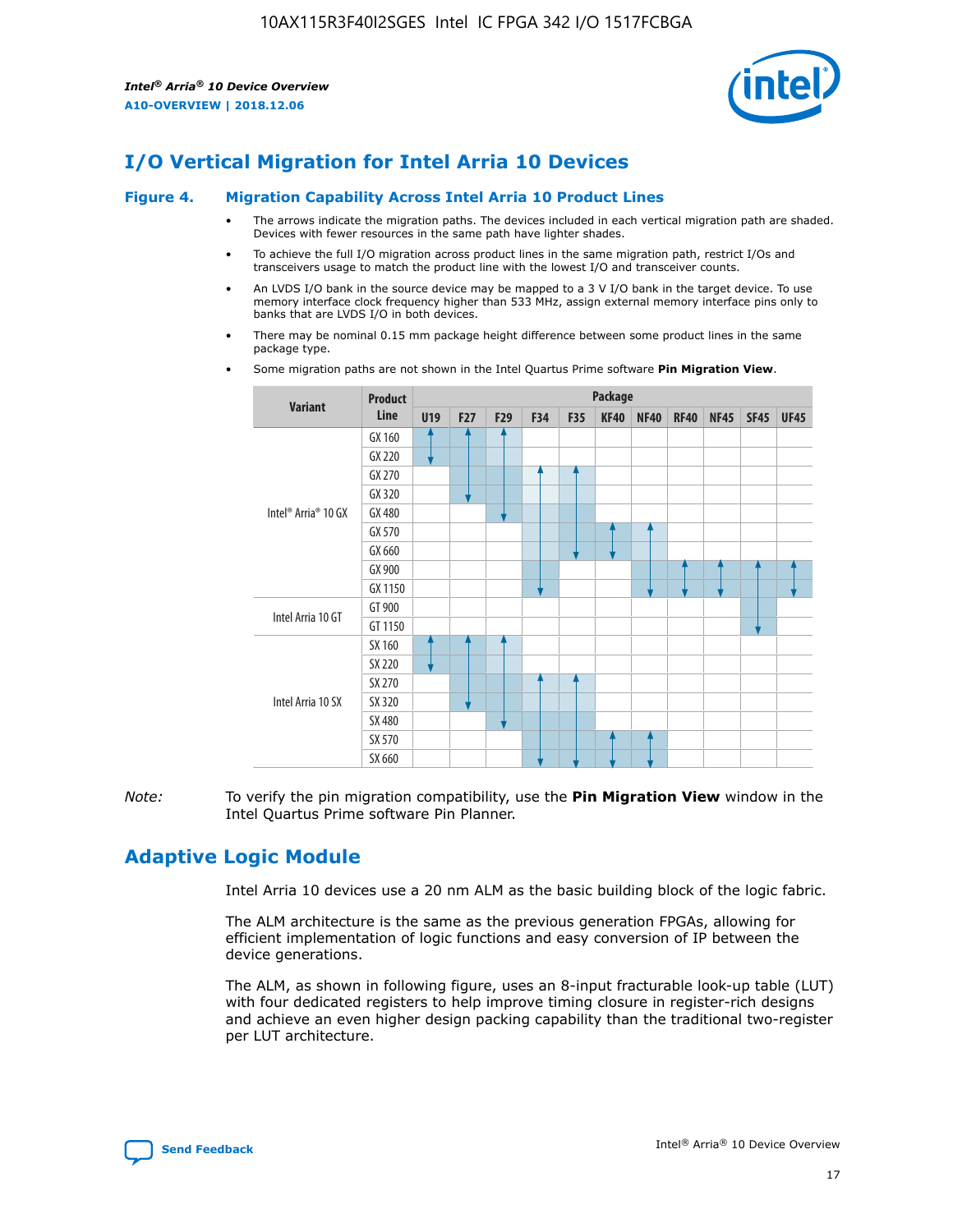# I/O Vertical Migration for Intel Arria 10 Devices

**Figure 4. Migration Capability Across Intel Arria 10 Product Lines**

- The arrows indicate the migration paths. The devices included in each vertical migration path are shaded. Devices with fewer resources in the same path have lighter shades.
- To achieve the full I/O migration across product lines in the same migration path, restrict I/Os and transceivers usage to match the product line with the lowest I/O and transceiver counts.
- An LVDS I/O bank in the source device may be mapped to a 3 V I/O bank in the target device. To use memory interface clock frequency higher than 533 MHz, assign external memory interface pins only to banks that are LVDS I/O in both devices.
- There may be nominal 0.15 mm package height difference between some product lines in the same package type.
- Some migration paths are not shown in the Intel Quartus Prime software **Pin Migration View**.

| Variant | Product Line | Package | | | | | | | | | | |
|---|---|---|---|---|---|---|---|---|---|---|---|---|
| | | U19 | F27 | F29 | F34 | F35 | KF40 | NF40 | RF40 | NF45 | SF45 | UF45 |
| Intel® Arria® 10 GX | GX 160 | | | | | | | | | | | |
| | GX 220 | | | | | | | | | | | |
| | GX 270 | | | | | | | | | | | |
| | GX 320 | | | | | | | | | | | |
| | GX 480 | | | | | | | | | | | |
| | GX 570 | | | | | | | | | | | |
| | GX 660 | | | | | | | | | | | |
| | GX 900 | | | | | | | | | | | |
| | GX 1150 | | | | | | | | | | | |
| Intel Arria 10 GT | GT 900 | | | | | | | | | | | |
| | GT 1150 | | | | | | | | | | | |
| Intel Arria 10 SX | SX 160 | | | | | | | | | | | |
| | SX 220 | | | | | | | | | | | |
| | SX 270 | | | | | | | | | | | |
| | SX 320 | | | | | | | | | | | |
| | SX 480 | | | | | | | | | | | |
| | SX 570 | | | | | | | | | | | |
| | SX 660 | | | | | | | | | | | |

*Note:* To verify the pin migration compatibility, use the **Pin Migration View** window in the Intel Quartus Prime software Pin Planner.

# Adaptive Logic Module

Intel Arria 10 devices use a 20 nm ALM as the basic building block of the logic fabric.

The ALM architecture is the same as the previous generation FPGAs, allowing for efficient implementation of logic functions and easy conversion of IP between the device generations.

The ALM, as shown in following figure, uses an 8-input fracturable look-up table (LUT) with four dedicated registers to help improve timing closure in register-rich designs and achieve an even higher design packing capability than the traditional two-register per LUT architecture.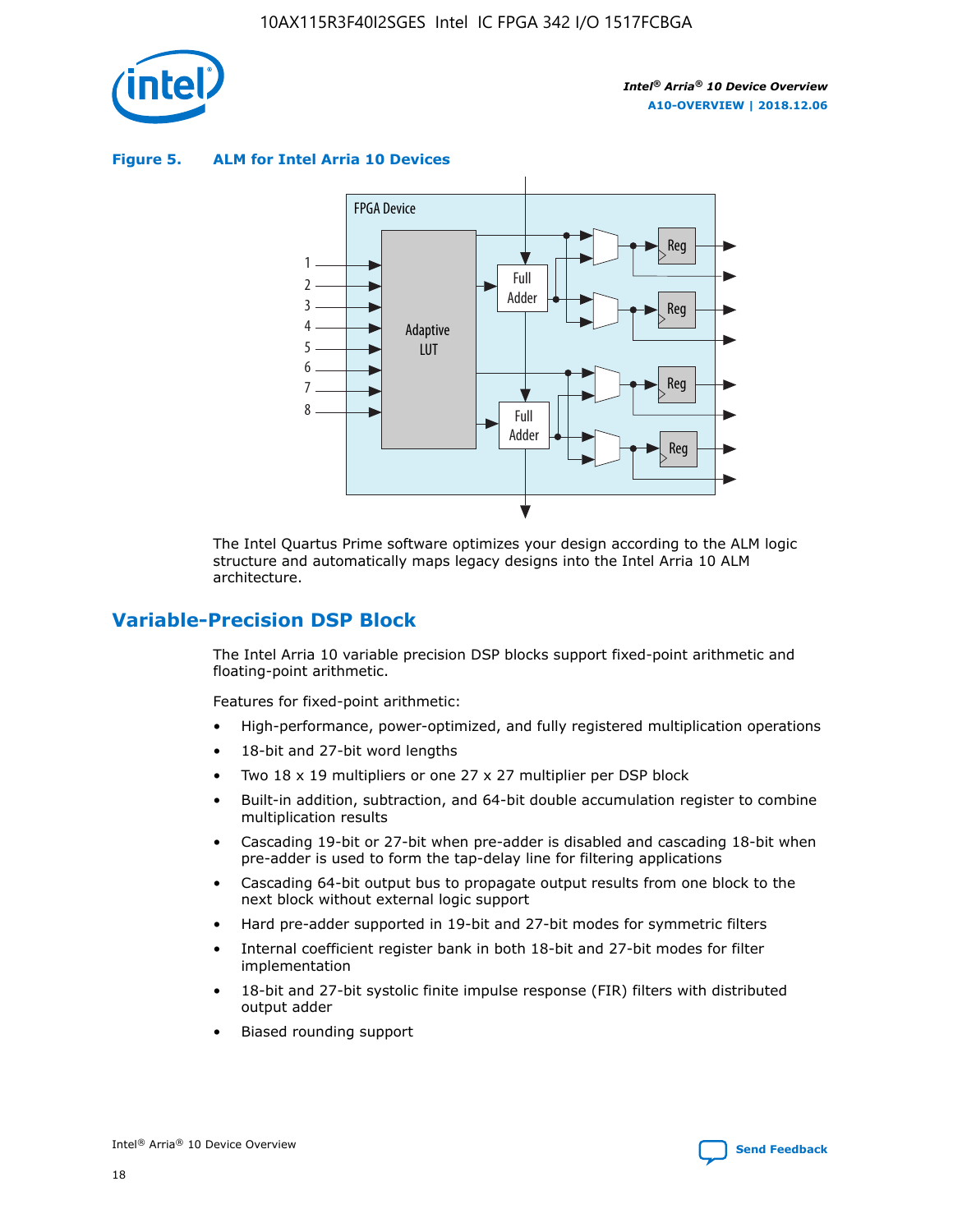**Figure 5. ALM for Intel Arria 10 Devices**

The Intel Quartus Prime software optimizes your design according to the ALM logic structure and automatically maps legacy designs into the Intel Arria 10 ALM architecture.

## Variable-Precision DSP Block

The Intel Arria 10 variable precision DSP blocks support fixed-point arithmetic and floating-point arithmetic.

Features for fixed-point arithmetic:

- High-performance, power-optimized, and fully registered multiplication operations
- 18-bit and 27-bit word lengths
- Two 18 x 19 multipliers or one 27 x 27 multiplier per DSP block
- Built-in addition, subtraction, and 64-bit double accumulation register to combine multiplication results
- Cascading 19-bit or 27-bit when pre-adder is disabled and cascading 18-bit when pre-adder is used to form the tap-delay line for filtering applications
- Cascading 64-bit output bus to propagate output results from one block to the next block without external logic support
- Hard pre-adder supported in 19-bit and 27-bit modes for symmetric filters
- Internal coefficient register bank in both 18-bit and 27-bit modes for filter implementation
- 18-bit and 27-bit systolic finite impulse response (FIR) filters with distributed output adder
- Biased rounding support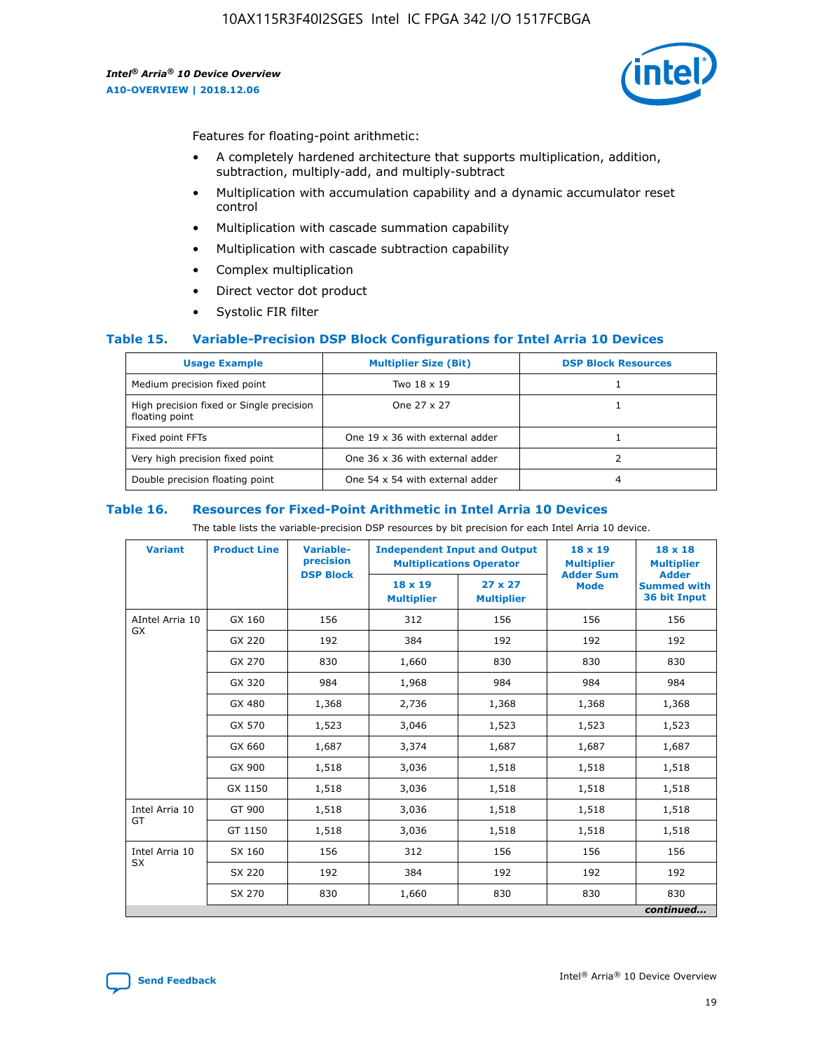Features for floating-point arithmetic:

- A completely hardened architecture that supports multiplication, addition, subtraction, multiply-add, and multiply-subtract
- Multiplication with accumulation capability and a dynamic accumulator reset control
- Multiplication with cascade summation capability
- Multiplication with cascade subtraction capability
- Complex multiplication
- Direct vector dot product
- Systolic FIR filter

### Table 15. Variable-Precision DSP Block Configurations for Intel Arria 10 Devices

| Usage Example | Multiplier Size (Bit) | DSP Block Resources |
|---|---|---|
| Medium precision fixed point | Two 18 x 19 | 1 |
| High precision fixed or Single precision floating point | One 27 x 27 | 1 |
| Fixed point FFTs | One 19 x 36 with external adder | 1 |
| Very high precision fixed point | One 36 x 36 with external adder | 2 |
| Double precision floating point | One 54 x 54 with external adder | 4 |

### Table 16. Resources for Fixed-Point Arithmetic in Intel Arria 10 Devices

The table lists the variable-precision DSP resources by bit precision for each Intel Arria 10 device.

| Variant | Product Line | Variable-precision DSP Block | Independent Input and Output Multiplications Operator | | 18 x 19 Multiplier Adder Sum Mode | 18 x 18 Multiplier Adder Summed with 36 bit Input |
|---|---|---|---|---|---|---|
| | | | 18 x 19 Multiplier | 27 x 27 Multiplier | | |
| AIntel Arria 10 GX | GX 160 | 156 | 312 | 156 | 156 | 156 |
| | GX 220 | 192 | 384 | 192 | 192 | 192 |
| | GX 270 | 830 | 1,660 | 830 | 830 | 830 |
| | GX 320 | 984 | 1,968 | 984 | 984 | 984 |
| | GX 480 | 1,368 | 2,736 | 1,368 | 1,368 | 1,368 |
| | GX 570 | 1,523 | 3,046 | 1,523 | 1,523 | 1,523 |
| | GX 660 | 1,687 | 3,374 | 1,687 | 1,687 | 1,687 |
| | GX 900 | 1,518 | 3,036 | 1,518 | 1,518 | 1,518 |
| | GX 1150 | 1,518 | 3,036 | 1,518 | 1,518 | 1,518 |
| Intel Arria 10 GT | GT 900 | 1,518 | 3,036 | 1,518 | 1,518 | 1,518 |
| | GT 1150 | 1,518 | 3,036 | 1,518 | 1,518 | 1,518 |
| Intel Arria 10 SX | SX 160 | 156 | 312 | 156 | 156 | 156 |
| | SX 220 | 192 | 384 | 192 | 192 | 192 |
| | SX 270 | 830 | 1,660 | 830 | 830 | 830 |

*continued...*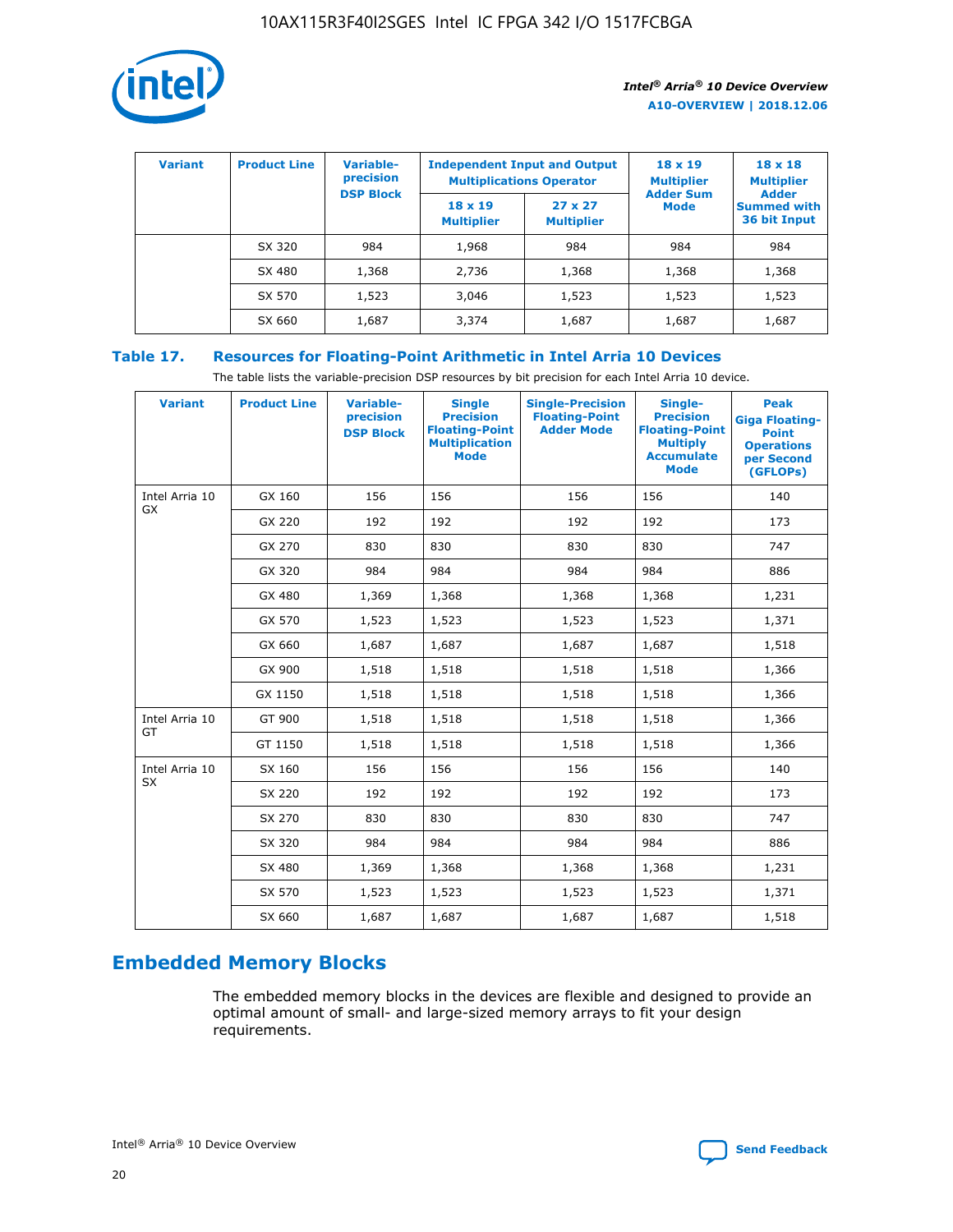| Variant | Product Line | Variable-precision DSP Block | Independent Input and Output Multiplications Operator | | 18 x 19 Multiplier Adder Sum Mode | 18 x 18 Multiplier Adder Summed with 36 bit Input |
|---|---|---|---|---|---|---|
| | | | 18 x 19 Multiplier | 27 x 27 Multiplier | | |
| | SX 320 | 984 | 1,968 | 984 | 984 | 984 |
| | SX 480 | 1,368 | 2,736 | 1,368 | 1,368 | 1,368 |
| | SX 570 | 1,523 | 3,046 | 1,523 | 1,523 | 1,523 |
| | SX 660 | 1,687 | 3,374 | 1,687 | 1,687 | 1,687 |

**Table 17. Resources for Floating-Point Arithmetic in Intel Arria 10 Devices**

The table lists the variable-precision DSP resources by bit precision for each Intel Arria 10 device.

| Variant | Product Line | Variable-precision DSP Block | Single Precision Floating-Point Multiplication Mode | Single-Precision Floating-Point Adder Mode | Single-Precision Floating-Point Multiply Accumulate Mode | Peak Giga Floating-Point Operations per Second (GFLOPs) |
|---|---|---|---|---|---|---|
| Intel Arria 10 GX | GX 160 | 156 | 156 | 156 | 156 | 140 |
| | GX 220 | 192 | 192 | 192 | 192 | 173 |
| | GX 270 | 830 | 830 | 830 | 830 | 747 |
| | GX 320 | 984 | 984 | 984 | 984 | 886 |
| | GX 480 | 1,369 | 1,368 | 1,368 | 1,368 | 1,231 |
| | GX 570 | 1,523 | 1,523 | 1,523 | 1,523 | 1,371 |
| | GX 660 | 1,687 | 1,687 | 1,687 | 1,687 | 1,518 |
| | GX 900 | 1,518 | 1,518 | 1,518 | 1,518 | 1,366 |
| | GX 1150 | 1,518 | 1,518 | 1,518 | 1,518 | 1,366 |
| Intel Arria 10 GT | GT 900 | 1,518 | 1,518 | 1,518 | 1,518 | 1,366 |
| | GT 1150 | 1,518 | 1,518 | 1,518 | 1,518 | 1,366 |
| Intel Arria 10 SX | SX 160 | 156 | 156 | 156 | 156 | 140 |
| | SX 220 | 192 | 192 | 192 | 192 | 173 |
| | SX 270 | 830 | 830 | 830 | 830 | 747 |
| | SX 320 | 984 | 984 | 984 | 984 | 886 |
| | SX 480 | 1,369 | 1,368 | 1,368 | 1,368 | 1,231 |
| | SX 570 | 1,523 | 1,523 | 1,523 | 1,523 | 1,371 |
| | SX 660 | 1,687 | 1,687 | 1,687 | 1,687 | 1,518 |

## Embedded Memory Blocks

The embedded memory blocks in the devices are flexible and designed to provide an optimal amount of small- and large-sized memory arrays to fit your design requirements.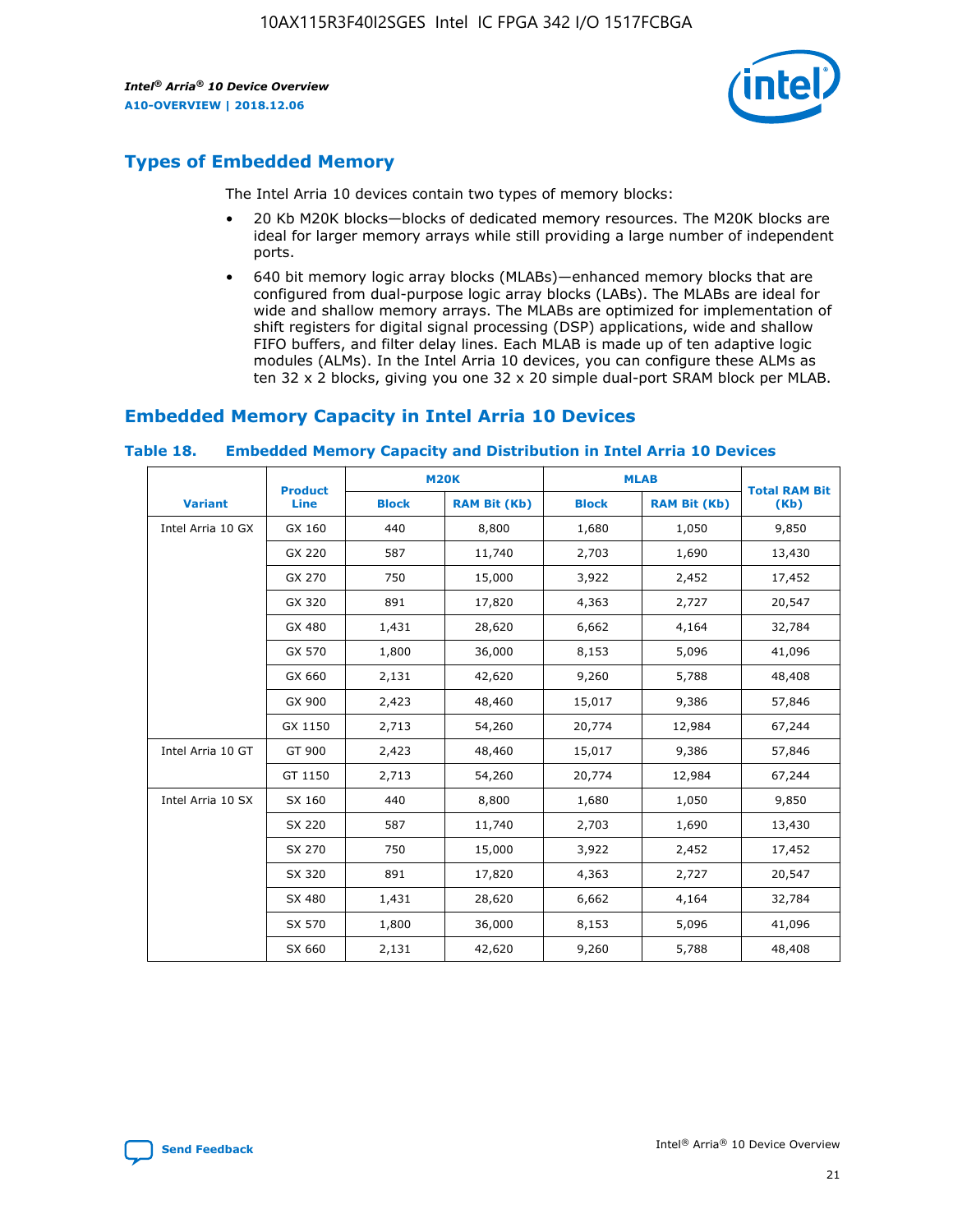## Types of Embedded Memory

The Intel Arria 10 devices contain two types of memory blocks:

- 20 Kb M20K blocks—blocks of dedicated memory resources. The M20K blocks are ideal for larger memory arrays while still providing a large number of independent ports.
- 640 bit memory logic array blocks (MLABs)—enhanced memory blocks that are configured from dual-purpose logic array blocks (LABs). The MLABs are ideal for wide and shallow memory arrays. The MLABs are optimized for implementation of shift registers for digital signal processing (DSP) applications, wide and shallow FIFO buffers, and filter delay lines. Each MLAB is made up of ten adaptive logic modules (ALMs). In the Intel Arria 10 devices, you can configure these ALMs as ten 32 x 2 blocks, giving you one 32 x 20 simple dual-port SRAM block per MLAB.

## Embedded Memory Capacity in Intel Arria 10 Devices

**Table 18. Embedded Memory Capacity and Distribution in Intel Arria 10 Devices**

| Variant | Product Line | M20K | | MLAB | | Total RAM Bit (Kb) |
|---|---|---|---|---|---|---|
| | | Block | RAM Bit (Kb) | Block | RAM Bit (Kb) | |
| Intel Arria 10 GX | GX 160 | 440 | 8,800 | 1,680 | 1,050 | 9,850 |
| | GX 220 | 587 | 11,740 | 2,703 | 1,690 | 13,430 |
| | GX 270 | 750 | 15,000 | 3,922 | 2,452 | 17,452 |
| | GX 320 | 891 | 17,820 | 4,363 | 2,727 | 20,547 |
| | GX 480 | 1,431 | 28,620 | 6,662 | 4,164 | 32,784 |
| | GX 570 | 1,800 | 36,000 | 8,153 | 5,096 | 41,096 |
| | GX 660 | 2,131 | 42,620 | 9,260 | 5,788 | 48,408 |
| | GX 900 | 2,423 | 48,460 | 15,017 | 9,386 | 57,846 |
| | GX 1150 | 2,713 | 54,260 | 20,774 | 12,984 | 67,244 |
| Intel Arria 10 GT | GT 900 | 2,423 | 48,460 | 15,017 | 9,386 | 57,846 |
| | GT 1150 | 2,713 | 54,260 | 20,774 | 12,984 | 67,244 |
| Intel Arria 10 SX | SX 160 | 440 | 8,800 | 1,680 | 1,050 | 9,850 |
| | SX 220 | 587 | 11,740 | 2,703 | 1,690 | 13,430 |
| | SX 270 | 750 | 15,000 | 3,922 | 2,452 | 17,452 |
| | SX 320 | 891 | 17,820 | 4,363 | 2,727 | 20,547 |
| | SX 480 | 1,431 | 28,620 | 6,662 | 4,164 | 32,784 |
| | SX 570 | 1,800 | 36,000 | 8,153 | 5,096 | 41,096 |
| | SX 660 | 2,131 | 42,620 | 9,260 | 5,788 | 48,408 |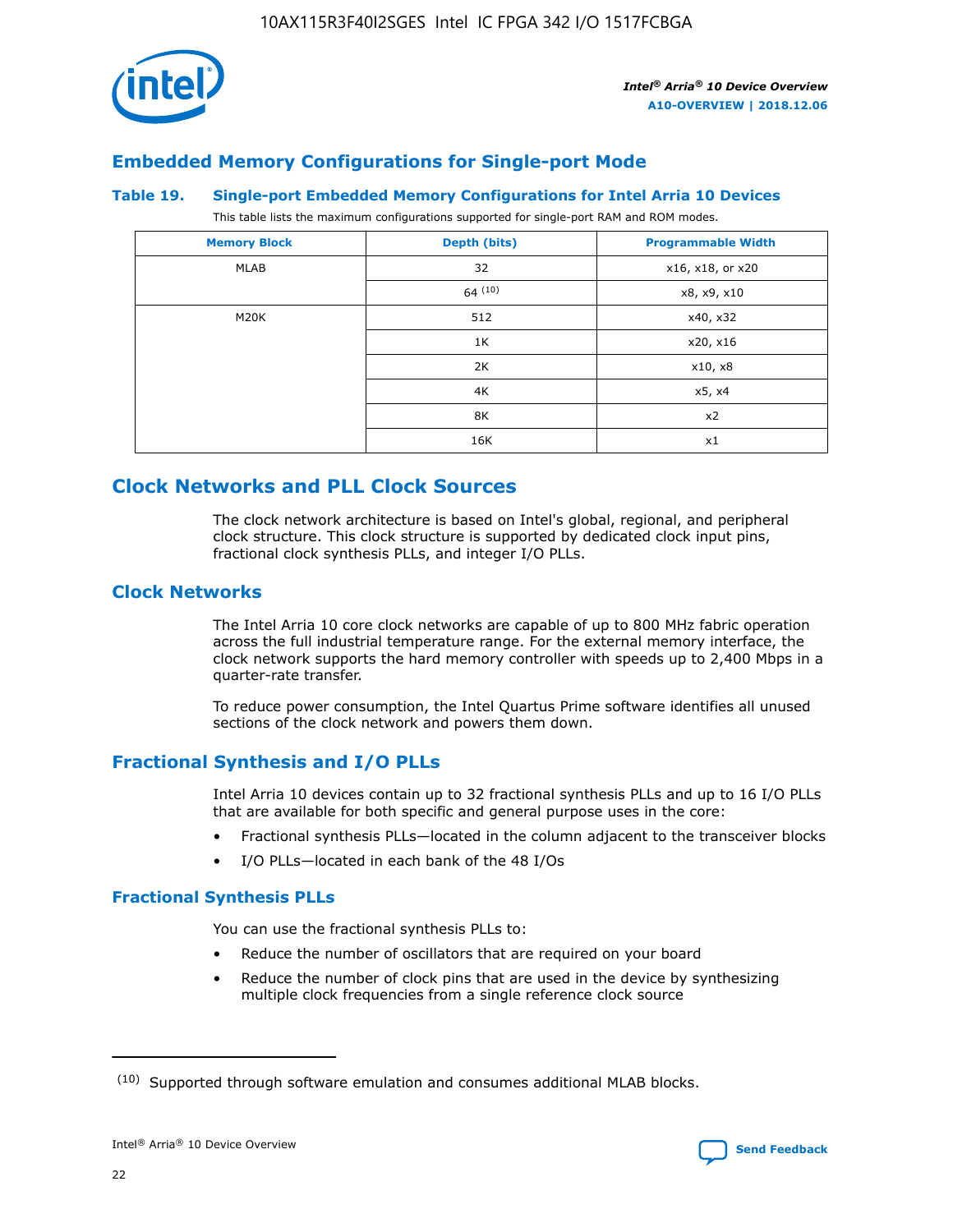## Embedded Memory Configurations for Single-port Mode

### Table 19. Single-port Embedded Memory Configurations for Intel Arria 10 Devices

This table lists the maximum configurations supported for single-port RAM and ROM modes.

| Memory Block | Depth (bits) | Programmable Width |
|---|---|---|
| MLAB | 32 | x16, x18, or x20 |
| | 64 [10] | x8, x9, x10 |
| M20K | 512 | x40, x32 |
| | 1K | x20, x16 |
| | 2K | x10, x8 |
| | 4K | x5, x4 |
| | 8K | x2 |
| | 16K | x1 |

## Clock Networks and PLL Clock Sources

The clock network architecture is based on Intel's global, regional, and peripheral clock structure. This clock structure is supported by dedicated clock input pins, fractional clock synthesis PLLs, and integer I/O PLLs.

## Clock Networks

The Intel Arria 10 core clock networks are capable of up to 800 MHz fabric operation across the full industrial temperature range. For the external memory interface, the clock network supports the hard memory controller with speeds up to 2,400 Mbps in a quarter-rate transfer.

To reduce power consumption, the Intel Quartus Prime software identifies all unused sections of the clock network and powers them down.

## Fractional Synthesis and I/O PLLs

Intel Arria 10 devices contain up to 32 fractional synthesis PLLs and up to 16 I/O PLLs that are available for both specific and general purpose uses in the core:

- Fractional synthesis PLLs—located in the column adjacent to the transceiver blocks
- I/O PLLs—located in each bank of the 48 I/Os

### Fractional Synthesis PLLs

You can use the fractional synthesis PLLs to:

- Reduce the number of oscillators that are required on your board
- Reduce the number of clock pins that are used in the device by synthesizing multiple clock frequencies from a single reference clock source

---

(10) Supported through software emulation and consumes additional MLAB blocks.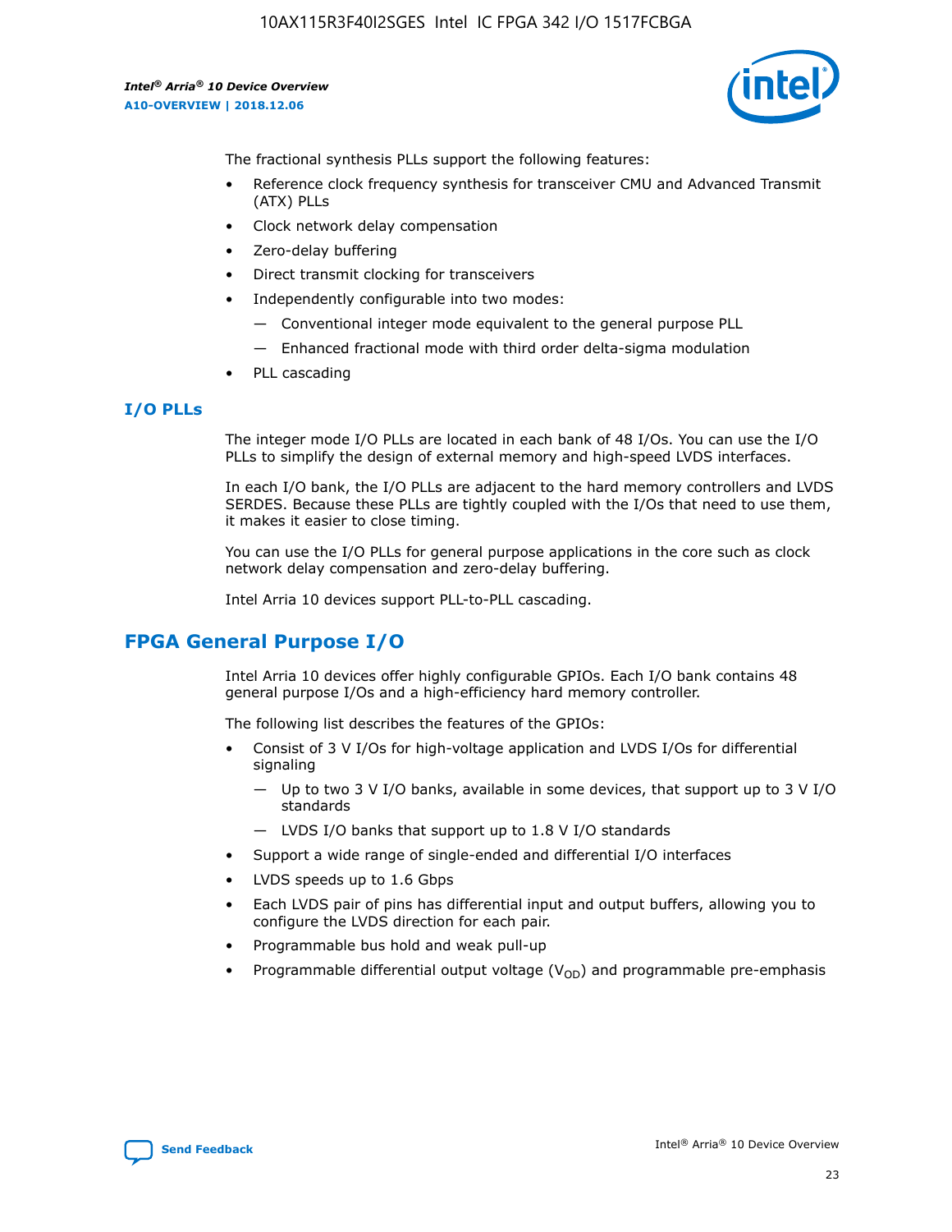The fractional synthesis PLLs support the following features:

- Reference clock frequency synthesis for transceiver CMU and Advanced Transmit (ATX) PLLs
- Clock network delay compensation
- Zero-delay buffering
- Direct transmit clocking for transceivers
- Independently configurable into two modes:
  - — Conventional integer mode equivalent to the general purpose PLL
  - — Enhanced fractional mode with third order delta-sigma modulation
- PLL cascading

### I/O PLLs

The integer mode I/O PLLs are located in each bank of 48 I/Os. You can use the I/O PLLs to simplify the design of external memory and high-speed LVDS interfaces.

In each I/O bank, the I/O PLLs are adjacent to the hard memory controllers and LVDS SERDES. Because these PLLs are tightly coupled with the I/Os that need to use them, it makes it easier to close timing.

You can use the I/O PLLs for general purpose applications in the core such as clock network delay compensation and zero-delay buffering.

Intel Arria 10 devices support PLL-to-PLL cascading.

## FPGA General Purpose I/O

Intel Arria 10 devices offer highly configurable GPIOs. Each I/O bank contains 48 general purpose I/Os and a high-efficiency hard memory controller.

The following list describes the features of the GPIOs:

- Consist of 3 V I/Os for high-voltage application and LVDS I/Os for differential signaling
  - — Up to two 3 V I/O banks, available in some devices, that support up to 3 V I/O standards
  - — LVDS I/O banks that support up to 1.8 V I/O standards
- Support a wide range of single-ended and differential I/O interfaces
- LVDS speeds up to 1.6 Gbps
- Each LVDS pair of pins has differential input and output buffers, allowing you to configure the LVDS direction for each pair.
- Programmable bus hold and weak pull-up
- Programmable differential output voltage ($V_{OD}$) and programmable pre-emphasis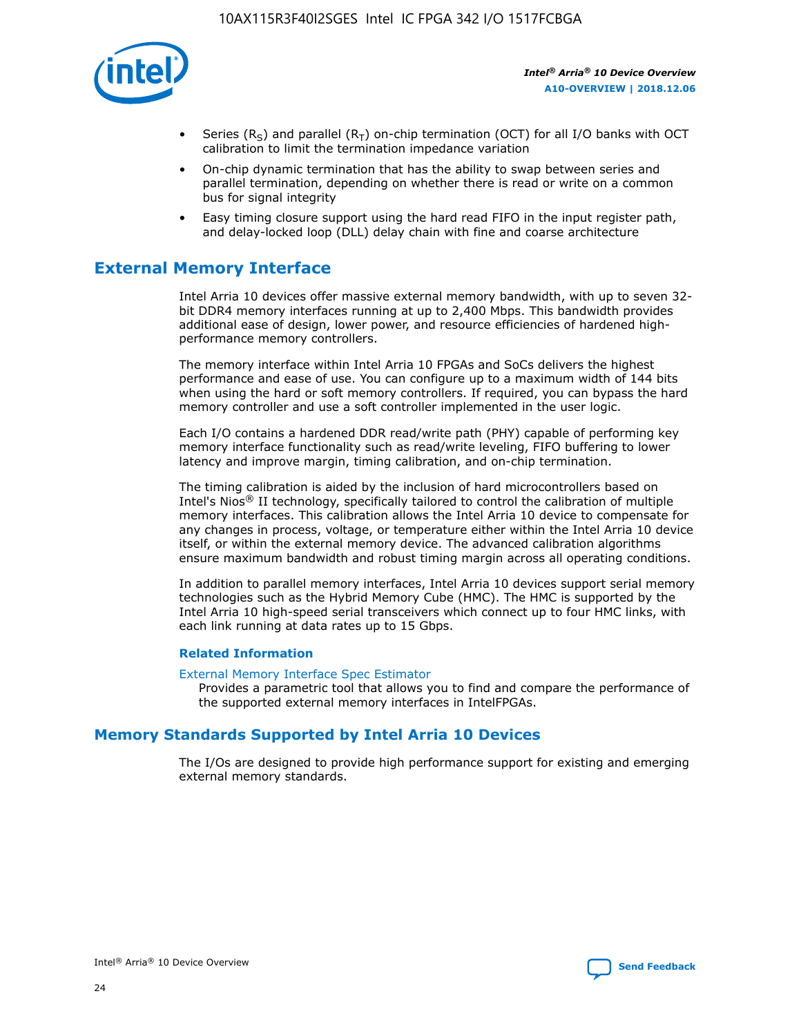- Series ($R_S$) and parallel ($R_T$) on-chip termination (OCT) for all I/O banks with OCT calibration to limit the termination impedance variation
- On-chip dynamic termination that has the ability to swap between series and parallel termination, depending on whether there is read or write on a common bus for signal integrity
- Easy timing closure support using the hard read FIFO in the input register path, and delay-locked loop (DLL) delay chain with fine and coarse architecture

## External Memory Interface

Intel Arria 10 devices offer massive external memory bandwidth, with up to seven 32-bit DDR4 memory interfaces running at up to 2,400 Mbps. This bandwidth provides additional ease of design, lower power, and resource efficiencies of hardened high-performance memory controllers.

The memory interface within Intel Arria 10 FPGAs and SoCs delivers the highest performance and ease of use. You can configure up to a maximum width of 144 bits when using the hard or soft memory controllers. If required, you can bypass the hard memory controller and use a soft controller implemented in the user logic.

Each I/O contains a hardened DDR read/write path (PHY) capable of performing key memory interface functionality such as read/write leveling, FIFO buffering to lower latency and improve margin, timing calibration, and on-chip termination.

The timing calibration is aided by the inclusion of hard microcontrollers based on Intel's Nios® II technology, specifically tailored to control the calibration of multiple memory interfaces. This calibration allows the Intel Arria 10 device to compensate for any changes in process, voltage, or temperature either within the Intel Arria 10 device itself, or within the external memory device. The advanced calibration algorithms ensure maximum bandwidth and robust timing margin across all operating conditions.

In addition to parallel memory interfaces, Intel Arria 10 devices support serial memory technologies such as the Hybrid Memory Cube (HMC). The HMC is supported by the Intel Arria 10 high-speed serial transceivers which connect up to four HMC links, with each link running at data rates up to 15 Gbps.

### Related Information

External Memory Interface Spec Estimator
Provides a parametric tool that allows you to find and compare the performance of the supported external memory interfaces in IntelFPGAs.

## Memory Standards Supported by Intel Arria 10 Devices

The I/Os are designed to provide high performance support for existing and emerging external memory standards.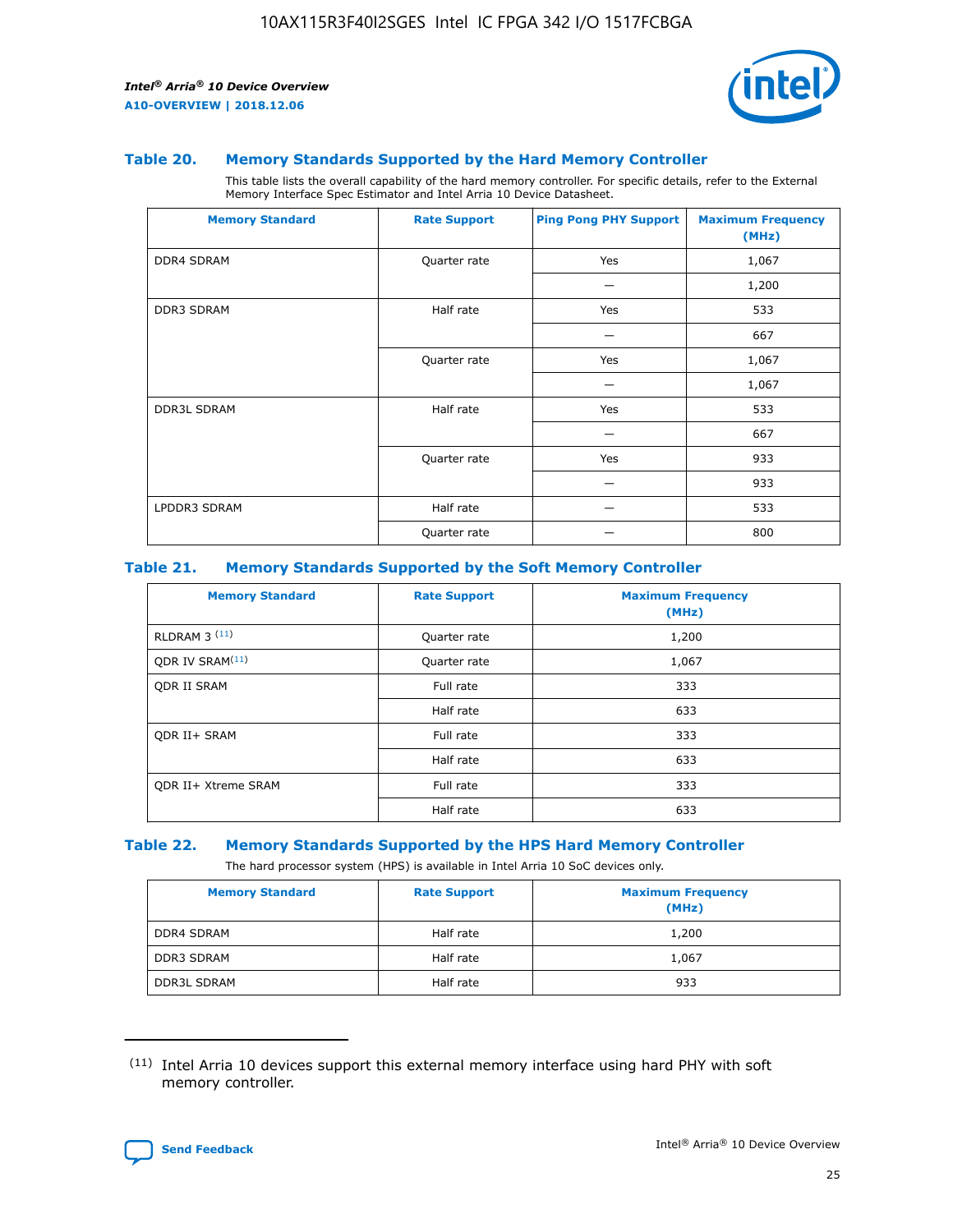### Table 20. Memory Standards Supported by the Hard Memory Controller

This table lists the overall capability of the hard memory controller. For specific details, refer to the External Memory Interface Spec Estimator and Intel Arria 10 Device Datasheet.

| Memory Standard | Rate Support | Ping Pong PHY Support | Maximum Frequency (MHz) |
|---|---|---|---|
| DDR4 SDRAM | Quarter rate | Yes | 1,067 |
| | | — | 1,200 |
| DDR3 SDRAM | Half rate | Yes | 533 |
| | | — | 667 |
| | Quarter rate | Yes | 1,067 |
| | | — | 1,067 |
| DDR3L SDRAM | Half rate | Yes | 533 |
| | | — | 667 |
| | Quarter rate | Yes | 933 |
| | | — | 933 |
| LPDDR3 SDRAM | Half rate | — | 533 |
| | Quarter rate | — | 800 |

### Table 21. Memory Standards Supported by the Soft Memory Controller

| Memory Standard | Rate Support | Maximum Frequency (MHz) |
|---|---|---|
| RLDRAM 3 [11] | Quarter rate | 1,200 |
| QDR IV SRAM[11] | Quarter rate | 1,067 |
| QDR II SRAM | Full rate | 333 |
| | Half rate | 633 |
| QDR II+ SRAM | Full rate | 333 |
| | Half rate | 633 |
| QDR II+ Xtreme SRAM | Full rate | 333 |
| | Half rate | 633 |

### Table 22. Memory Standards Supported by the HPS Hard Memory Controller

The hard processor system (HPS) is available in Intel Arria 10 SoC devices only.

| Memory Standard | Rate Support | Maximum Frequency (MHz) |
|---|---|---|
| DDR4 SDRAM | Half rate | 1,200 |
| DDR3 SDRAM | Half rate | 1,067 |
| DDR3L SDRAM | Half rate | 933 |

[11] Intel Arria 10 devices support this external memory interface using hard PHY with soft memory controller.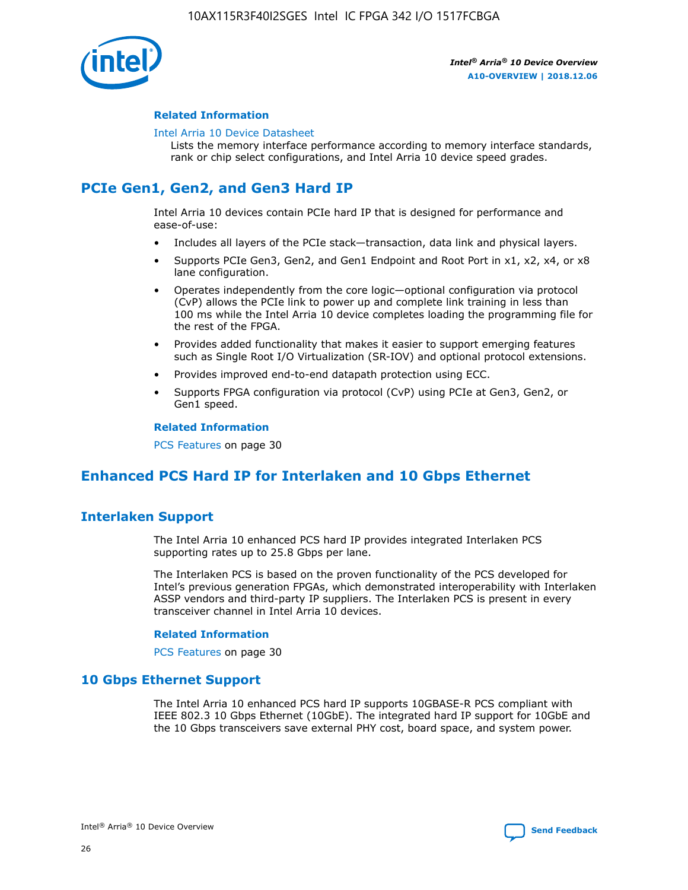**Related Information**

Intel Arria 10 Device Datasheet

Lists the memory interface performance according to memory interface standards, rank or chip select configurations, and Intel Arria 10 device speed grades.

## PCIe Gen1, Gen2, and Gen3 Hard IP

Intel Arria 10 devices contain PCIe hard IP that is designed for performance and ease-of-use:

- Includes all layers of the PCIe stack—transaction, data link and physical layers.
- Supports PCIe Gen3, Gen2, and Gen1 Endpoint and Root Port in x1, x2, x4, or x8 lane configuration.
- Operates independently from the core logic—optional configuration via protocol (CvP) allows the PCIe link to power up and complete link training in less than 100 ms while the Intel Arria 10 device completes loading the programming file for the rest of the FPGA.
- Provides added functionality that makes it easier to support emerging features such as Single Root I/O Virtualization (SR-IOV) and optional protocol extensions.
- Provides improved end-to-end datapath protection using ECC.
- Supports FPGA configuration via protocol (CvP) using PCIe at Gen3, Gen2, or Gen1 speed.

**Related Information**

PCS Features on page 30

## Enhanced PCS Hard IP for Interlaken and 10 Gbps Ethernet

### Interlaken Support

The Intel Arria 10 enhanced PCS hard IP provides integrated Interlaken PCS supporting rates up to 25.8 Gbps per lane.

The Interlaken PCS is based on the proven functionality of the PCS developed for Intel's previous generation FPGAs, which demonstrated interoperability with Interlaken ASSP vendors and third-party IP suppliers. The Interlaken PCS is present in every transceiver channel in Intel Arria 10 devices.

**Related Information**

PCS Features on page 30

### 10 Gbps Ethernet Support

The Intel Arria 10 enhanced PCS hard IP supports 10GBASE-R PCS compliant with IEEE 802.3 10 Gbps Ethernet (10GbE). The integrated hard IP support for 10GbE and the 10 Gbps transceivers save external PHY cost, board space, and system power.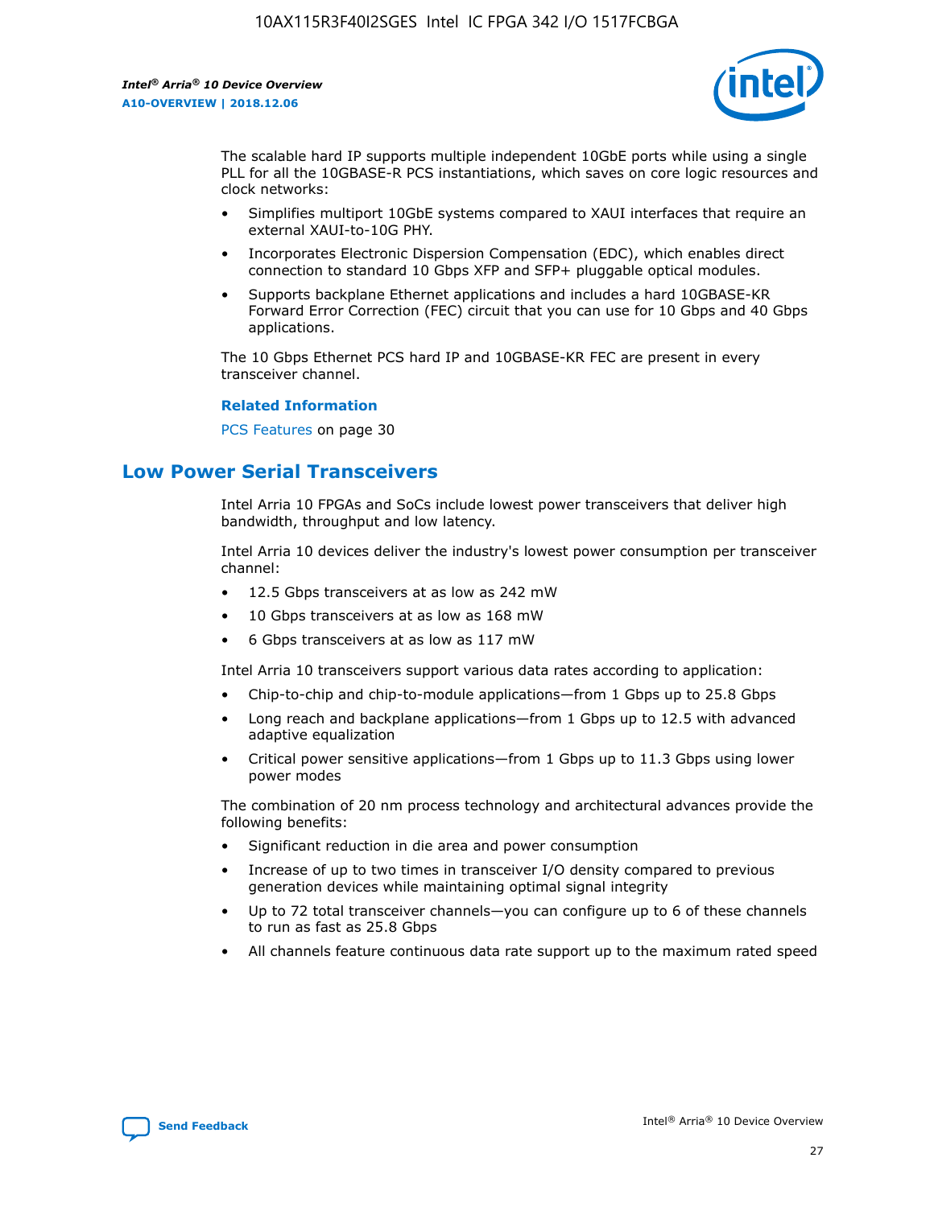The scalable hard IP supports multiple independent 10GbE ports while using a single PLL for all the 10GBASE-R PCS instantiations, which saves on core logic resources and clock networks:

- Simplifies multiport 10GbE systems compared to XAUI interfaces that require an external XAUI-to-10G PHY.
- Incorporates Electronic Dispersion Compensation (EDC), which enables direct connection to standard 10 Gbps XFP and SFP+ pluggable optical modules.
- Supports backplane Ethernet applications and includes a hard 10GBASE-KR Forward Error Correction (FEC) circuit that you can use for 10 Gbps and 40 Gbps applications.

The 10 Gbps Ethernet PCS hard IP and 10GBASE-KR FEC are present in every transceiver channel.

**Related Information**

PCS Features on page 30

## Low Power Serial Transceivers

Intel Arria 10 FPGAs and SoCs include lowest power transceivers that deliver high bandwidth, throughput and low latency.

Intel Arria 10 devices deliver the industry's lowest power consumption per transceiver channel:

- 12.5 Gbps transceivers at as low as 242 mW
- 10 Gbps transceivers at as low as 168 mW
- 6 Gbps transceivers at as low as 117 mW

Intel Arria 10 transceivers support various data rates according to application:

- Chip-to-chip and chip-to-module applications—from 1 Gbps up to 25.8 Gbps
- Long reach and backplane applications—from 1 Gbps up to 12.5 with advanced adaptive equalization
- Critical power sensitive applications—from 1 Gbps up to 11.3 Gbps using lower power modes

The combination of 20 nm process technology and architectural advances provide the following benefits:

- Significant reduction in die area and power consumption
- Increase of up to two times in transceiver I/O density compared to previous generation devices while maintaining optimal signal integrity
- Up to 72 total transceiver channels—you can configure up to 6 of these channels to run as fast as 25.8 Gbps
- All channels feature continuous data rate support up to the maximum rated speed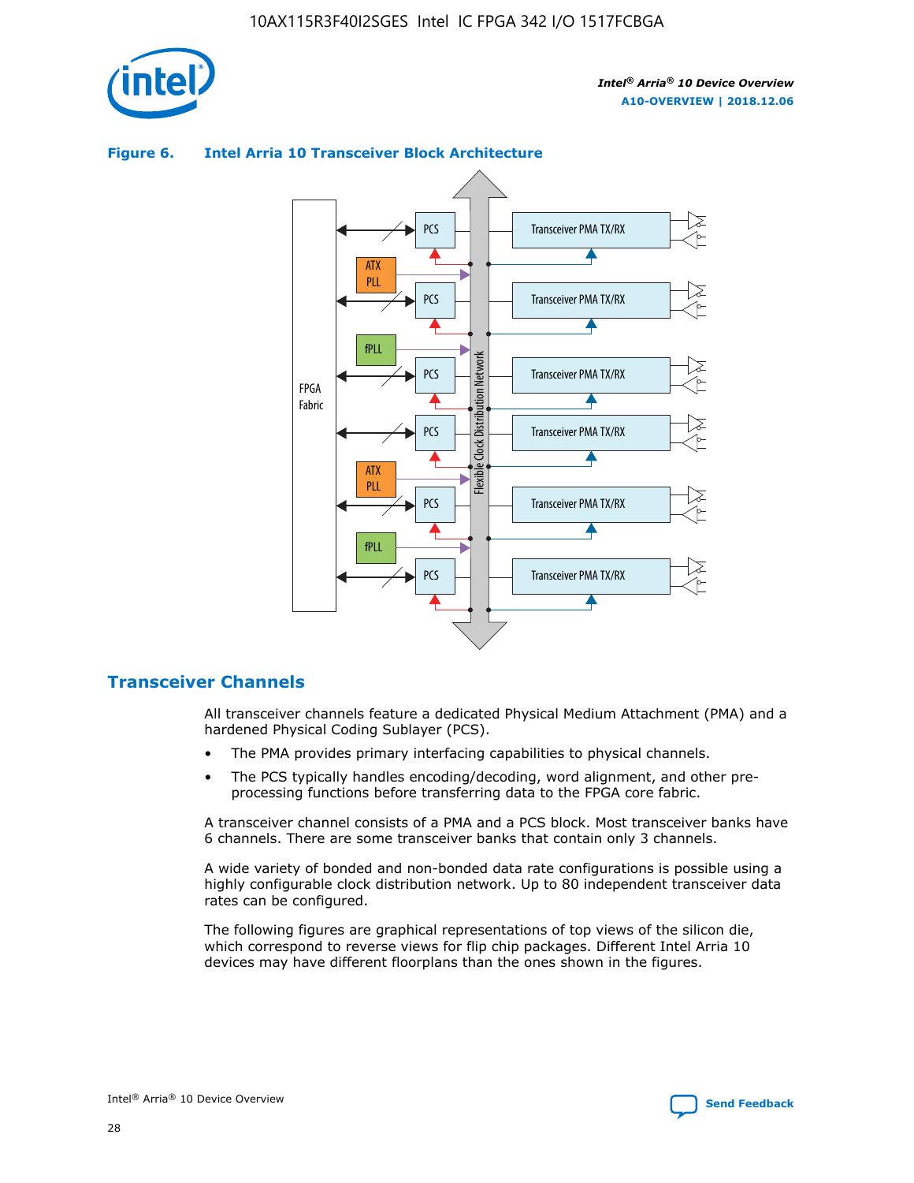**Figure 6. Intel Arria 10 Transceiver Block Architecture**

## Transceiver Channels

All transceiver channels feature a dedicated Physical Medium Attachment (PMA) and a hardened Physical Coding Sublayer (PCS).

- The PMA provides primary interfacing capabilities to physical channels.
- The PCS typically handles encoding/decoding, word alignment, and other pre-processing functions before transferring data to the FPGA core fabric.

A transceiver channel consists of a PMA and a PCS block. Most transceiver banks have 6 channels. There are some transceiver banks that contain only 3 channels.

A wide variety of bonded and non-bonded data rate configurations is possible using a highly configurable clock distribution network. Up to 80 independent transceiver data rates can be configured.

The following figures are graphical representations of top views of the silicon die, which correspond to reverse views for flip chip packages. Different Intel Arria 10 devices may have different floorplans than the ones shown in the figures.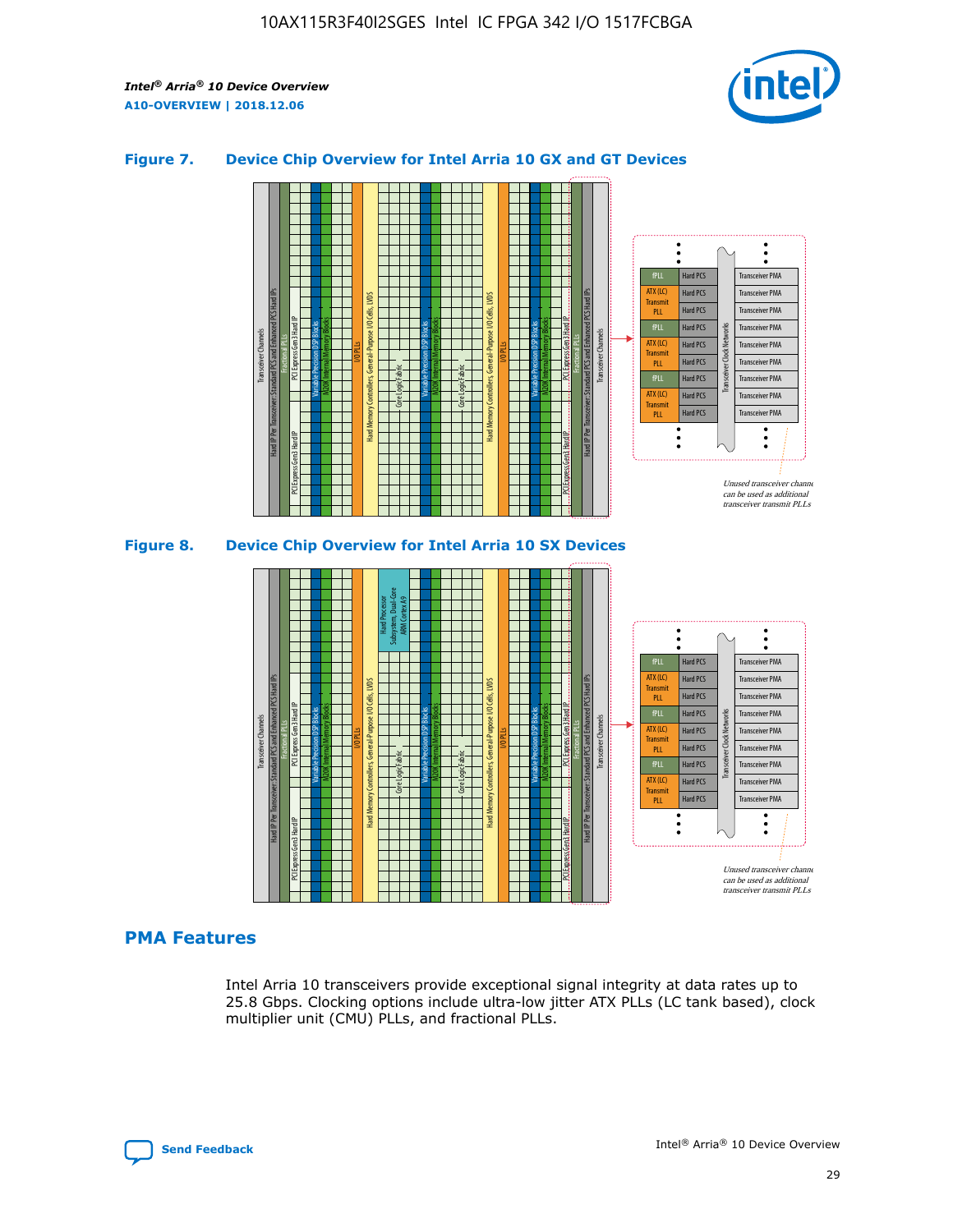### Figure 7. Device Chip Overview for Intel Arria 10 GX and GT Devices

Unused transceiver channels can be used as additional transceiver transmit PLLs

### Figure 8. Device Chip Overview for Intel Arria 10 SX Devices

Unused transceiver channels can be used as additional transceiver transmit PLLs

## PMA Features

Intel Arria 10 transceivers provide exceptional signal integrity at data rates up to 25.8 Gbps. Clocking options include ultra-low jitter ATX PLLs (LC tank based), clock multiplier unit (CMU) PLLs, and fractional PLLs.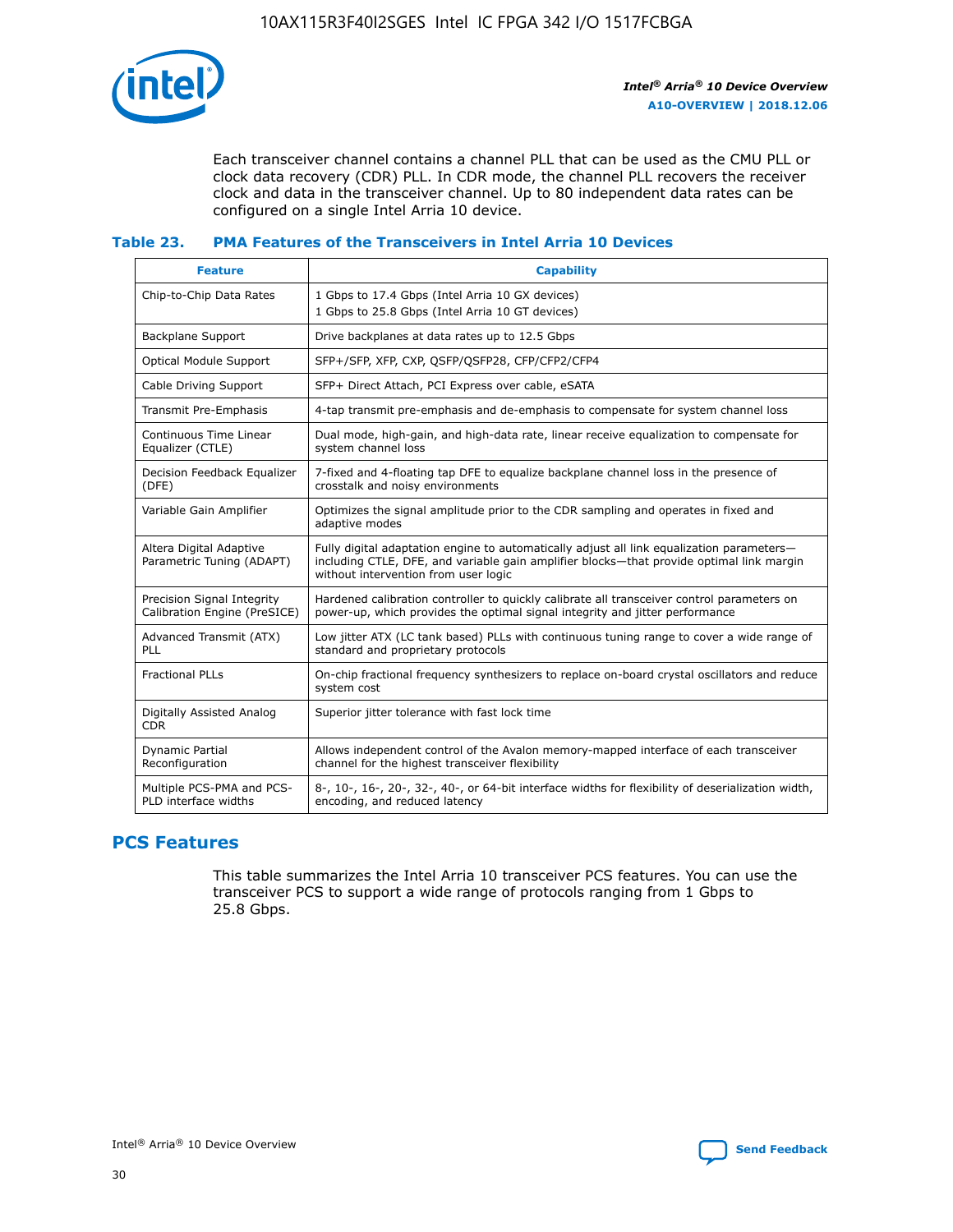Each transceiver channel contains a channel PLL that can be used as the CMU PLL or clock data recovery (CDR) PLL. In CDR mode, the channel PLL recovers the receiver clock and data in the transceiver channel. Up to 80 independent data rates can be configured on a single Intel Arria 10 device.

### Table 23. PMA Features of the Transceivers in Intel Arria 10 Devices

| Feature | Capability |
| --- | --- |
| Chip-to-Chip Data Rates | 1 Gbps to 17.4 Gbps (Intel Arria 10 GX devices)<br>1 Gbps to 25.8 Gbps (Intel Arria 10 GT devices) |
| Backplane Support | Drive backplanes at data rates up to 12.5 Gbps |
| Optical Module Support | SFP+/SFP, XFP, CXP, QSFP/QSFP28, CFP/CFP2/CFP4 |
| Cable Driving Support | SFP+ Direct Attach, PCI Express over cable, eSATA |
| Transmit Pre-Emphasis | 4-tap transmit pre-emphasis and de-emphasis to compensate for system channel loss |
| Continuous Time Linear Equalizer (CTLE) | Dual mode, high-gain, and high-data rate, linear receive equalization to compensate for system channel loss |
| Decision Feedback Equalizer (DFE) | 7-fixed and 4-floating tap DFE to equalize backplane channel loss in the presence of crosstalk and noisy environments |
| Variable Gain Amplifier | Optimizes the signal amplitude prior to the CDR sampling and operates in fixed and adaptive modes |
| Altera Digital Adaptive Parametric Tuning (ADAPT) | Fully digital adaptation engine to automatically adjust all link equalization parameters—including CTLE, DFE, and variable gain amplifier blocks—that provide optimal link margin without intervention from user logic |
| Precision Signal Integrity Calibration Engine (PreSICE) | Hardened calibration controller to quickly calibrate all transceiver control parameters on power-up, which provides the optimal signal integrity and jitter performance |
| Advanced Transmit (ATX) PLL | Low jitter ATX (LC tank based) PLLs with continuous tuning range to cover a wide range of standard and proprietary protocols |
| Fractional PLLs | On-chip fractional frequency synthesizers to replace on-board crystal oscillators and reduce system cost |
| Digitally Assisted Analog CDR | Superior jitter tolerance with fast lock time |
| Dynamic Partial Reconfiguration | Allows independent control of the Avalon memory-mapped interface of each transceiver channel for the highest transceiver flexibility |
| Multiple PCS-PMA and PCS-PLD interface widths | 8-, 10-, 16-, 20-, 32-, 40-, or 64-bit interface widths for flexibility of deserialization width, encoding, and reduced latency |

## PCS Features

This table summarizes the Intel Arria 10 transceiver PCS features. You can use the transceiver PCS to support a wide range of protocols ranging from 1 Gbps to 25.8 Gbps.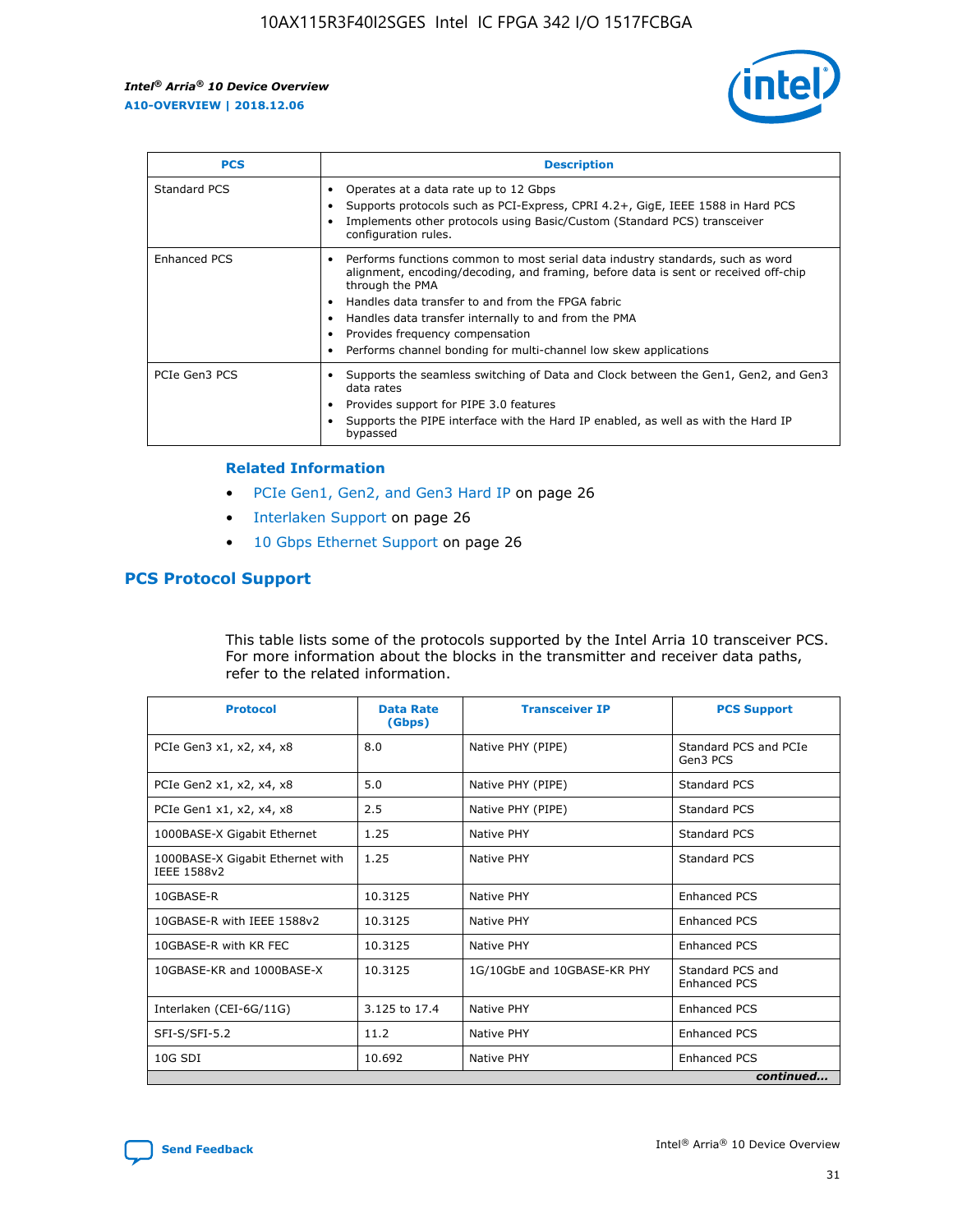| PCS | Description |
| --- | --- |
| Standard PCS | • Operates at a data rate up to 12 Gbps<br>• Supports protocols such as PCI-Express, CPRI 4.2+, GigE, IEEE 1588 in Hard PCS<br>• Implements other protocols using Basic/Custom (Standard PCS) transceiver configuration rules. |
| Enhanced PCS | • Performs functions common to most serial data industry standards, such as word alignment, encoding/decoding, and framing, before data is sent or received off-chip through the PMA<br>• Handles data transfer to and from the FPGA fabric<br>• Handles data transfer internally to and from the PMA<br>• Provides frequency compensation<br>• Performs channel bonding for multi-channel low skew applications |
| PCIe Gen3 PCS | • Supports the seamless switching of Data and Clock between the Gen1, Gen2, and Gen3 data rates<br>• Provides support for PIPE 3.0 features<br>• Supports the PIPE interface with the Hard IP enabled, as well as with the Hard IP bypassed |

### Related Information

- PCIe Gen1, Gen2, and Gen3 Hard IP on page 26
- Interlaken Support on page 26
- 10 Gbps Ethernet Support on page 26

## PCS Protocol Support

This table lists some of the protocols supported by the Intel Arria 10 transceiver PCS. For more information about the blocks in the transmitter and receiver data paths, refer to the related information.

| Protocol | Data Rate (Gbps) | Transceiver IP | PCS Support |
| --- | --- | --- | --- |
| PCIe Gen3 x1, x2, x4, x8 | 8.0 | Native PHY (PIPE) | Standard PCS and PCIe Gen3 PCS |
| PCIe Gen2 x1, x2, x4, x8 | 5.0 | Native PHY (PIPE) | Standard PCS |
| PCIe Gen1 x1, x2, x4, x8 | 2.5 | Native PHY (PIPE) | Standard PCS |
| 1000BASE-X Gigabit Ethernet | 1.25 | Native PHY | Standard PCS |
| 1000BASE-X Gigabit Ethernet with IEEE 1588v2 | 1.25 | Native PHY | Standard PCS |
| 10GBASE-R | 10.3125 | Native PHY | Enhanced PCS |
| 10GBASE-R with IEEE 1588v2 | 10.3125 | Native PHY | Enhanced PCS |
| 10GBASE-R with KR FEC | 10.3125 | Native PHY | Enhanced PCS |
| 10GBASE-KR and 1000BASE-X | 10.3125 | 1G/10GbE and 10GBASE-KR PHY | Standard PCS and Enhanced PCS |
| Interlaken (CEI-6G/11G) | 3.125 to 17.4 | Native PHY | Enhanced PCS |
| SFI-S/SFI-5.2 | 11.2 | Native PHY | Enhanced PCS |
| 10G SDI | 10.692 | Native PHY | Enhanced PCS |

*continued...*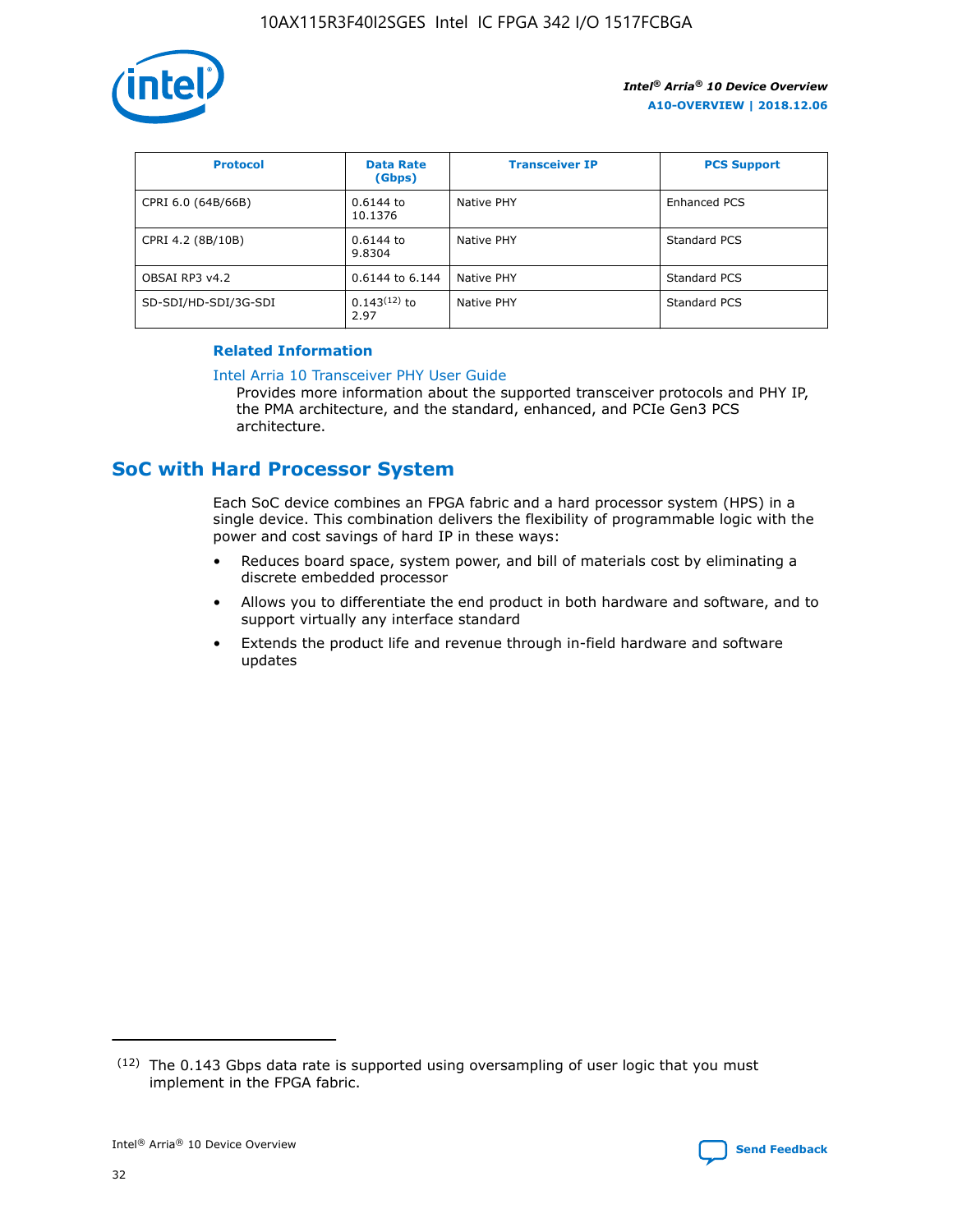| Protocol | Data Rate (Gbps) | Transceiver IP | PCS Support |
| --- | --- | --- | --- |
| CPRI 6.0 (64B/66B) | 0.6144 to 10.1376 | Native PHY | Enhanced PCS |
| CPRI 4.2 (8B/10B) | 0.6144 to 9.8304 | Native PHY | Standard PCS |
| OBSAI RP3 v4.2 | 0.6144 to 6.144 | Native PHY | Standard PCS |
| SD-SDI/HD-SDI/3G-SDI | 0.143[12] to 2.97 | Native PHY | Standard PCS |

**Related Information**

Intel Arria 10 Transceiver PHY User Guide

Provides more information about the supported transceiver protocols and PHY IP, the PMA architecture, and the standard, enhanced, and PCIe Gen3 PCS architecture.

## SoC with Hard Processor System

Each SoC device combines an FPGA fabric and a hard processor system (HPS) in a single device. This combination delivers the flexibility of programmable logic with the power and cost savings of hard IP in these ways:

- Reduces board space, system power, and bill of materials cost by eliminating a discrete embedded processor
- Allows you to differentiate the end product in both hardware and software, and to support virtually any interface standard
- Extends the product life and revenue through in-field hardware and software updates

[12] The 0.143 Gbps data rate is supported using oversampling of user logic that you must implement in the FPGA fabric.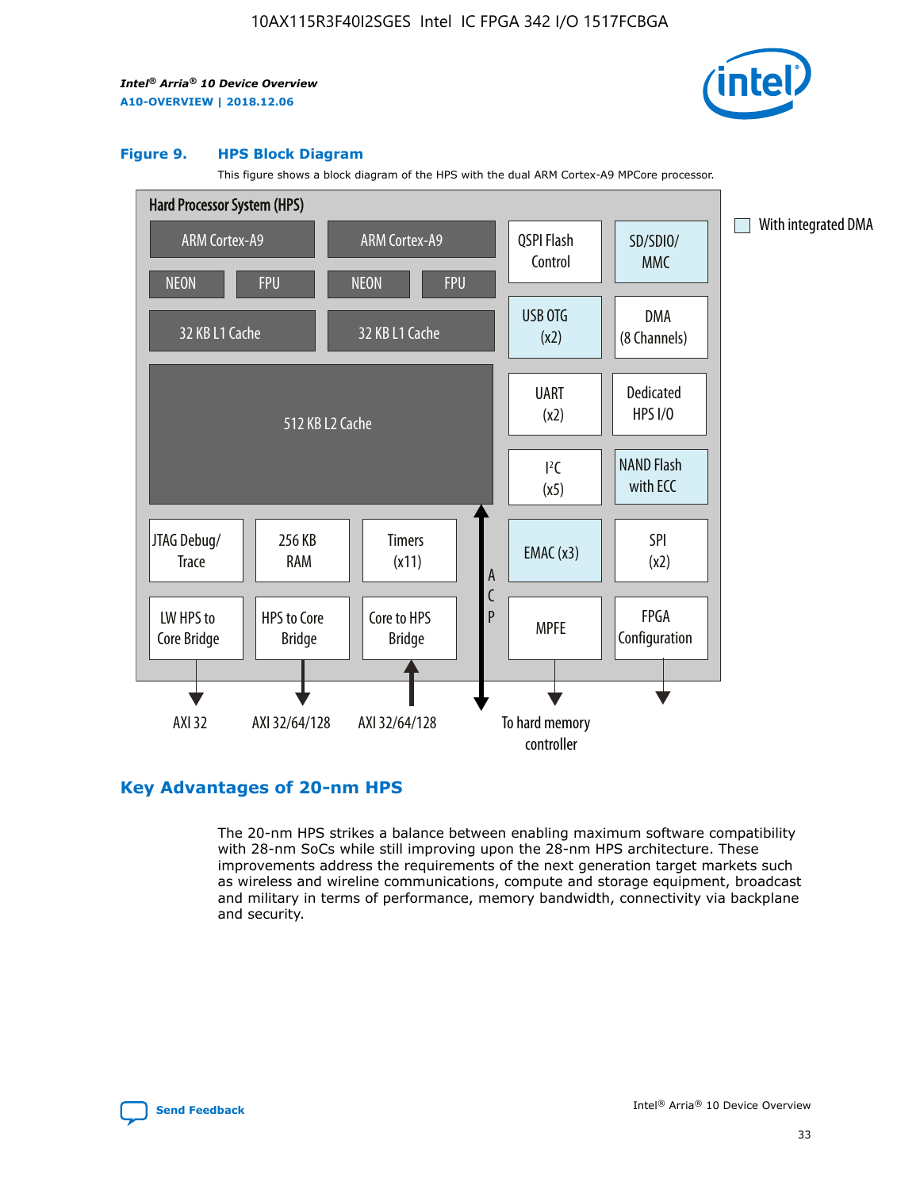**Figure 9. HPS Block Diagram**

This figure shows a block diagram of the HPS with the dual ARM Cortex-A9 MPCore processor.

Hard Processor System (HPS)

ARM Cortex-A9 | ARM Cortex-A9
NEON | FPU | NEON | FPU
32 KB L1 Cache | 32 KB L1 Cache
512 KB L2 Cache
JTAG Debug/Trace | 256 KB RAM | Timers (x11)
LW HPS to Core Bridge | HPS to Core Bridge | Core to HPS Bridge
ACP
QSPI Flash Control | SD/SDIO/MMC
USB OTG (x2) | DMA (8 Channels)
UART (x2) | Dedicated HPS I/O
I²C (x5) | NAND Flash with ECC
EMAC (x3) | SPI (x2)
MPFE | FPGA Configuration

With integrated DMA

AXI 32 | AXI 32/64/128 | AXI 32/64/128 | To hard memory controller

## Key Advantages of 20-nm HPS

The 20-nm HPS strikes a balance between enabling maximum software compatibility with 28-nm SoCs while still improving upon the 28-nm HPS architecture. These improvements address the requirements of the next generation target markets such as wireless and wireline communications, compute and storage equipment, broadcast and military in terms of performance, memory bandwidth, connectivity via backplane and security.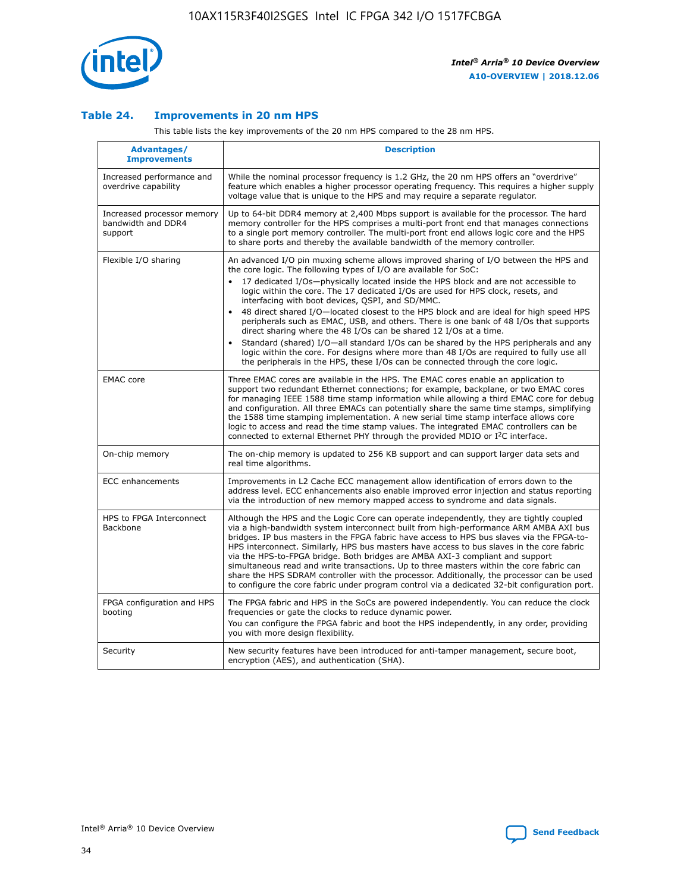### Table 24. Improvements in 20 nm HPS

This table lists the key improvements of the 20 nm HPS compared to the 28 nm HPS.

| Advantages/ Improvements | Description |
|---|---|
| Increased performance and overdrive capability | While the nominal processor frequency is 1.2 GHz, the 20 nm HPS offers an "overdrive" feature which enables a higher processor operating frequency. This requires a higher supply voltage value that is unique to the HPS and may require a separate regulator. |
| Increased processor memory bandwidth and DDR4 support | Up to 64-bit DDR4 memory at 2,400 Mbps support is available for the processor. The hard memory controller for the HPS comprises a multi-port front end that manages connections to a single port memory controller. The multi-port front end allows logic core and the HPS to share ports and thereby the available bandwidth of the memory controller. |
| Flexible I/O sharing | An advanced I/O pin muxing scheme allows improved sharing of I/O between the HPS and the core logic. The following types of I/O are available for SoC: • 17 dedicated I/Os—physically located inside the HPS block and are not accessible to logic within the core. The 17 dedicated I/Os are used for HPS clock, resets, and interfacing with boot devices, QSPI, and SD/MMC. • 48 direct shared I/O—located closest to the HPS block and are ideal for high speed HPS peripherals such as EMAC, USB, and others. There is one bank of 48 I/Os that supports direct sharing where the 48 I/Os can be shared 12 I/Os at a time. • Standard (shared) I/O—all standard I/Os can be shared by the HPS peripherals and any logic within the core. For designs where more than 48 I/Os are required to fully use all the peripherals in the HPS, these I/Os can be connected through the core logic. |
| EMAC core | Three EMAC cores are available in the HPS. The EMAC cores enable an application to support two redundant Ethernet connections; for example, backplane, or two EMAC cores for managing IEEE 1588 time stamp information while allowing a third EMAC core for debug and configuration. All three EMACs can potentially share the same time stamps, simplifying the 1588 time stamping implementation. A new serial time stamp interface allows core logic to access and read the time stamp values. The integrated EMAC controllers can be connected to external Ethernet PHY through the provided MDIO or I²C interface. |
| On-chip memory | The on-chip memory is updated to 256 KB support and can support larger data sets and real time algorithms. |
| ECC enhancements | Improvements in L2 Cache ECC management allow identification of errors down to the address level. ECC enhancements also enable improved error injection and status reporting via the introduction of new memory mapped access to syndrome and data signals. |
| HPS to FPGA Interconnect Backbone | Although the HPS and the Logic Core can operate independently, they are tightly coupled via a high-bandwidth system interconnect built from high-performance ARM AMBA AXI bus bridges. IP bus masters in the FPGA fabric have access to HPS bus slaves via the FPGA-to-HPS interconnect. Similarly, HPS bus masters have access to bus slaves in the core fabric via the HPS-to-FPGA bridge. Both bridges are AMBA AXI-3 compliant and support simultaneous read and write transactions. Up to three masters within the core fabric can share the HPS SDRAM controller with the processor. Additionally, the processor can be used to configure the core fabric under program control via a dedicated 32-bit configuration port. |
| FPGA configuration and HPS booting | The FPGA fabric and HPS in the SoCs are powered independently. You can reduce the clock frequencies or gate the clocks to reduce dynamic power. You can configure the FPGA fabric and boot the HPS independently, in any order, providing you with more design flexibility. |
| Security | New security features have been introduced for anti-tamper management, secure boot, encryption (AES), and authentication (SHA). |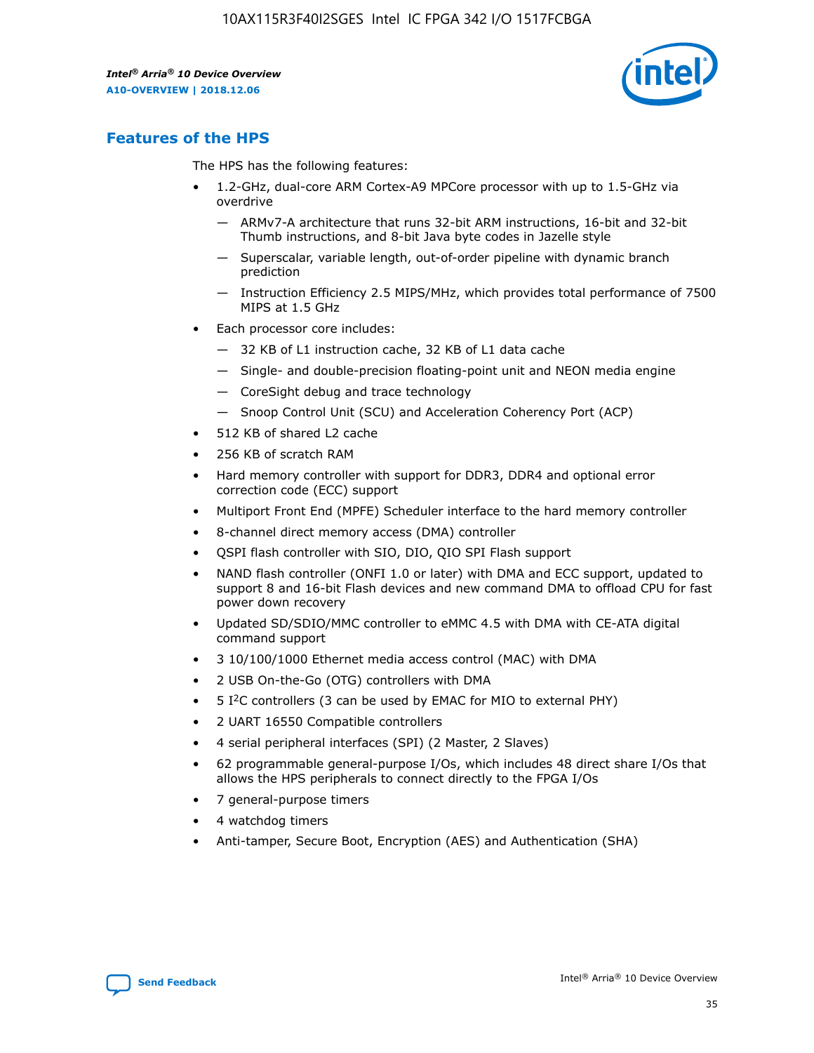## Features of the HPS

The HPS has the following features:

- 1.2-GHz, dual-core ARM Cortex-A9 MPCore processor with up to 1.5-GHz via overdrive
  - — ARMv7-A architecture that runs 32-bit ARM instructions, 16-bit and 32-bit Thumb instructions, and 8-bit Java byte codes in Jazelle style
  - — Superscalar, variable length, out-of-order pipeline with dynamic branch prediction
  - — Instruction Efficiency 2.5 MIPS/MHz, which provides total performance of 7500 MIPS at 1.5 GHz
- Each processor core includes:
  - — 32 KB of L1 instruction cache, 32 KB of L1 data cache
  - — Single- and double-precision floating-point unit and NEON media engine
  - — CoreSight debug and trace technology
  - — Snoop Control Unit (SCU) and Acceleration Coherency Port (ACP)
- 512 KB of shared L2 cache
- 256 KB of scratch RAM
- Hard memory controller with support for DDR3, DDR4 and optional error correction code (ECC) support
- Multiport Front End (MPFE) Scheduler interface to the hard memory controller
- 8-channel direct memory access (DMA) controller
- QSPI flash controller with SIO, DIO, QIO SPI Flash support
- NAND flash controller (ONFI 1.0 or later) with DMA and ECC support, updated to support 8 and 16-bit Flash devices and new command DMA to offload CPU for fast power down recovery
- Updated SD/SDIO/MMC controller to eMMC 4.5 with DMA with CE-ATA digital command support
- 3 10/100/1000 Ethernet media access control (MAC) with DMA
- 2 USB On-the-Go (OTG) controllers with DMA
- 5 I²C controllers (3 can be used by EMAC for MIO to external PHY)
- 2 UART 16550 Compatible controllers
- 4 serial peripheral interfaces (SPI) (2 Master, 2 Slaves)
- 62 programmable general-purpose I/Os, which includes 48 direct share I/Os that allows the HPS peripherals to connect directly to the FPGA I/Os
- 7 general-purpose timers
- 4 watchdog timers
- Anti-tamper, Secure Boot, Encryption (AES) and Authentication (SHA)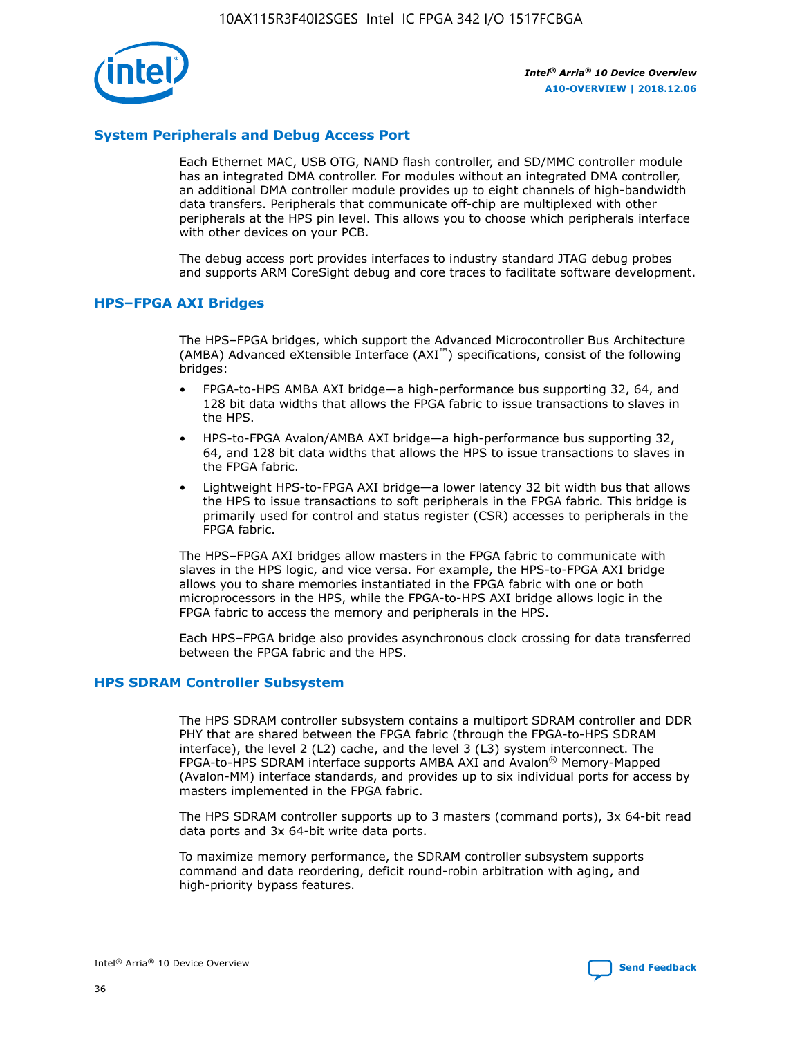## System Peripherals and Debug Access Port

Each Ethernet MAC, USB OTG, NAND flash controller, and SD/MMC controller module has an integrated DMA controller. For modules without an integrated DMA controller, an additional DMA controller module provides up to eight channels of high-bandwidth data transfers. Peripherals that communicate off-chip are multiplexed with other peripherals at the HPS pin level. This allows you to choose which peripherals interface with other devices on your PCB.

The debug access port provides interfaces to industry standard JTAG debug probes and supports ARM CoreSight debug and core traces to facilitate software development.

## HPS–FPGA AXI Bridges

The HPS–FPGA bridges, which support the Advanced Microcontroller Bus Architecture (AMBA) Advanced eXtensible Interface (AXI™) specifications, consist of the following bridges:

- FPGA-to-HPS AMBA AXI bridge—a high-performance bus supporting 32, 64, and 128 bit data widths that allows the FPGA fabric to issue transactions to slaves in the HPS.
- HPS-to-FPGA Avalon/AMBA AXI bridge—a high-performance bus supporting 32, 64, and 128 bit data widths that allows the HPS to issue transactions to slaves in the FPGA fabric.
- Lightweight HPS-to-FPGA AXI bridge—a lower latency 32 bit width bus that allows the HPS to issue transactions to soft peripherals in the FPGA fabric. This bridge is primarily used for control and status register (CSR) accesses to peripherals in the FPGA fabric.

The HPS–FPGA AXI bridges allow masters in the FPGA fabric to communicate with slaves in the HPS logic, and vice versa. For example, the HPS-to-FPGA AXI bridge allows you to share memories instantiated in the FPGA fabric with one or both microprocessors in the HPS, while the FPGA-to-HPS AXI bridge allows logic in the FPGA fabric to access the memory and peripherals in the HPS.

Each HPS–FPGA bridge also provides asynchronous clock crossing for data transferred between the FPGA fabric and the HPS.

## HPS SDRAM Controller Subsystem

The HPS SDRAM controller subsystem contains a multiport SDRAM controller and DDR PHY that are shared between the FPGA fabric (through the FPGA-to-HPS SDRAM interface), the level 2 (L2) cache, and the level 3 (L3) system interconnect. The FPGA-to-HPS SDRAM interface supports AMBA AXI and Avalon® Memory-Mapped (Avalon-MM) interface standards, and provides up to six individual ports for access by masters implemented in the FPGA fabric.

The HPS SDRAM controller supports up to 3 masters (command ports), 3x 64-bit read data ports and 3x 64-bit write data ports.

To maximize memory performance, the SDRAM controller subsystem supports command and data reordering, deficit round-robin arbitration with aging, and high-priority bypass features.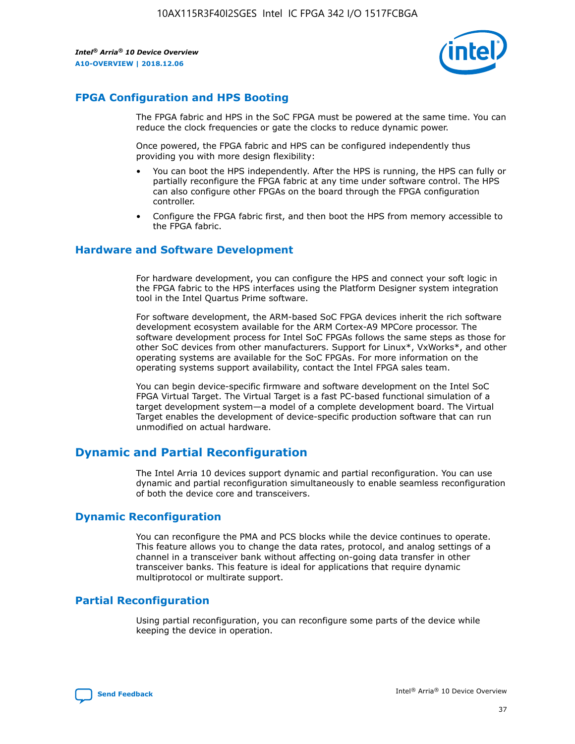## FPGA Configuration and HPS Booting

The FPGA fabric and HPS in the SoC FPGA must be powered at the same time. You can reduce the clock frequencies or gate the clocks to reduce dynamic power.

Once powered, the FPGA fabric and HPS can be configured independently thus providing you with more design flexibility:

- You can boot the HPS independently. After the HPS is running, the HPS can fully or partially reconfigure the FPGA fabric at any time under software control. The HPS can also configure other FPGAs on the board through the FPGA configuration controller.
- Configure the FPGA fabric first, and then boot the HPS from memory accessible to the FPGA fabric.

## Hardware and Software Development

For hardware development, you can configure the HPS and connect your soft logic in the FPGA fabric to the HPS interfaces using the Platform Designer system integration tool in the Intel Quartus Prime software.

For software development, the ARM-based SoC FPGA devices inherit the rich software development ecosystem available for the ARM Cortex-A9 MPCore processor. The software development process for Intel SoC FPGAs follows the same steps as those for other SoC devices from other manufacturers. Support for Linux*, VxWorks*, and other operating systems are available for the SoC FPGAs. For more information on the operating systems support availability, contact the Intel FPGA sales team.

You can begin device-specific firmware and software development on the Intel SoC FPGA Virtual Target. The Virtual Target is a fast PC-based functional simulation of a target development system—a model of a complete development board. The Virtual Target enables the development of device-specific production software that can run unmodified on actual hardware.

# Dynamic and Partial Reconfiguration

The Intel Arria 10 devices support dynamic and partial reconfiguration. You can use dynamic and partial reconfiguration simultaneously to enable seamless reconfiguration of both the device core and transceivers.

## Dynamic Reconfiguration

You can reconfigure the PMA and PCS blocks while the device continues to operate. This feature allows you to change the data rates, protocol, and analog settings of a channel in a transceiver bank without affecting on-going data transfer in other transceiver banks. This feature is ideal for applications that require dynamic multiprotocol or multirate support.

## Partial Reconfiguration

Using partial reconfiguration, you can reconfigure some parts of the device while keeping the device in operation.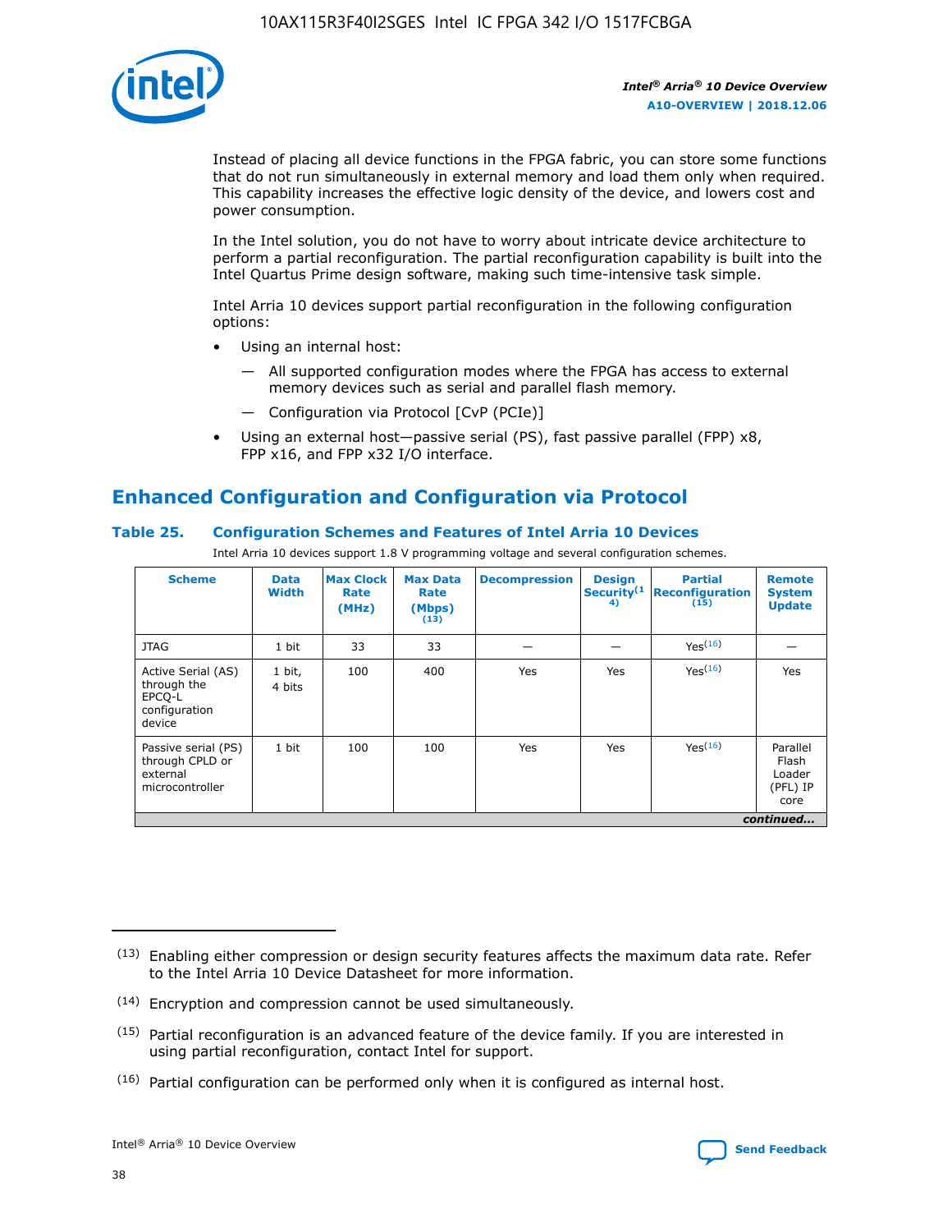Instead of placing all device functions in the FPGA fabric, you can store some functions that do not run simultaneously in external memory and load them only when required. This capability increases the effective logic density of the device, and lowers cost and power consumption.

In the Intel solution, you do not have to worry about intricate device architecture to perform a partial reconfiguration. The partial reconfiguration capability is built into the Intel Quartus Prime design software, making such time-intensive task simple.

Intel Arria 10 devices support partial reconfiguration in the following configuration options:

- Using an internal host:
  - — All supported configuration modes where the FPGA has access to external memory devices such as serial and parallel flash memory.
  - — Configuration via Protocol [CvP (PCIe)]
- Using an external host—passive serial (PS), fast passive parallel (FPP) x8, FPP x16, and FPP x32 I/O interface.

## Enhanced Configuration and Configuration via Protocol

### Table 25. Configuration Schemes and Features of Intel Arria 10 Devices

Intel Arria 10 devices support 1.8 V programming voltage and several configuration schemes.

| Scheme | Data Width | Max Clock Rate (MHz) | Max Data Rate (Mbps) (13) | Decompression | Design Security (14) | Partial Reconfiguration (15) | Remote System Update |
|---|---|---|---|---|---|---|---|
| JTAG | 1 bit | 33 | 33 | — | — | Yes (16) | — |
| Active Serial (AS) through the EPCQ-L configuration device | 1 bit, 4 bits | 100 | 400 | Yes | Yes | Yes (16) | Yes |
| Passive serial (PS) through CPLD or external microcontroller | 1 bit | 100 | 100 | Yes | Yes | Yes (16) | Parallel Flash Loader (PFL) IP core |

*continued...*

(13) Enabling either compression or design security features affects the maximum data rate. Refer to the Intel Arria 10 Device Datasheet for more information.

(14) Encryption and compression cannot be used simultaneously.

(15) Partial reconfiguration is an advanced feature of the device family. If you are interested in using partial reconfiguration, contact Intel for support.

(16) Partial configuration can be performed only when it is configured as internal host.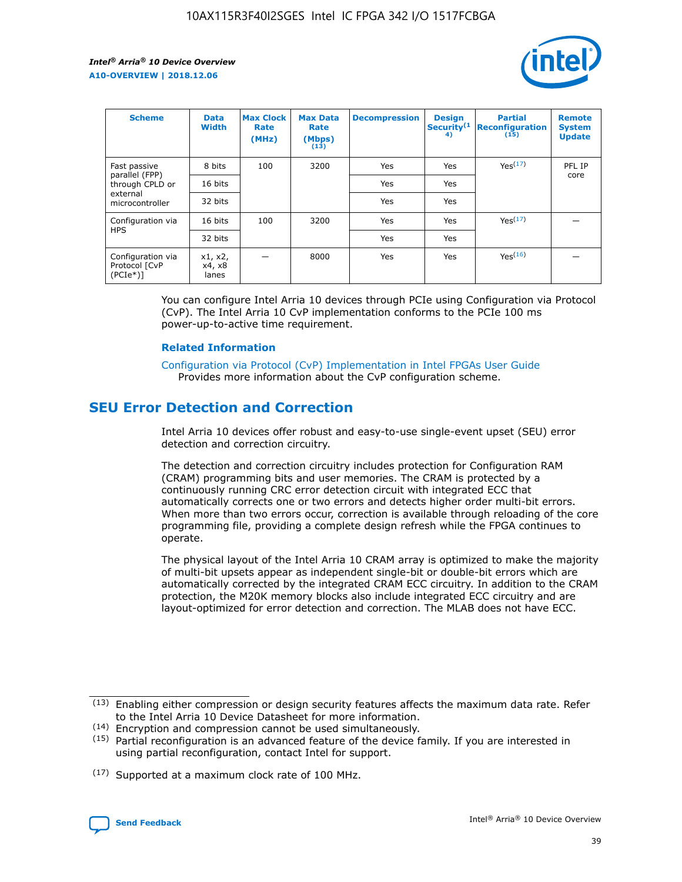| Scheme | Data Width | Max Clock Rate (MHz) | Max Data Rate (Mbps) (13) | Decompression | Design Security(14) | Partial Reconfiguration (15) | Remote System Update |
|---|---|---|---|---|---|---|---|
| Fast passive parallel (FPP) through CPLD or external microcontroller | 8 bits | 100 | 3200 | Yes | Yes | Yes(17) | PFL IP core |
| | 16 bits | | | Yes | Yes | | |
| | 32 bits | | | Yes | Yes | | |
| Configuration via HPS | 16 bits | 100 | 3200 | Yes | Yes | Yes(17) | — |
| | 32 bits | | | Yes | Yes | | |
| Configuration via Protocol [CvP (PCIe*)] | x1, x2, x4, x8 lanes | — | 8000 | Yes | Yes | Yes(16) | — |

You can configure Intel Arria 10 devices through PCIe using Configuration via Protocol (CvP). The Intel Arria 10 CvP implementation conforms to the PCIe 100 ms power-up-to-active time requirement.

**Related Information**

Configuration via Protocol (CvP) Implementation in Intel FPGAs User Guide
Provides more information about the CvP configuration scheme.

## SEU Error Detection and Correction

Intel Arria 10 devices offer robust and easy-to-use single-event upset (SEU) error detection and correction circuitry.

The detection and correction circuitry includes protection for Configuration RAM (CRAM) programming bits and user memories. The CRAM is protected by a continuously running CRC error detection circuit with integrated ECC that automatically corrects one or two errors and detects higher order multi-bit errors. When more than two errors occur, correction is available through reloading of the core programming file, providing a complete design refresh while the FPGA continues to operate.

The physical layout of the Intel Arria 10 CRAM array is optimized to make the majority of multi-bit upsets appear as independent single-bit or double-bit errors which are automatically corrected by the integrated CRAM ECC circuitry. In addition to the CRAM protection, the M20K memory blocks also include integrated ECC circuitry and are layout-optimized for error detection and correction. The MLAB does not have ECC.

(13) Enabling either compression or design security features affects the maximum data rate. Refer to the Intel Arria 10 Device Datasheet for more information.

(14) Encryption and compression cannot be used simultaneously.

(15) Partial reconfiguration is an advanced feature of the device family. If you are interested in using partial reconfiguration, contact Intel for support.

(17) Supported at a maximum clock rate of 100 MHz.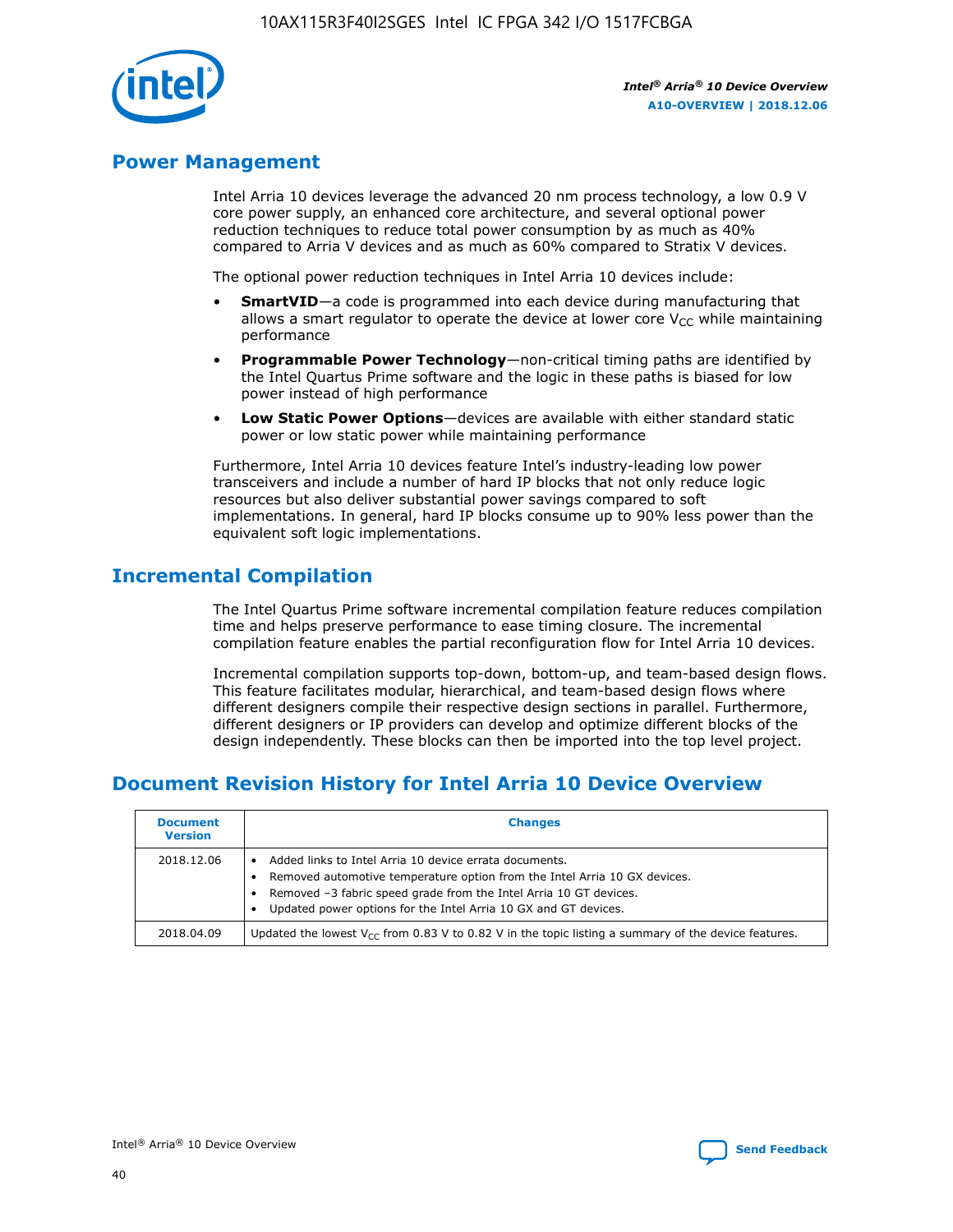## Power Management

Intel Arria 10 devices leverage the advanced 20 nm process technology, a low 0.9 V core power supply, an enhanced core architecture, and several optional power reduction techniques to reduce total power consumption by as much as 40% compared to Arria V devices and as much as 60% compared to Stratix V devices.

The optional power reduction techniques in Intel Arria 10 devices include:

- **SmartVID**—a code is programmed into each device during manufacturing that allows a smart regulator to operate the device at lower core $V_{CC}$ while maintaining performance
- **Programmable Power Technology**—non-critical timing paths are identified by the Intel Quartus Prime software and the logic in these paths is biased for low power instead of high performance
- **Low Static Power Options**—devices are available with either standard static power or low static power while maintaining performance

Furthermore, Intel Arria 10 devices feature Intel's industry-leading low power transceivers and include a number of hard IP blocks that not only reduce logic resources but also deliver substantial power savings compared to soft implementations. In general, hard IP blocks consume up to 90% less power than the equivalent soft logic implementations.

## Incremental Compilation

The Intel Quartus Prime software incremental compilation feature reduces compilation time and helps preserve performance to ease timing closure. The incremental compilation feature enables the partial reconfiguration flow for Intel Arria 10 devices.

Incremental compilation supports top-down, bottom-up, and team-based design flows. This feature facilitates modular, hierarchical, and team-based design flows where different designers compile their respective design sections in parallel. Furthermore, different designers or IP providers can develop and optimize different blocks of the design independently. These blocks can then be imported into the top level project.

## Document Revision History for Intel Arria 10 Device Overview

| Document Version | Changes |
| --- | --- |
| 2018.12.06 | • Added links to Intel Arria 10 device errata documents.<br>• Removed automotive temperature option from the Intel Arria 10 GX devices.<br>• Removed –3 fabric speed grade from the Intel Arria 10 GT devices.<br>• Updated power options for the Intel Arria 10 GX and GT devices. |
| 2018.04.09 | Updated the lowest $V_{CC}$ from 0.83 V to 0.82 V in the topic listing a summary of the device features. |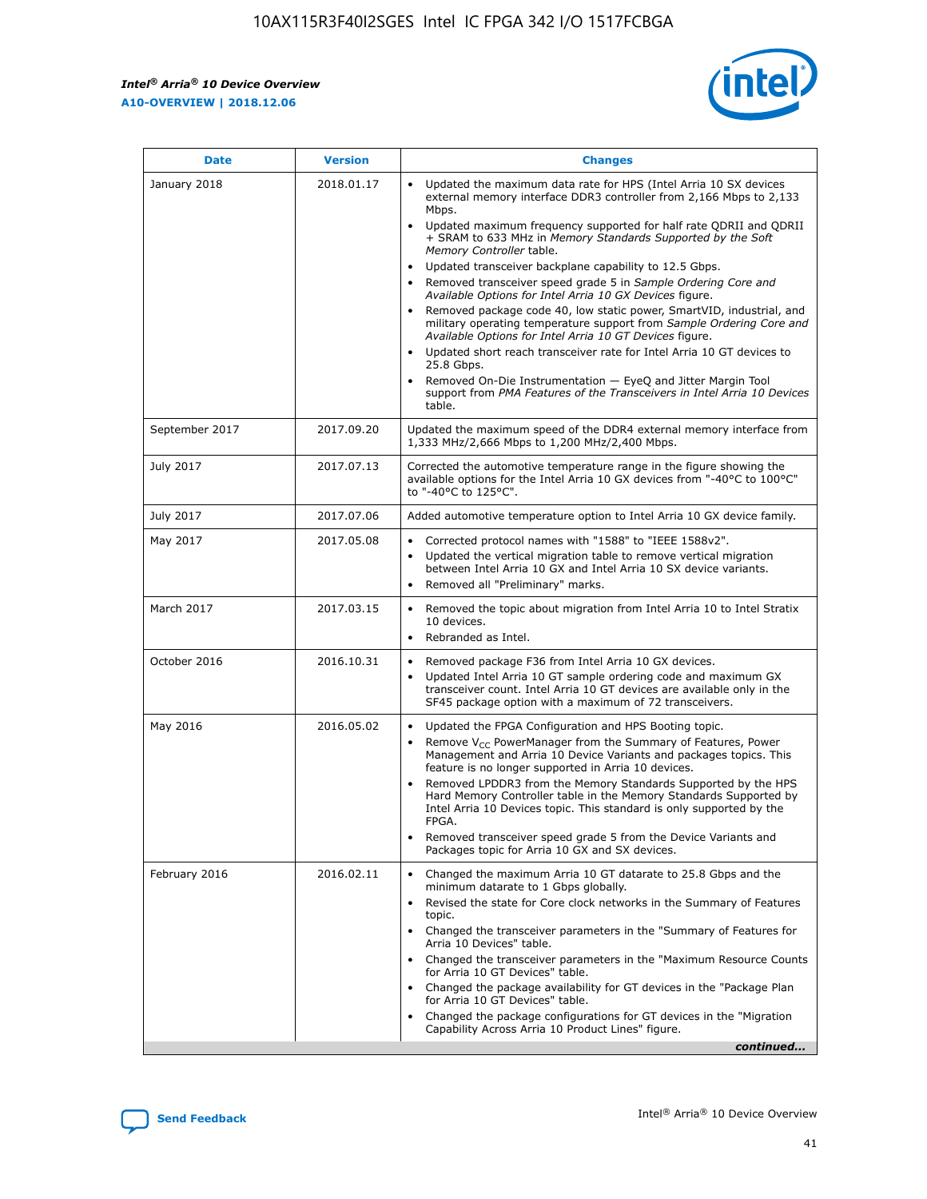| Date | Version | Changes |
| --- | --- | --- |
| January 2018 | 2018.01.17 | • Updated the maximum data rate for HPS (Intel Arria 10 SX devices external memory interface DDR3 controller from 2,166 Mbps to 2,133 Mbps.<br>• Updated maximum frequency supported for half rate QDRII and QDRII + SRAM to 633 MHz in *Memory Standards Supported by the Soft Memory Controller* table.<br>• Updated transceiver backplane capability to 12.5 Gbps.<br>• Removed transceiver speed grade 5 in *Sample Ordering Core and Available Options for Intel Arria 10 GX Devices* figure.<br>• Removed package code 40, low static power, SmartVID, industrial, and military operating temperature support from *Sample Ordering Core and Available Options for Intel Arria 10 GT Devices* figure.<br>• Updated short reach transceiver rate for Intel Arria 10 GT devices to 25.8 Gbps.<br>• Removed On-Die Instrumentation — EyeQ and Jitter Margin Tool support from *PMA Features of the Transceivers in Intel Arria 10 Devices* table. |
| September 2017 | 2017.09.20 | Updated the maximum speed of the DDR4 external memory interface from 1,333 MHz/2,666 Mbps to 1,200 MHz/2,400 Mbps. |
| July 2017 | 2017.07.13 | Corrected the automotive temperature range in the figure showing the available options for the Intel Arria 10 GX devices from "-40°C to 100°C" to "-40°C to 125°C". |
| July 2017 | 2017.07.06 | Added automotive temperature option to Intel Arria 10 GX device family. |
| May 2017 | 2017.05.08 | • Corrected protocol names with "1588" to "IEEE 1588v2".<br>• Updated the vertical migration table to remove vertical migration between Intel Arria 10 GX and Intel Arria 10 SX device variants.<br>• Removed all "Preliminary" marks. |
| March 2017 | 2017.03.15 | • Removed the topic about migration from Intel Arria 10 to Intel Stratix 10 devices.<br>• Rebranded as Intel. |
| October 2016 | 2016.10.31 | • Removed package F36 from Intel Arria 10 GX devices.<br>• Updated Intel Arria 10 GT sample ordering code and maximum GX transceiver count. Intel Arria 10 GT devices are available only in the SF45 package option with a maximum of 72 transceivers. |
| May 2016 | 2016.05.02 | • Updated the FPGA Configuration and HPS Booting topic.<br>• Remove $V_{CC}$ PowerManager from the Summary of Features, Power Management and Arria 10 Device Variants and packages topics. This feature is no longer supported in Arria 10 devices.<br>• Removed LPDDR3 from the Memory Standards Supported by the HPS Hard Memory Controller table in the Memory Standards Supported by Intel Arria 10 Devices topic. This standard is only supported by the FPGA.<br>• Removed transceiver speed grade 5 from the Device Variants and Packages topic for Arria 10 GX and SX devices. |
| February 2016 | 2016.02.11 | • Changed the maximum Arria 10 GT datarate to 25.8 Gbps and the minimum datarate to 1 Gbps globally.<br>• Revised the state for Core clock networks in the Summary of Features topic.<br>• Changed the transceiver parameters in the "Summary of Features for Arria 10 Devices" table.<br>• Changed the transceiver parameters in the "Maximum Resource Counts for Arria 10 GT Devices" table.<br>• Changed the package availability for GT devices in the "Package Plan for Arria 10 GT Devices" table.<br>• Changed the package configurations for GT devices in the "Migration Capability Across Arria 10 Product Lines" figure. |

*continued...*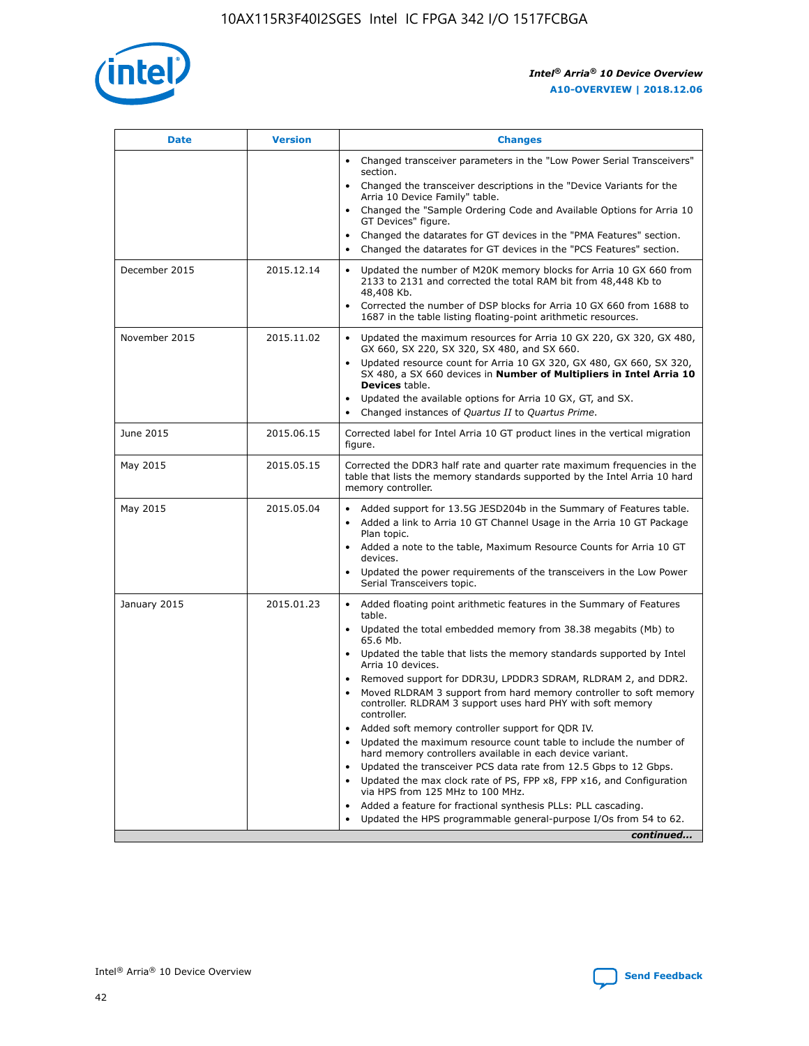| Date | Version | Changes |
| --- | --- | --- |
| | | • Changed transceiver parameters in the "Low Power Serial Transceivers" section.<br>• Changed the transceiver descriptions in the "Device Variants for the Arria 10 Device Family" table.<br>• Changed the "Sample Ordering Code and Available Options for Arria 10 GT Devices" figure.<br>• Changed the datarates for GT devices in the "PMA Features" section.<br>• Changed the datarates for GT devices in the "PCS Features" section. |
| December 2015 | 2015.12.14 | • Updated the number of M20K memory blocks for Arria 10 GX 660 from 2133 to 2131 and corrected the total RAM bit from 48,448 Kb to 48,408 Kb.<br>• Corrected the number of DSP blocks for Arria 10 GX 660 from 1688 to 1687 in the table listing floating-point arithmetic resources. |
| November 2015 | 2015.11.02 | • Updated the maximum resources for Arria 10 GX 220, GX 320, GX 480, GX 660, SX 220, SX 320, SX 480, and SX 660.<br>• Updated resource count for Arria 10 GX 320, GX 480, GX 660, SX 320, SX 480, a SX 660 devices in **Number of Multipliers in Intel Arria 10 Devices** table.<br>• Updated the available options for Arria 10 GX, GT, and SX.<br>• Changed instances of *Quartus II* to *Quartus Prime*. |
| June 2015 | 2015.06.15 | Corrected label for Intel Arria 10 GT product lines in the vertical migration figure. |
| May 2015 | 2015.05.15 | Corrected the DDR3 half rate and quarter rate maximum frequencies in the table that lists the memory standards supported by the Intel Arria 10 hard memory controller. |
| May 2015 | 2015.05.04 | • Added support for 13.5G JESD204b in the Summary of Features table.<br>• Added a link to Arria 10 GT Channel Usage in the Arria 10 GT Package Plan topic.<br>• Added a note to the table, Maximum Resource Counts for Arria 10 GT devices.<br>• Updated the power requirements of the transceivers in the Low Power Serial Transceivers topic. |
| January 2015 | 2015.01.23 | • Added floating point arithmetic features in the Summary of Features table.<br>• Updated the total embedded memory from 38.38 megabits (Mb) to 65.6 Mb.<br>• Updated the table that lists the memory standards supported by Intel Arria 10 devices.<br>• Removed support for DDR3U, LPDDR3 SDRAM, RLDRAM 2, and DDR2.<br>• Moved RLDRAM 3 support from hard memory controller to soft memory controller. RLDRAM 3 support uses hard PHY with soft memory controller.<br>• Added soft memory controller support for QDR IV.<br>• Updated the maximum resource count table to include the number of hard memory controllers available in each device variant.<br>• Updated the transceiver PCS data rate from 12.5 Gbps to 12 Gbps.<br>• Updated the max clock rate of PS, FPP x8, FPP x16, and Configuration via HPS from 125 MHz to 100 MHz.<br>• Added a feature for fractional synthesis PLLs: PLL cascading.<br>• Updated the HPS programmable general-purpose I/Os from 54 to 62. |

*continued...*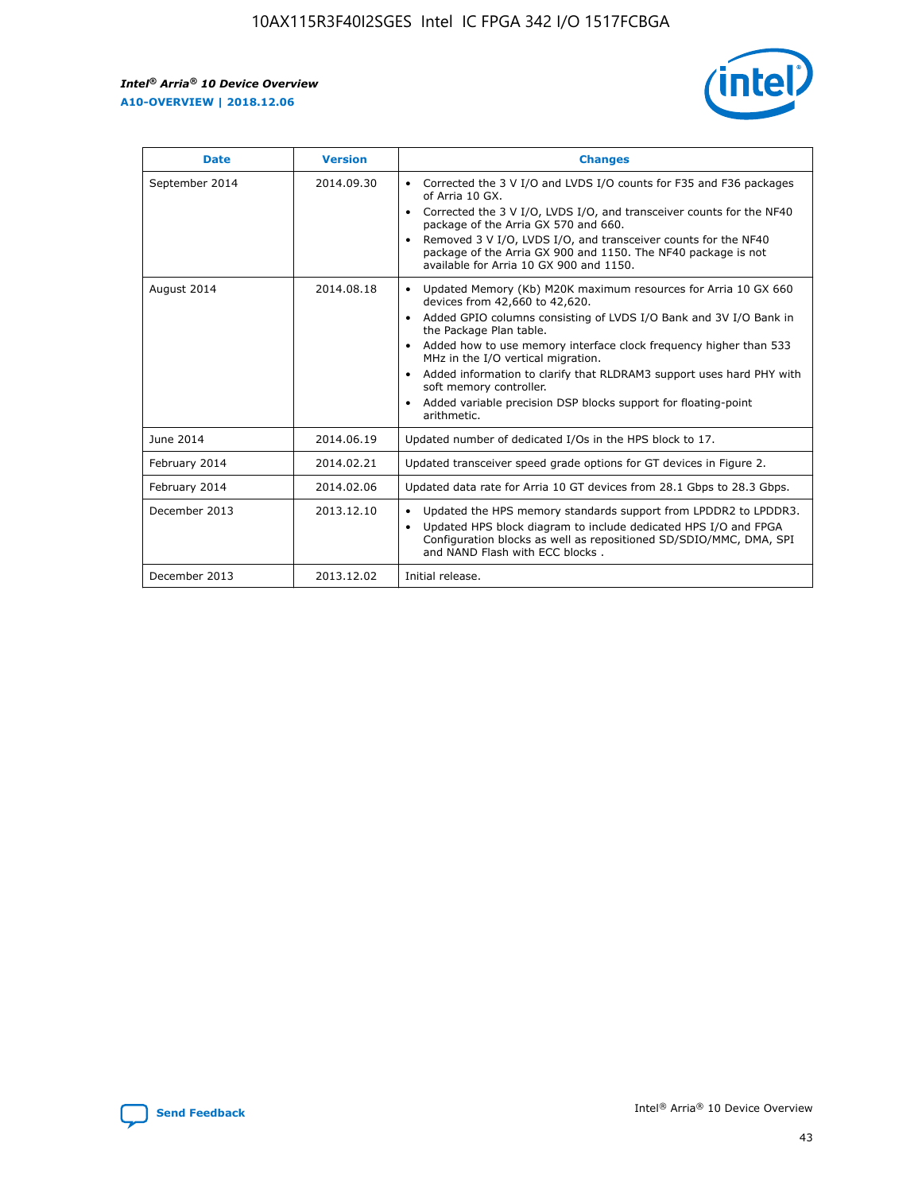| Date | Version | Changes |
|---|---|---|
| September 2014 | 2014.09.30 | • Corrected the 3 V I/O and LVDS I/O counts for F35 and F36 packages of Arria 10 GX.<br>• Corrected the 3 V I/O, LVDS I/O, and transceiver counts for the NF40 package of the Arria GX 570 and 660.<br>• Removed 3 V I/O, LVDS I/O, and transceiver counts for the NF40 package of the Arria GX 900 and 1150. The NF40 package is not available for Arria 10 GX 900 and 1150. |
| August 2014 | 2014.08.18 | • Updated Memory (Kb) M20K maximum resources for Arria 10 GX 660 devices from 42,660 to 42,620.<br>• Added GPIO columns consisting of LVDS I/O Bank and 3V I/O Bank in the Package Plan table.<br>• Added how to use memory interface clock frequency higher than 533 MHz in the I/O vertical migration.<br>• Added information to clarify that RLDRAM3 support uses hard PHY with soft memory controller.<br>• Added variable precision DSP blocks support for floating-point arithmetic. |
| June 2014 | 2014.06.19 | Updated number of dedicated I/Os in the HPS block to 17. |
| February 2014 | 2014.02.21 | Updated transceiver speed grade options for GT devices in Figure 2. |
| February 2014 | 2014.02.06 | Updated data rate for Arria 10 GT devices from 28.1 Gbps to 28.3 Gbps. |
| December 2013 | 2013.12.10 | • Updated the HPS memory standards support from LPDDR2 to LPDDR3.<br>• Updated HPS block diagram to include dedicated HPS I/O and FPGA Configuration blocks as well as repositioned SD/SDIO/MMC, DMA, SPI and NAND Flash with ECC blocks . |
| December 2013 | 2013.12.02 | Initial release. |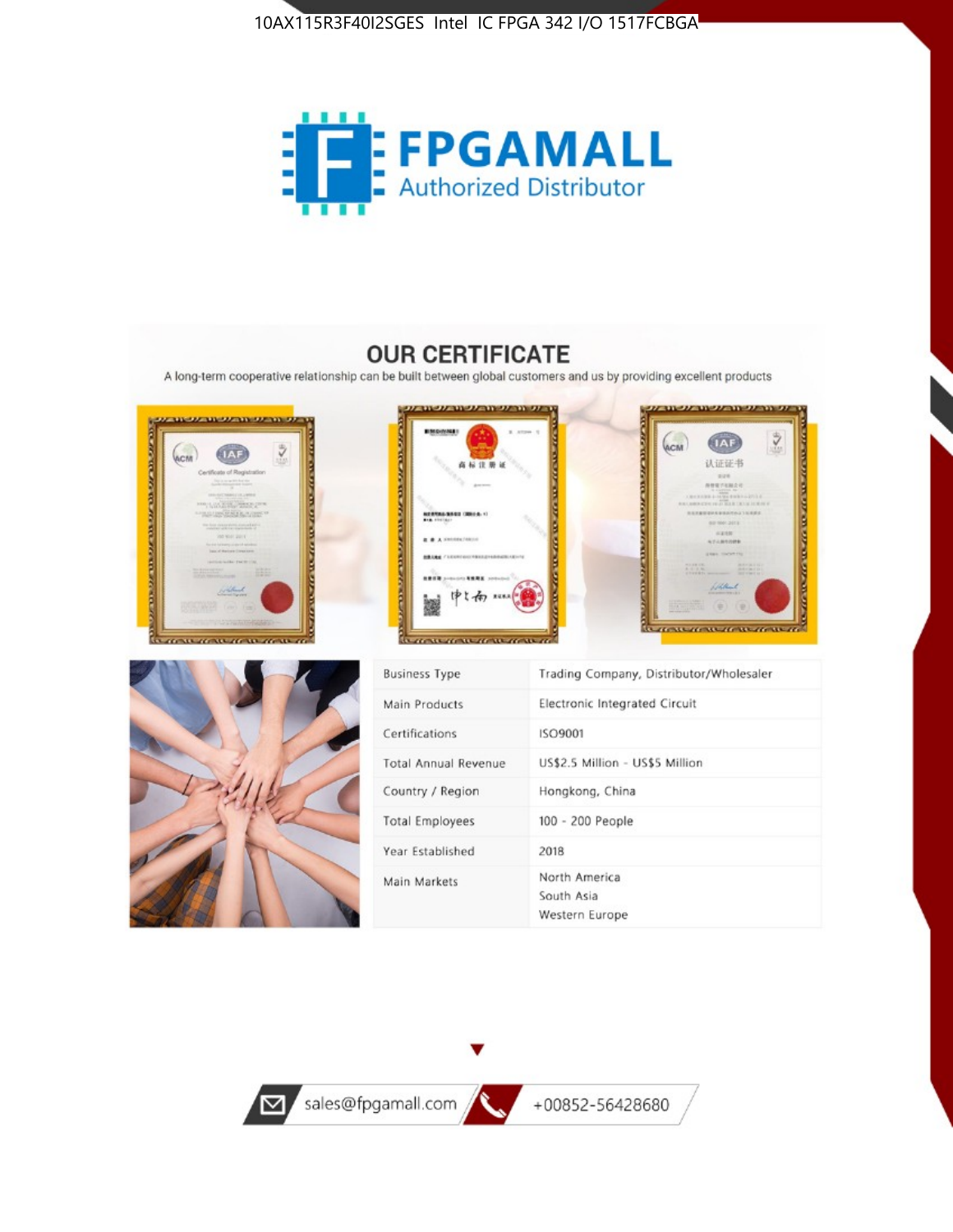**FPGAMALL**
Authorized Distributor

# OUR CERTIFICATE

A long-term cooperative relationship can be built between global customers and us by providing excellent products

| | |
|---|---|
| Business Type | Trading Company, Distributor/Wholesaler |
| Main Products | Electronic Integrated Circuit |
| Certifications | ISO9001 |
| Total Annual Revenue | US$2.5 Million - US$5 Million |
| Country / Region | Hongkong, China |
| Total Employees | 100 - 200 People |
| Year Established | 2018 |
| Main Markets | North America<br>South Asia<br>Western Europe |

sales@fpgamall.com   +00852-56428680